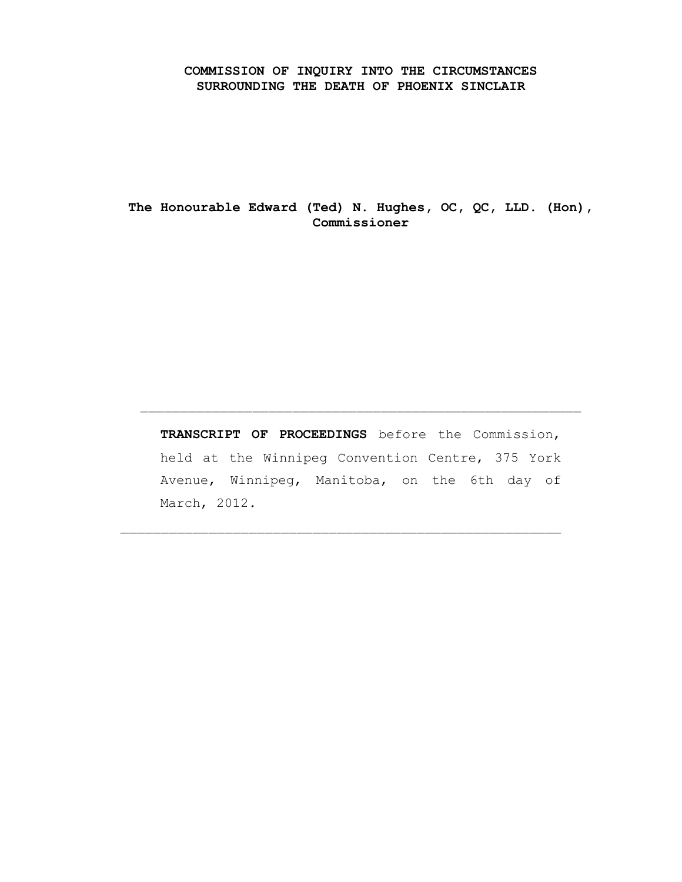# COMMISSION OF INQUIRY INTO THE CIRCUMSTANCES SURROUNDING THE DEATH OF PHOENIX SINCLAIR

**The Honourable Edward (Ted) N. Hughes, OC, QC, LLD. (Hon), Commissioner**

---

**TRANSCRIPT OF PROCEEDINGS** before the Commission, held at the Winnipeg Convention Centre, 375 York Avenue, Winnipeg, Manitoba, on the 6th day of March, 2012.

---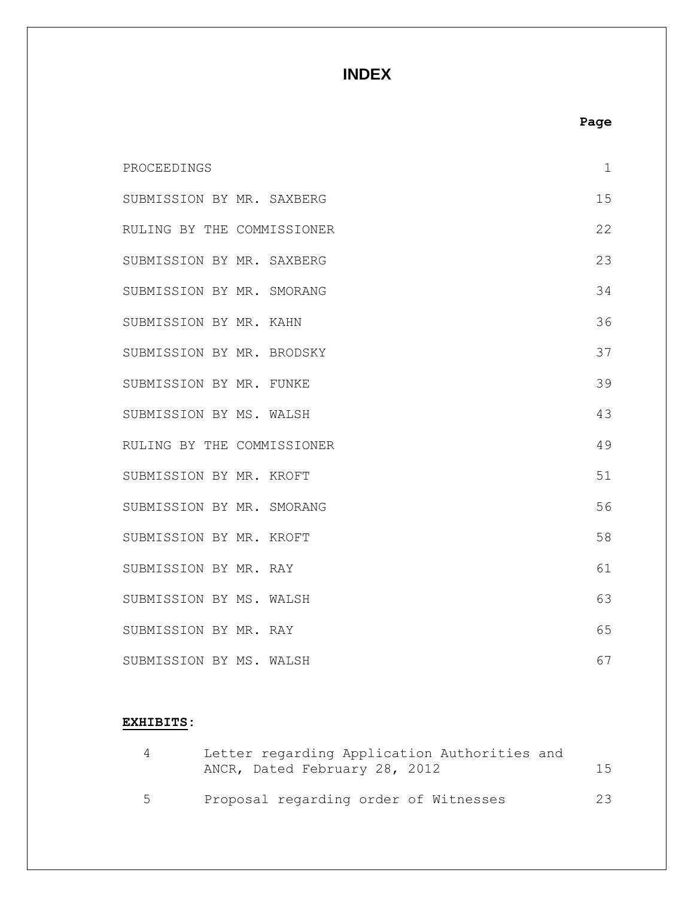# INDEX

| | Page |
|---|---|
| PROCEEDINGS | 1 |
| SUBMISSION BY MR. SAXBERG | 15 |
| RULING BY THE COMMISSIONER | 22 |
| SUBMISSION BY MR. SAXBERG | 23 |
| SUBMISSION BY MR. SMORANG | 34 |
| SUBMISSION BY MR. KAHN | 36 |
| SUBMISSION BY MR. BRODSKY | 37 |
| SUBMISSION BY MR. FUNKE | 39 |
| SUBMISSION BY MS. WALSH | 43 |
| RULING BY THE COMMISSIONER | 49 |
| SUBMISSION BY MR. KROFT | 51 |
| SUBMISSION BY MR. SMORANG | 56 |
| SUBMISSION BY MR. KROFT | 58 |
| SUBMISSION BY MR. RAY | 61 |
| SUBMISSION BY MS. WALSH | 63 |
| SUBMISSION BY MR. RAY | 65 |
| SUBMISSION BY MS. WALSH | 67 |

**EXHIBITS**:

| | | |
|---|---|---|
| 4 | Letter regarding Application Authorities and ANCR, Dated February 28, 2012 | 15 |
| 5 | Proposal regarding order of Witnesses | 23 |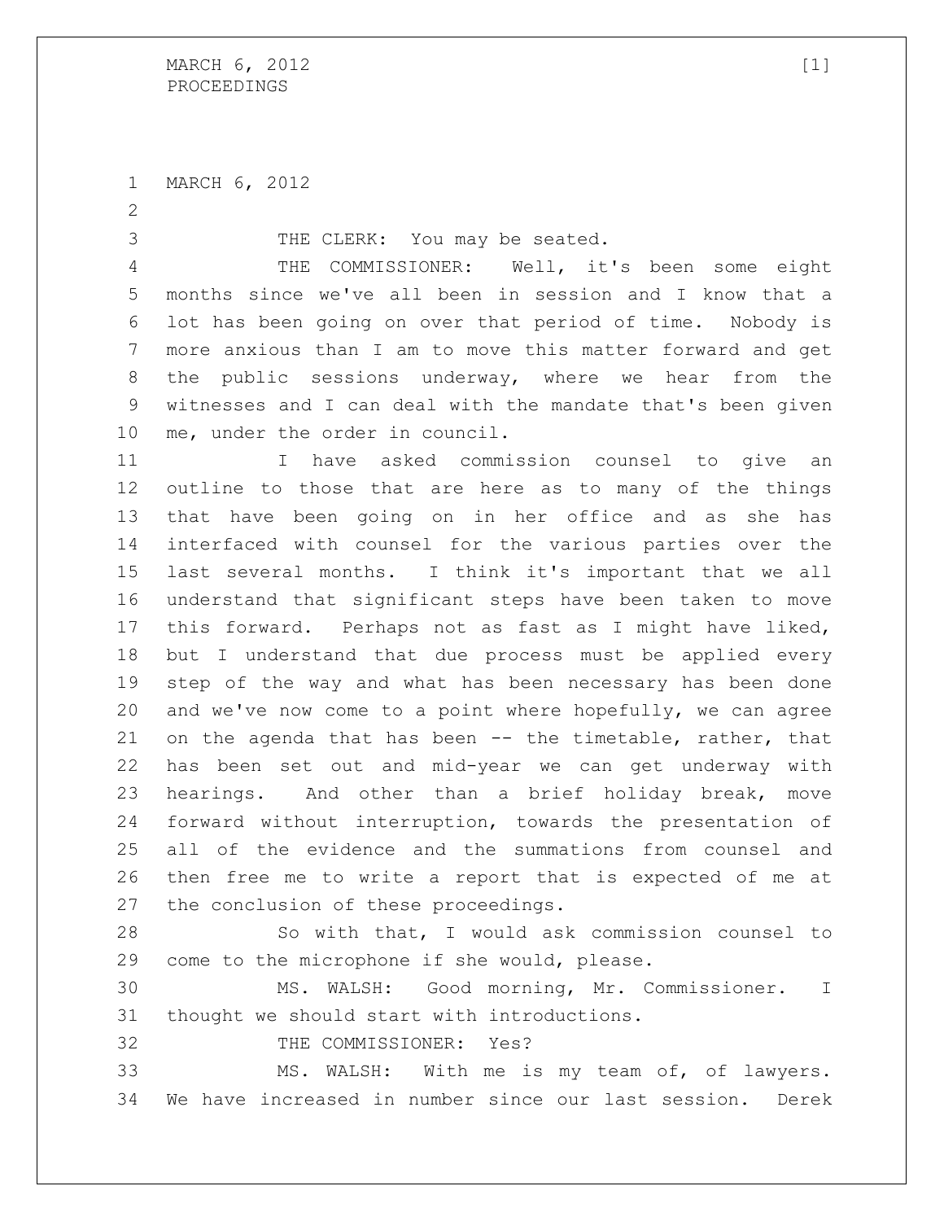MARCH 6, 2012

THE CLERK: You may be seated.

THE COMMISSIONER: Well, it's been some eight months since we've all been in session and I know that a lot has been going on over that period of time. Nobody is more anxious than I am to move this matter forward and get the public sessions underway, where we hear from the witnesses and I can deal with the mandate that's been given me, under the order in council.

I have asked commission counsel to give an outline to those that are here as to many of the things that have been going on in her office and as she has interfaced with counsel for the various parties over the last several months. I think it's important that we all understand that significant steps have been taken to move this forward. Perhaps not as fast as I might have liked, but I understand that due process must be applied every step of the way and what has been necessary has been done and we've now come to a point where hopefully, we can agree on the agenda that has been -- the timetable, rather, that has been set out and mid-year we can get underway with hearings. And other than a brief holiday break, move forward without interruption, towards the presentation of all of the evidence and the summations from counsel and then free me to write a report that is expected of me at the conclusion of these proceedings.

So with that, I would ask commission counsel to come to the microphone if she would, please.

MS. WALSH: Good morning, Mr. Commissioner. I thought we should start with introductions.

THE COMMISSIONER: Yes?

MS. WALSH: With me is my team of, of lawyers. We have increased in number since our last session. Derek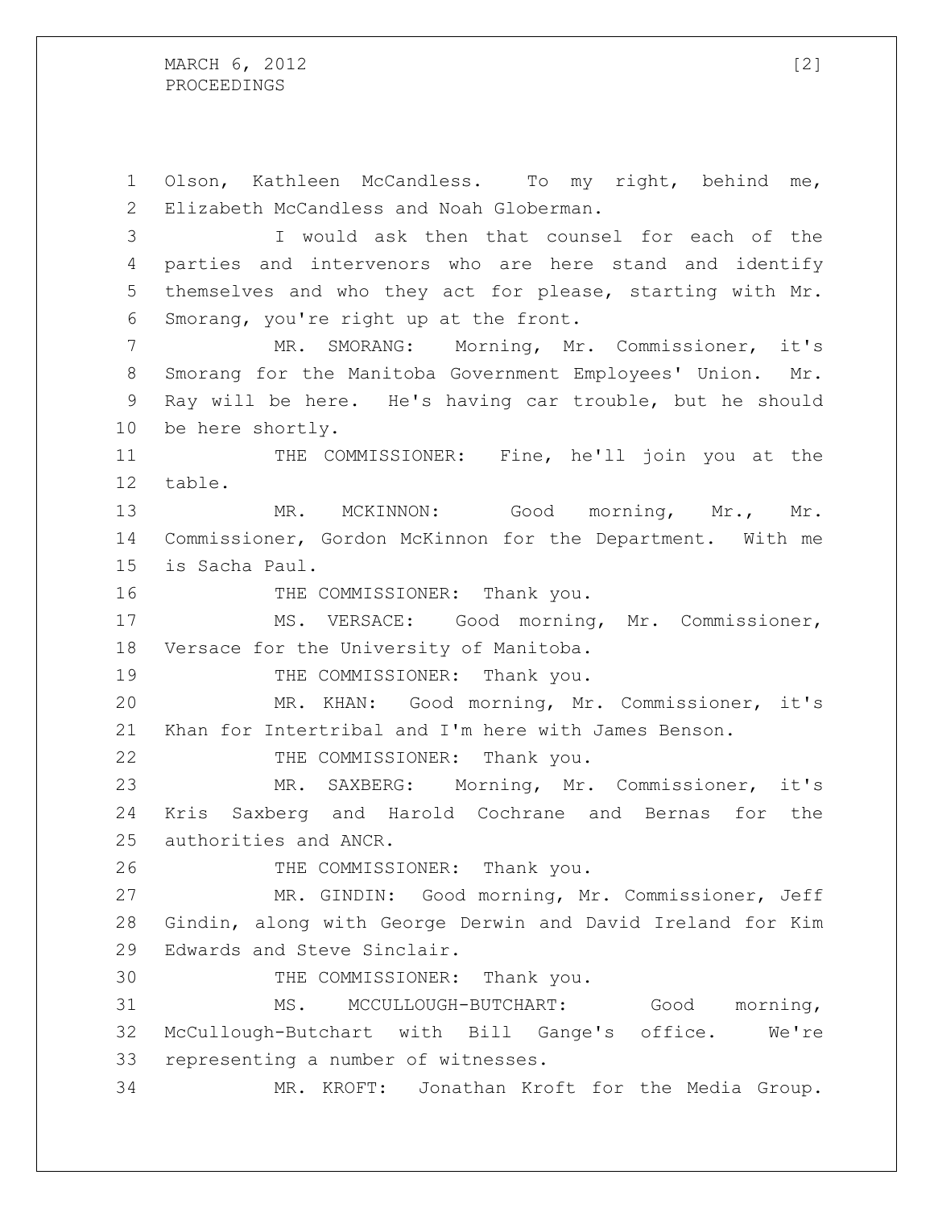Olson, Kathleen McCandless. To my right, behind me, Elizabeth McCandless and Noah Globerman.

I would ask then that counsel for each of the parties and intervenors who are here stand and identify themselves and who they act for please, starting with Mr. Smorang, you're right up at the front.

MR. SMORANG: Morning, Mr. Commissioner, it's Smorang for the Manitoba Government Employees' Union. Mr. Ray will be here. He's having car trouble, but he should be here shortly.

THE COMMISSIONER: Fine, he'll join you at the table.

MR. MCKINNON: Good morning, Mr., Mr. Commissioner, Gordon McKinnon for the Department. With me is Sacha Paul.

THE COMMISSIONER: Thank you.

MS. VERSACE: Good morning, Mr. Commissioner, Versace for the University of Manitoba.

THE COMMISSIONER: Thank you.

MR. KHAN: Good morning, Mr. Commissioner, it's Khan for Intertribal and I'm here with James Benson.

THE COMMISSIONER: Thank you.

MR. SAXBERG: Morning, Mr. Commissioner, it's Kris Saxberg and Harold Cochrane and Bernas for the authorities and ANCR.

THE COMMISSIONER: Thank you.

MR. GINDIN: Good morning, Mr. Commissioner, Jeff Gindin, along with George Derwin and David Ireland for Kim Edwards and Steve Sinclair.

THE COMMISSIONER: Thank you.

MS. MCCULLOUGH-BUTCHART: Good morning, McCullough-Butchart with Bill Gange's office. We're representing a number of witnesses.

MR. KROFT: Jonathan Kroft for the Media Group.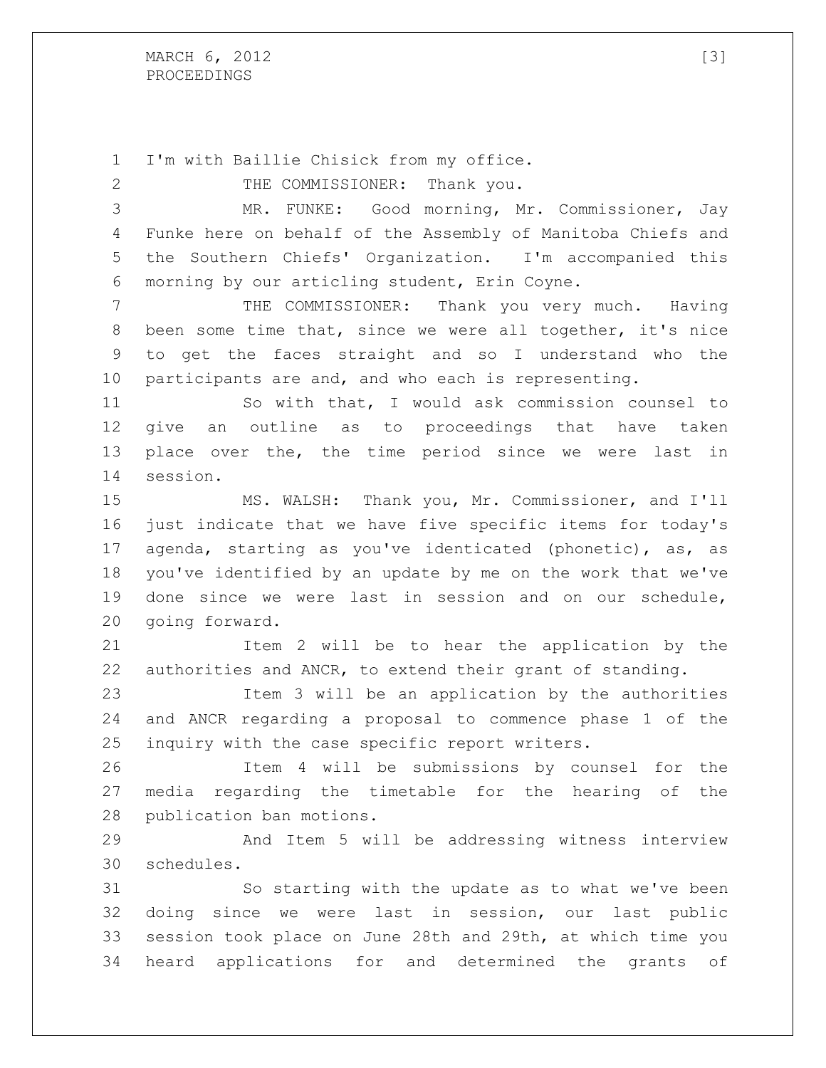I'm with Baillie Chisick from my office.

THE COMMISSIONER: Thank you.

MR. FUNKE: Good morning, Mr. Commissioner, Jay Funke here on behalf of the Assembly of Manitoba Chiefs and the Southern Chiefs' Organization. I'm accompanied this morning by our articling student, Erin Coyne.

THE COMMISSIONER: Thank you very much. Having been some time that, since we were all together, it's nice to get the faces straight and so I understand who the participants are and, and who each is representing.

So with that, I would ask commission counsel to give an outline as to proceedings that have taken place over the, the time period since we were last in session.

MS. WALSH: Thank you, Mr. Commissioner, and I'll just indicate that we have five specific items for today's agenda, starting as you've identicated (phonetic), as, as you've identified by an update by me on the work that we've done since we were last in session and on our schedule, going forward.

Item 2 will be to hear the application by the authorities and ANCR, to extend their grant of standing.

Item 3 will be an application by the authorities and ANCR regarding a proposal to commence phase 1 of the inquiry with the case specific report writers.

Item 4 will be submissions by counsel for the media regarding the timetable for the hearing of the publication ban motions.

And Item 5 will be addressing witness interview schedules.

So starting with the update as to what we've been doing since we were last in session, our last public session took place on June 28th and 29th, at which time you heard applications for and determined the grants of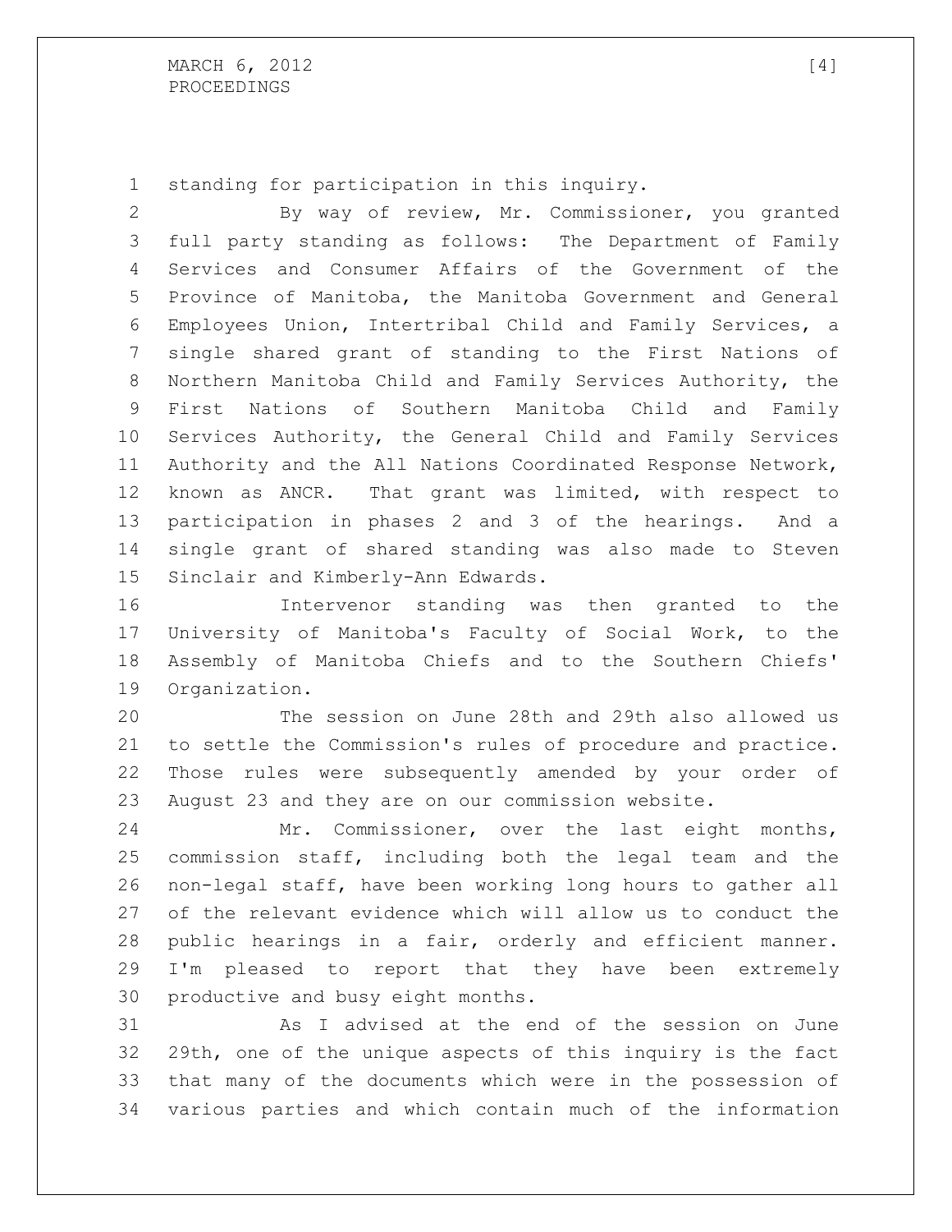standing for participation in this inquiry.

By way of review, Mr. Commissioner, you granted full party standing as follows: The Department of Family Services and Consumer Affairs of the Government of the Province of Manitoba, the Manitoba Government and General Employees Union, Intertribal Child and Family Services, a single shared grant of standing to the First Nations of Northern Manitoba Child and Family Services Authority, the First Nations of Southern Manitoba Child and Family Services Authority, the General Child and Family Services Authority and the All Nations Coordinated Response Network, known as ANCR. That grant was limited, with respect to participation in phases 2 and 3 of the hearings. And a single grant of shared standing was also made to Steven Sinclair and Kimberly-Ann Edwards.

Intervenor standing was then granted to the University of Manitoba's Faculty of Social Work, to the Assembly of Manitoba Chiefs and to the Southern Chiefs' Organization.

The session on June 28th and 29th also allowed us to settle the Commission's rules of procedure and practice. Those rules were subsequently amended by your order of August 23 and they are on our commission website.

Mr. Commissioner, over the last eight months, commission staff, including both the legal team and the non-legal staff, have been working long hours to gather all of the relevant evidence which will allow us to conduct the public hearings in a fair, orderly and efficient manner. I'm pleased to report that they have been extremely productive and busy eight months.

As I advised at the end of the session on June 29th, one of the unique aspects of this inquiry is the fact that many of the documents which were in the possession of various parties and which contain much of the information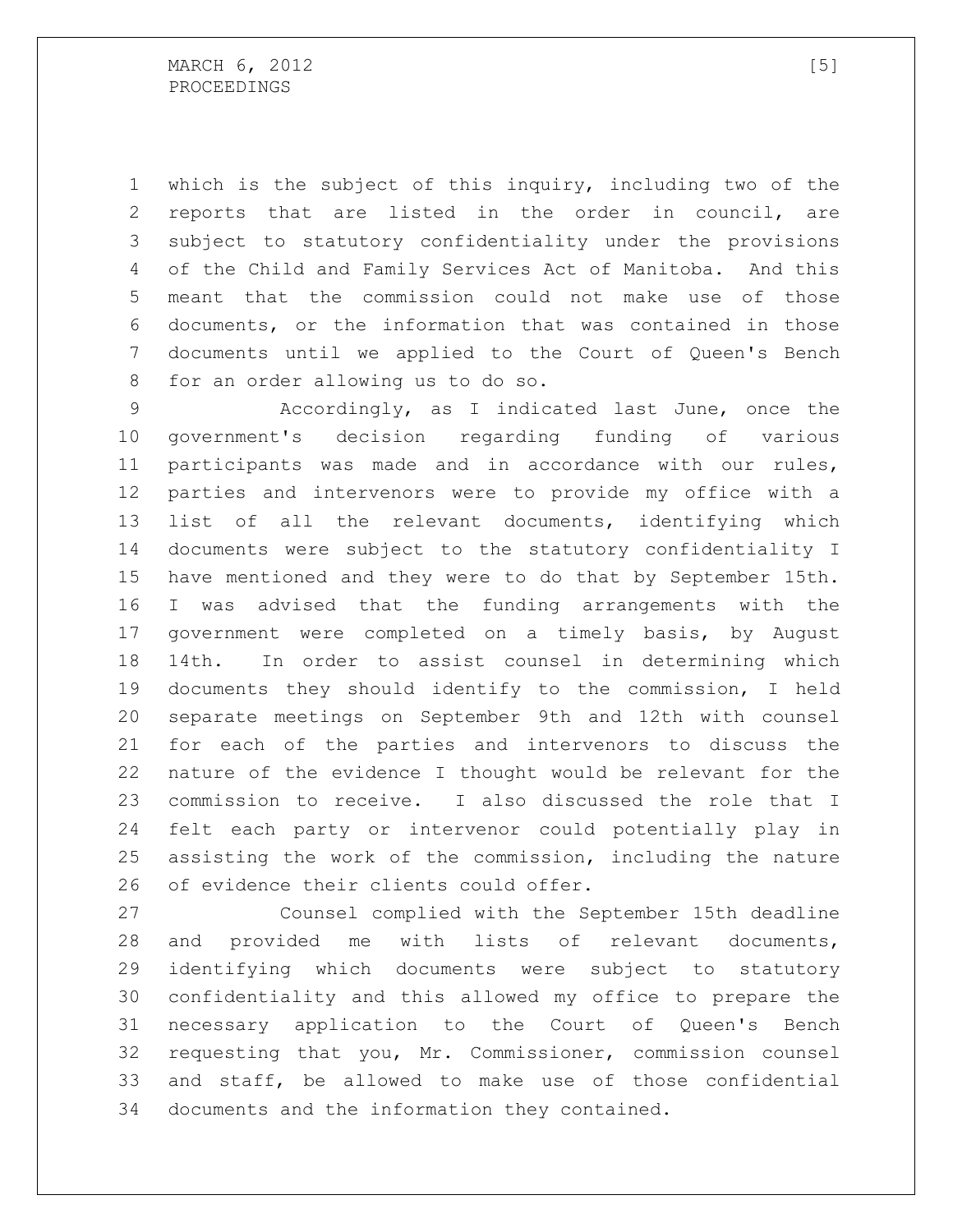which is the subject of this inquiry, including two of the reports that are listed in the order in council, are subject to statutory confidentiality under the provisions of the Child and Family Services Act of Manitoba. And this meant that the commission could not make use of those documents, or the information that was contained in those documents until we applied to the Court of Queen's Bench for an order allowing us to do so.

Accordingly, as I indicated last June, once the government's decision regarding funding of various participants was made and in accordance with our rules, parties and intervenors were to provide my office with a list of all the relevant documents, identifying which documents were subject to the statutory confidentiality I have mentioned and they were to do that by September 15th. I was advised that the funding arrangements with the government were completed on a timely basis, by August 14th. In order to assist counsel in determining which documents they should identify to the commission, I held separate meetings on September 9th and 12th with counsel for each of the parties and intervenors to discuss the nature of the evidence I thought would be relevant for the commission to receive. I also discussed the role that I felt each party or intervenor could potentially play in assisting the work of the commission, including the nature of evidence their clients could offer.

Counsel complied with the September 15th deadline and provided me with lists of relevant documents, identifying which documents were subject to statutory confidentiality and this allowed my office to prepare the necessary application to the Court of Queen's Bench requesting that you, Mr. Commissioner, commission counsel and staff, be allowed to make use of those confidential documents and the information they contained.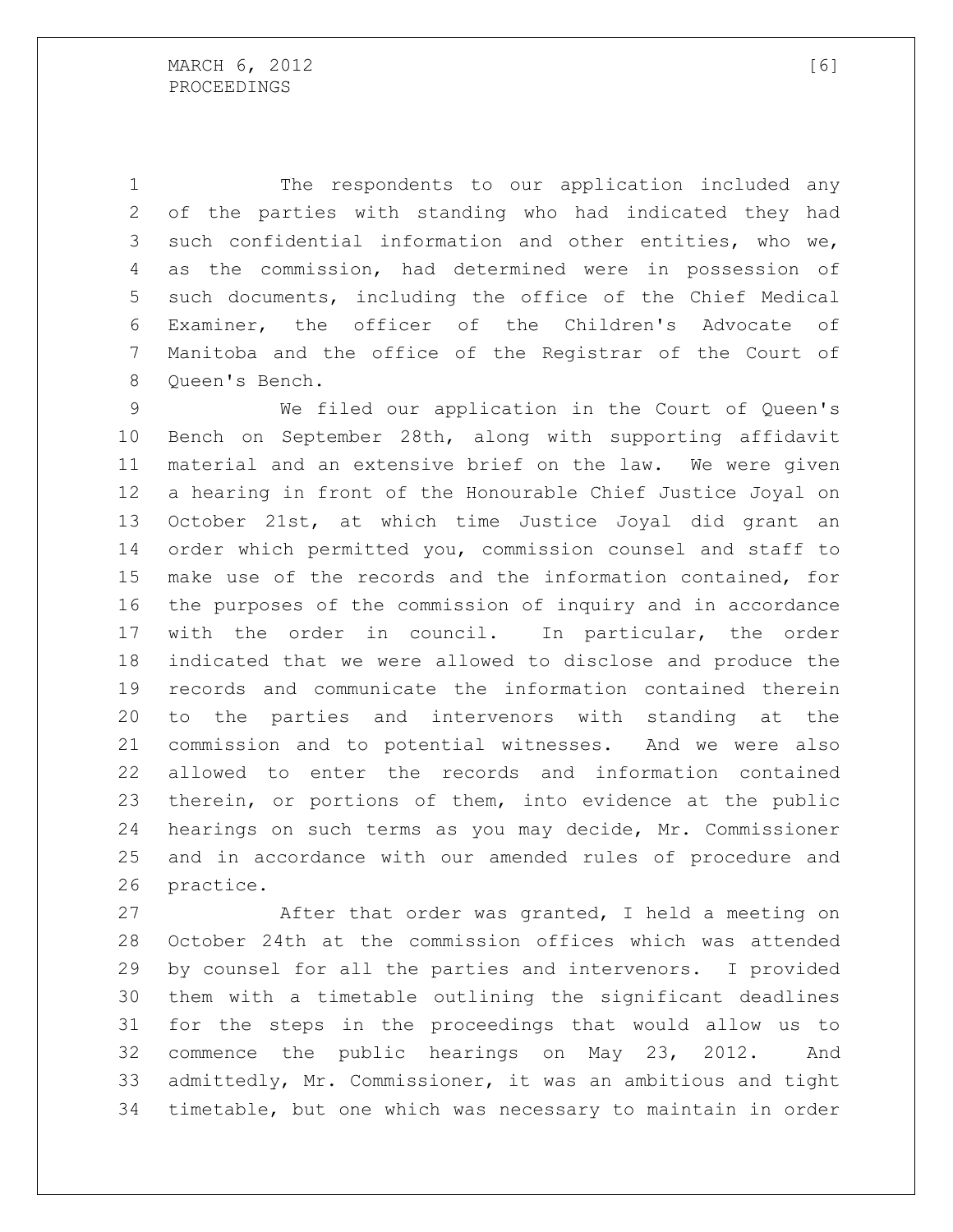The respondents to our application included any of the parties with standing who had indicated they had such confidential information and other entities, who we, as the commission, had determined were in possession of such documents, including the office of the Chief Medical Examiner, the officer of the Children's Advocate of Manitoba and the office of the Registrar of the Court of Queen's Bench.

We filed our application in the Court of Queen's Bench on September 28th, along with supporting affidavit material and an extensive brief on the law. We were given a hearing in front of the Honourable Chief Justice Joyal on October 21st, at which time Justice Joyal did grant an order which permitted you, commission counsel and staff to make use of the records and the information contained, for the purposes of the commission of inquiry and in accordance with the order in council. In particular, the order indicated that we were allowed to disclose and produce the records and communicate the information contained therein to the parties and intervenors with standing at the commission and to potential witnesses. And we were also allowed to enter the records and information contained therein, or portions of them, into evidence at the public hearings on such terms as you may decide, Mr. Commissioner and in accordance with our amended rules of procedure and practice.

After that order was granted, I held a meeting on October 24th at the commission offices which was attended by counsel for all the parties and intervenors. I provided them with a timetable outlining the significant deadlines for the steps in the proceedings that would allow us to commence the public hearings on May 23, 2012. And admittedly, Mr. Commissioner, it was an ambitious and tight timetable, but one which was necessary to maintain in order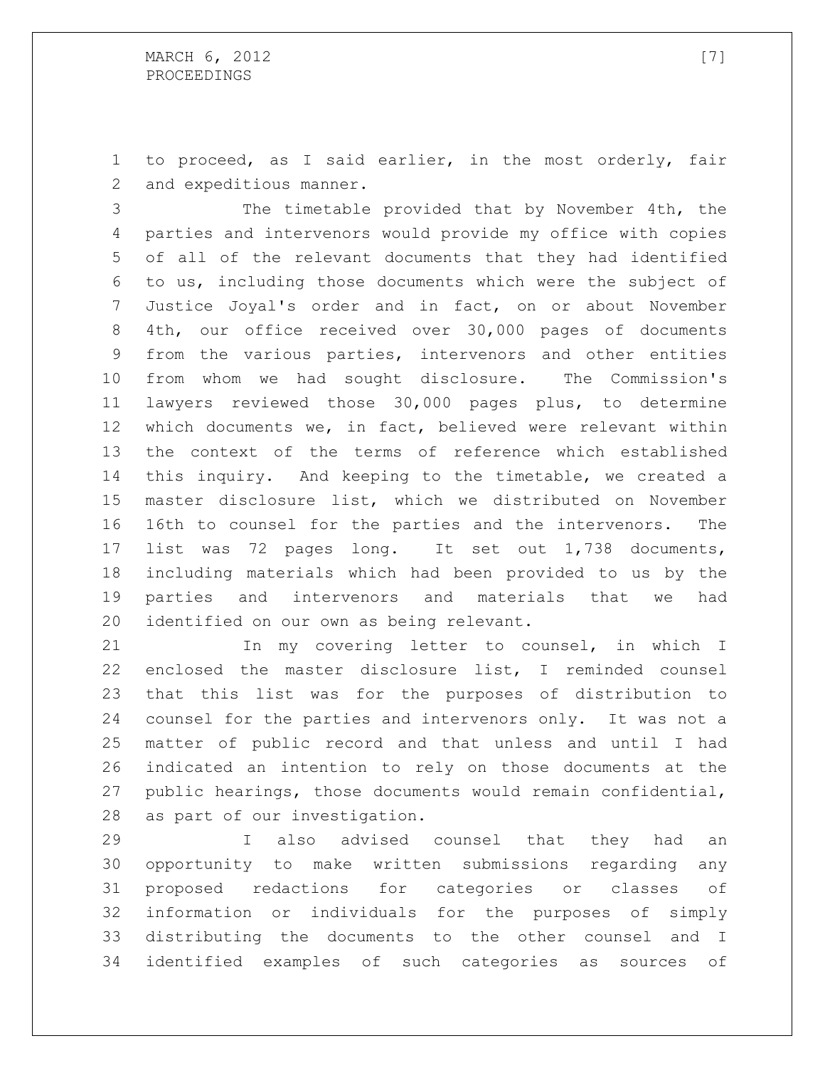to proceed, as I said earlier, in the most orderly, fair and expeditious manner.

The timetable provided that by November 4th, the parties and intervenors would provide my office with copies of all of the relevant documents that they had identified to us, including those documents which were the subject of Justice Joyal's order and in fact, on or about November 4th, our office received over 30,000 pages of documents from the various parties, intervenors and other entities from whom we had sought disclosure. The Commission's lawyers reviewed those 30,000 pages plus, to determine which documents we, in fact, believed were relevant within the context of the terms of reference which established this inquiry. And keeping to the timetable, we created a master disclosure list, which we distributed on November 16th to counsel for the parties and the intervenors. The list was 72 pages long. It set out 1,738 documents, including materials which had been provided to us by the parties and intervenors and materials that we had identified on our own as being relevant.

In my covering letter to counsel, in which I enclosed the master disclosure list, I reminded counsel that this list was for the purposes of distribution to counsel for the parties and intervenors only. It was not a matter of public record and that unless and until I had indicated an intention to rely on those documents at the public hearings, those documents would remain confidential, as part of our investigation.

I also advised counsel that they had an opportunity to make written submissions regarding any proposed redactions for categories or classes of information or individuals for the purposes of simply distributing the documents to the other counsel and I identified examples of such categories as sources of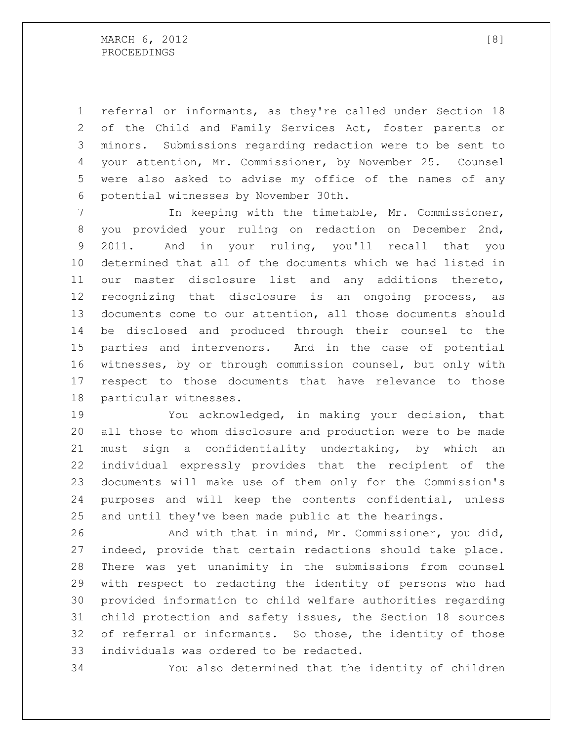referral or informants, as they're called under Section 18 of the Child and Family Services Act, foster parents or minors. Submissions regarding redaction were to be sent to your attention, Mr. Commissioner, by November 25. Counsel were also asked to advise my office of the names of any potential witnesses by November 30th.

In keeping with the timetable, Mr. Commissioner, you provided your ruling on redaction on December 2nd, 2011. And in your ruling, you'll recall that you determined that all of the documents which we had listed in our master disclosure list and any additions thereto, recognizing that disclosure is an ongoing process, as documents come to our attention, all those documents should be disclosed and produced through their counsel to the parties and intervenors. And in the case of potential witnesses, by or through commission counsel, but only with respect to those documents that have relevance to those particular witnesses.

You acknowledged, in making your decision, that all those to whom disclosure and production were to be made must sign a confidentiality undertaking, by which an individual expressly provides that the recipient of the documents will make use of them only for the Commission's purposes and will keep the contents confidential, unless and until they've been made public at the hearings.

And with that in mind, Mr. Commissioner, you did, indeed, provide that certain redactions should take place. There was yet unanimity in the submissions from counsel with respect to redacting the identity of persons who had provided information to child welfare authorities regarding child protection and safety issues, the Section 18 sources of referral or informants. So those, the identity of those individuals was ordered to be redacted.

You also determined that the identity of children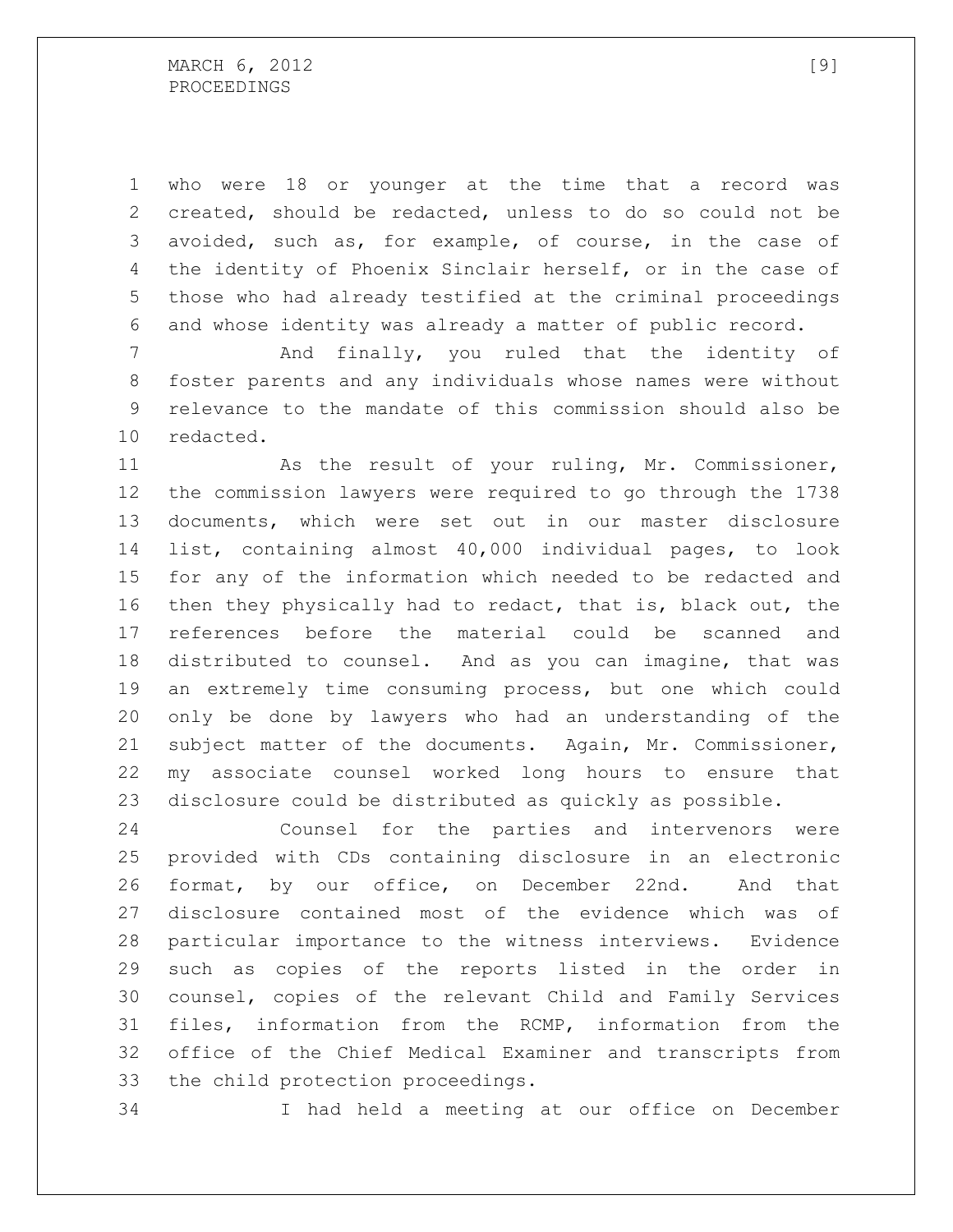who were 18 or younger at the time that a record was created, should be redacted, unless to do so could not be avoided, such as, for example, of course, in the case of the identity of Phoenix Sinclair herself, or in the case of those who had already testified at the criminal proceedings and whose identity was already a matter of public record.

And finally, you ruled that the identity of foster parents and any individuals whose names were without relevance to the mandate of this commission should also be redacted.

As the result of your ruling, Mr. Commissioner, the commission lawyers were required to go through the 1738 documents, which were set out in our master disclosure list, containing almost 40,000 individual pages, to look for any of the information which needed to be redacted and then they physically had to redact, that is, black out, the references before the material could be scanned and distributed to counsel. And as you can imagine, that was an extremely time consuming process, but one which could only be done by lawyers who had an understanding of the subject matter of the documents. Again, Mr. Commissioner, my associate counsel worked long hours to ensure that disclosure could be distributed as quickly as possible.

Counsel for the parties and intervenors were provided with CDs containing disclosure in an electronic format, by our office, on December 22nd. And that disclosure contained most of the evidence which was of particular importance to the witness interviews. Evidence such as copies of the reports listed in the order in counsel, copies of the relevant Child and Family Services files, information from the RCMP, information from the office of the Chief Medical Examiner and transcripts from the child protection proceedings.

I had held a meeting at our office on December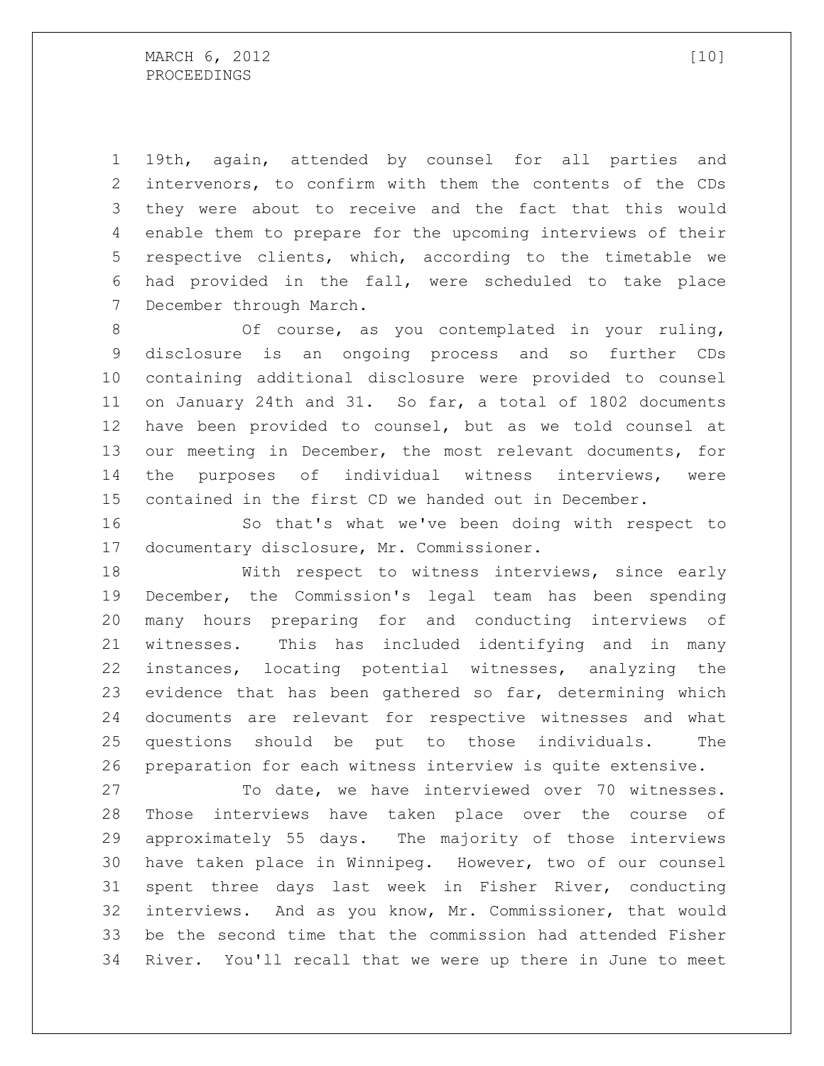19th, again, attended by counsel for all parties and intervenors, to confirm with them the contents of the CDs they were about to receive and the fact that this would enable them to prepare for the upcoming interviews of their respective clients, which, according to the timetable we had provided in the fall, were scheduled to take place December through March.

Of course, as you contemplated in your ruling, disclosure is an ongoing process and so further CDs containing additional disclosure were provided to counsel on January 24th and 31. So far, a total of 1802 documents have been provided to counsel, but as we told counsel at our meeting in December, the most relevant documents, for the purposes of individual witness interviews, were contained in the first CD we handed out in December.

So that's what we've been doing with respect to documentary disclosure, Mr. Commissioner.

With respect to witness interviews, since early December, the Commission's legal team has been spending many hours preparing for and conducting interviews of witnesses. This has included identifying and in many instances, locating potential witnesses, analyzing the evidence that has been gathered so far, determining which documents are relevant for respective witnesses and what questions should be put to those individuals. The preparation for each witness interview is quite extensive.

To date, we have interviewed over 70 witnesses. Those interviews have taken place over the course of approximately 55 days. The majority of those interviews have taken place in Winnipeg. However, two of our counsel spent three days last week in Fisher River, conducting interviews. And as you know, Mr. Commissioner, that would be the second time that the commission had attended Fisher River. You'll recall that we were up there in June to meet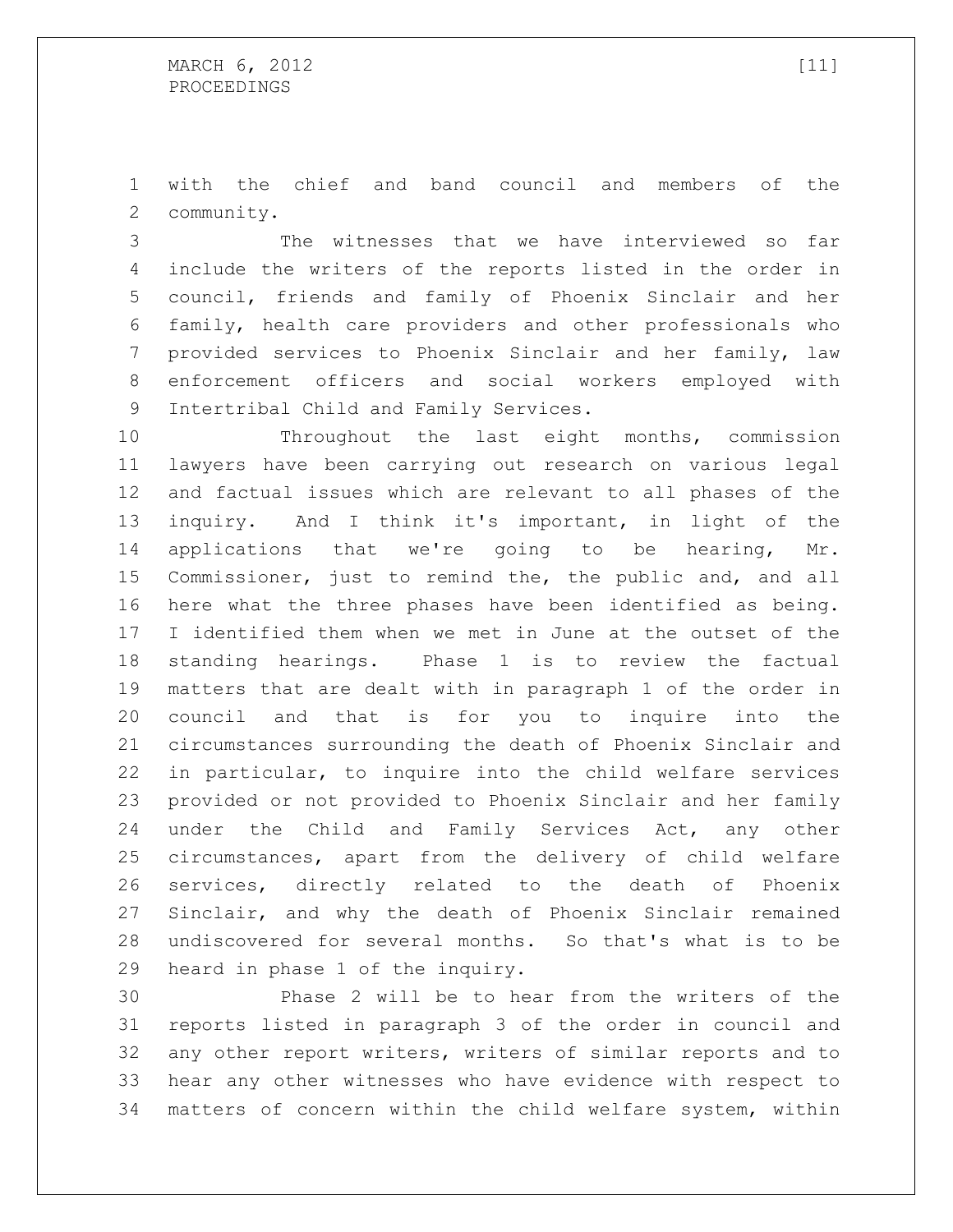with the chief and band council and members of the community.

The witnesses that we have interviewed so far include the writers of the reports listed in the order in council, friends and family of Phoenix Sinclair and her family, health care providers and other professionals who provided services to Phoenix Sinclair and her family, law enforcement officers and social workers employed with Intertribal Child and Family Services.

Throughout the last eight months, commission lawyers have been carrying out research on various legal and factual issues which are relevant to all phases of the inquiry. And I think it's important, in light of the applications that we're going to be hearing, Mr. Commissioner, just to remind the, the public and, and all here what the three phases have been identified as being. I identified them when we met in June at the outset of the standing hearings. Phase 1 is to review the factual matters that are dealt with in paragraph 1 of the order in council and that is for you to inquire into the circumstances surrounding the death of Phoenix Sinclair and in particular, to inquire into the child welfare services provided or not provided to Phoenix Sinclair and her family under the Child and Family Services Act, any other circumstances, apart from the delivery of child welfare services, directly related to the death of Phoenix Sinclair, and why the death of Phoenix Sinclair remained undiscovered for several months. So that's what is to be heard in phase 1 of the inquiry.

Phase 2 will be to hear from the writers of the reports listed in paragraph 3 of the order in council and any other report writers, writers of similar reports and to hear any other witnesses who have evidence with respect to matters of concern within the child welfare system, within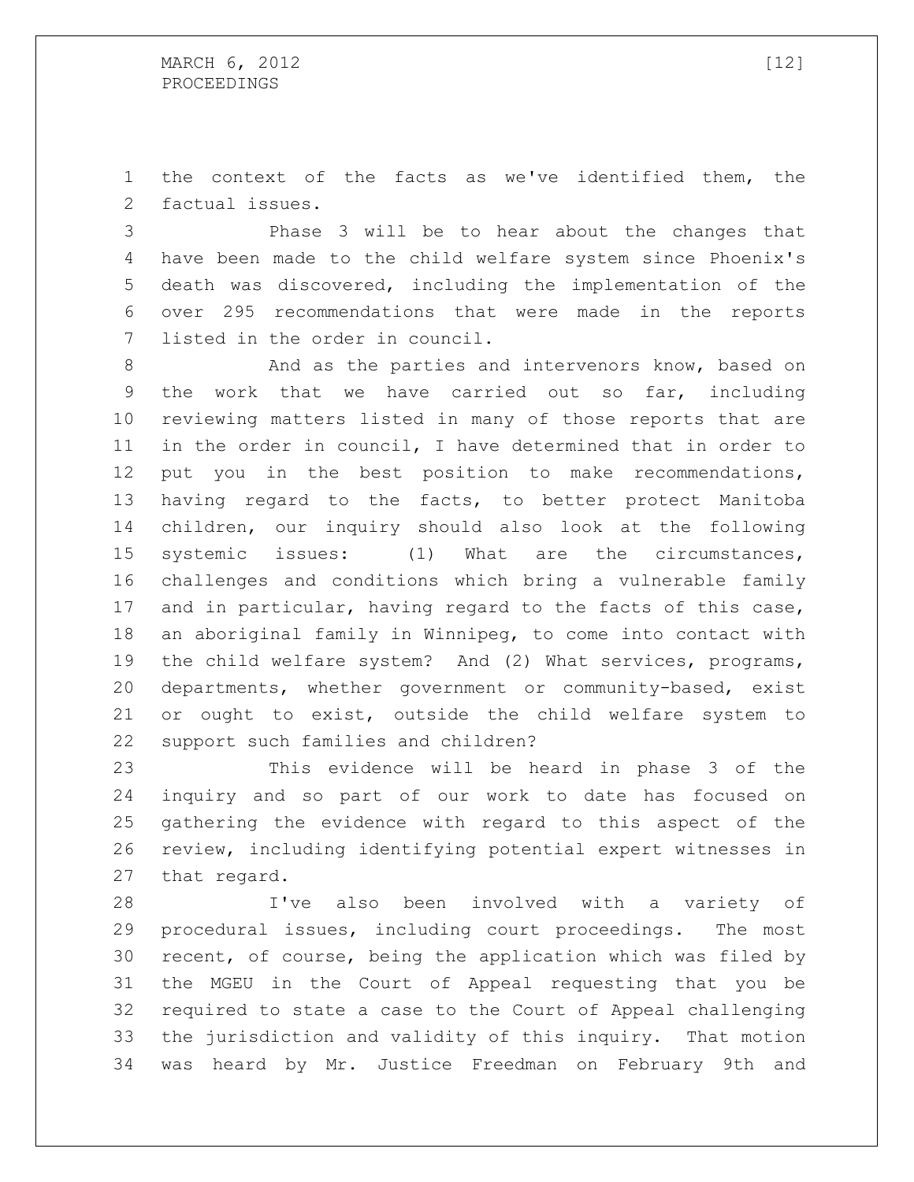the context of the facts as we've identified them, the factual issues.

Phase 3 will be to hear about the changes that have been made to the child welfare system since Phoenix's death was discovered, including the implementation of the over 295 recommendations that were made in the reports listed in the order in council.

And as the parties and intervenors know, based on the work that we have carried out so far, including reviewing matters listed in many of those reports that are in the order in council, I have determined that in order to put you in the best position to make recommendations, having regard to the facts, to better protect Manitoba children, our inquiry should also look at the following systemic issues: (1) What are the circumstances, challenges and conditions which bring a vulnerable family and in particular, having regard to the facts of this case, an aboriginal family in Winnipeg, to come into contact with the child welfare system? And (2) What services, programs, departments, whether government or community-based, exist or ought to exist, outside the child welfare system to support such families and children?

This evidence will be heard in phase 3 of the inquiry and so part of our work to date has focused on gathering the evidence with regard to this aspect of the review, including identifying potential expert witnesses in that regard.

I've also been involved with a variety of procedural issues, including court proceedings. The most recent, of course, being the application which was filed by the MGEU in the Court of Appeal requesting that you be required to state a case to the Court of Appeal challenging the jurisdiction and validity of this inquiry. That motion was heard by Mr. Justice Freedman on February 9th and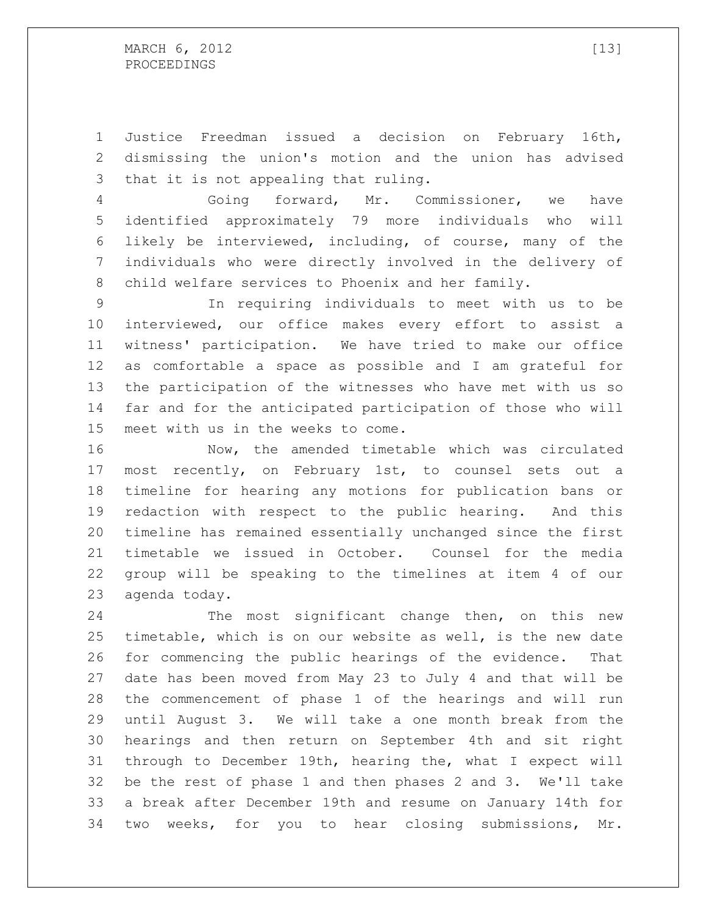Justice Freedman issued a decision on February 16th, dismissing the union's motion and the union has advised that it is not appealing that ruling.

Going forward, Mr. Commissioner, we have identified approximately 79 more individuals who will likely be interviewed, including, of course, many of the individuals who were directly involved in the delivery of child welfare services to Phoenix and her family.

In requiring individuals to meet with us to be interviewed, our office makes every effort to assist a witness' participation. We have tried to make our office as comfortable a space as possible and I am grateful for the participation of the witnesses who have met with us so far and for the anticipated participation of those who will meet with us in the weeks to come.

Now, the amended timetable which was circulated most recently, on February 1st, to counsel sets out a timeline for hearing any motions for publication bans or redaction with respect to the public hearing. And this timeline has remained essentially unchanged since the first timetable we issued in October. Counsel for the media group will be speaking to the timelines at item 4 of our agenda today.

The most significant change then, on this new timetable, which is on our website as well, is the new date for commencing the public hearings of the evidence. That date has been moved from May 23 to July 4 and that will be the commencement of phase 1 of the hearings and will run until August 3. We will take a one month break from the hearings and then return on September 4th and sit right through to December 19th, hearing the, what I expect will be the rest of phase 1 and then phases 2 and 3. We'll take a break after December 19th and resume on January 14th for two weeks, for you to hear closing submissions, Mr.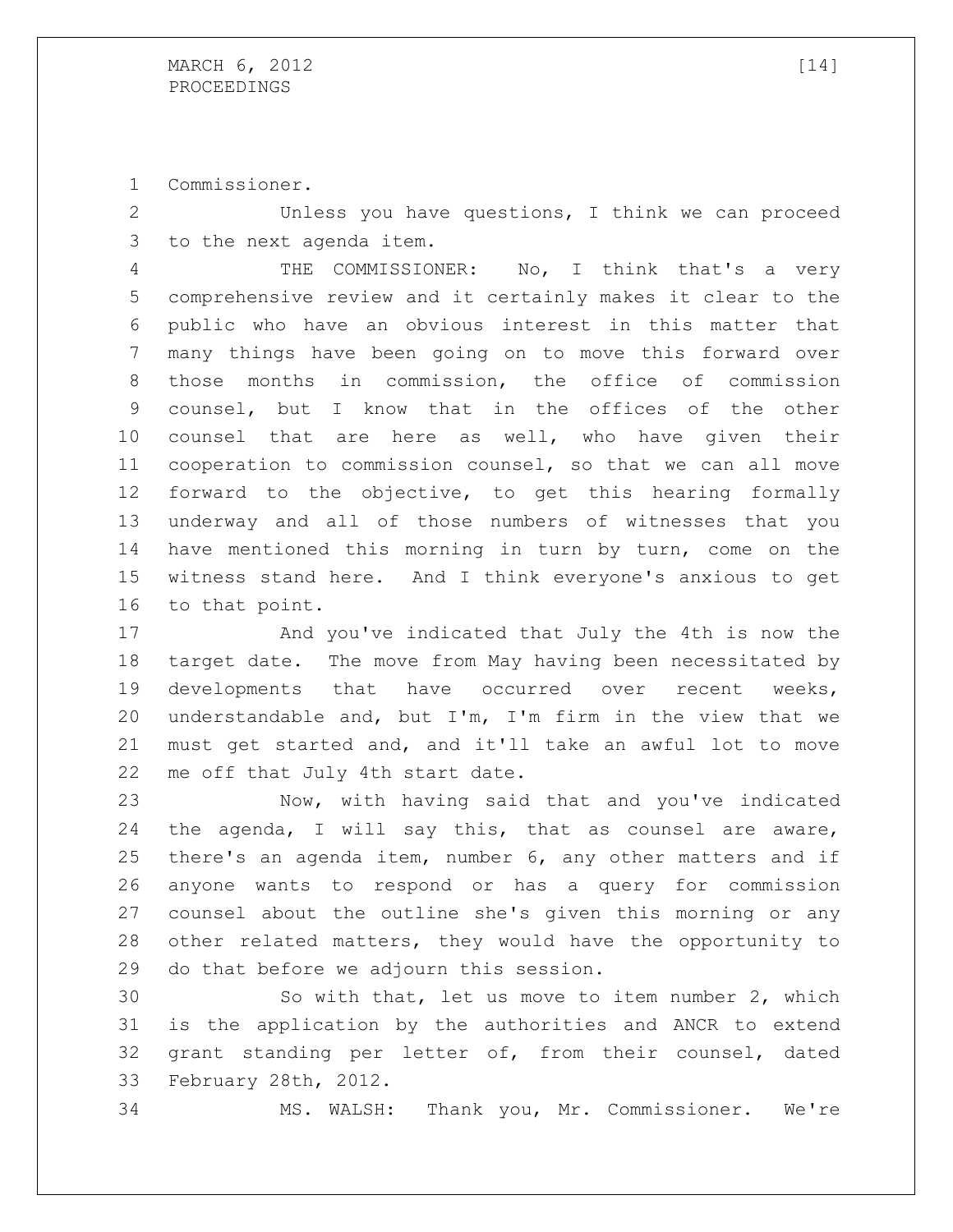Commissioner.

Unless you have questions, I think we can proceed to the next agenda item.

THE COMMISSIONER: No, I think that's a very comprehensive review and it certainly makes it clear to the public who have an obvious interest in this matter that many things have been going on to move this forward over those months in commission, the office of commission counsel, but I know that in the offices of the other counsel that are here as well, who have given their cooperation to commission counsel, so that we can all move forward to the objective, to get this hearing formally underway and all of those numbers of witnesses that you have mentioned this morning in turn by turn, come on the witness stand here. And I think everyone's anxious to get to that point.

And you've indicated that July the 4th is now the target date. The move from May having been necessitated by developments that have occurred over recent weeks, understandable and, but I'm, I'm firm in the view that we must get started and, and it'll take an awful lot to move me off that July 4th start date.

Now, with having said that and you've indicated the agenda, I will say this, that as counsel are aware, there's an agenda item, number 6, any other matters and if anyone wants to respond or has a query for commission counsel about the outline she's given this morning or any other related matters, they would have the opportunity to do that before we adjourn this session.

So with that, let us move to item number 2, which is the application by the authorities and ANCR to extend grant standing per letter of, from their counsel, dated February 28th, 2012.

MS. WALSH: Thank you, Mr. Commissioner. We're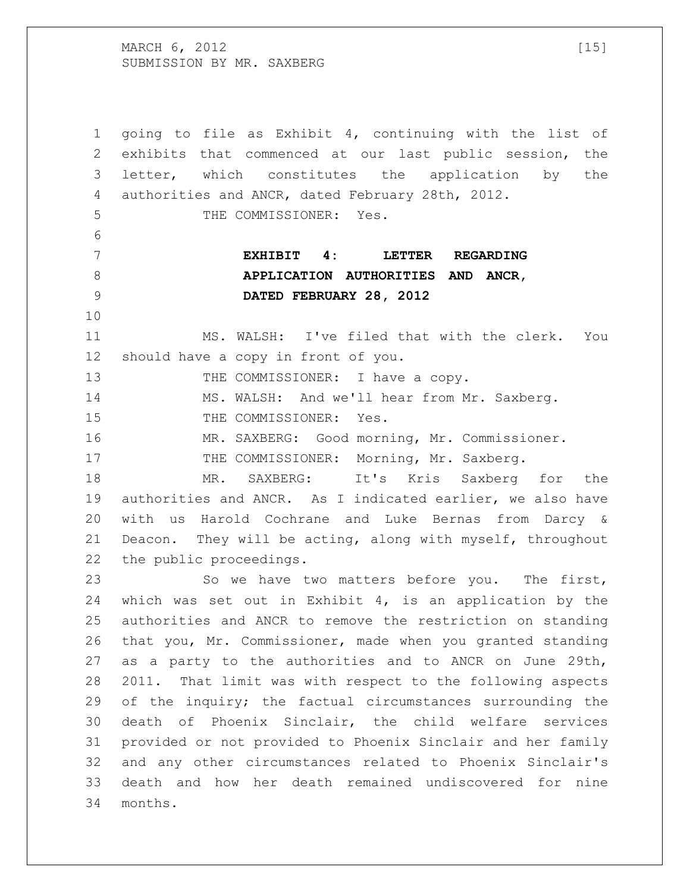going to file as Exhibit 4, continuing with the list of exhibits that commenced at our last public session, the letter, which constitutes the application by the authorities and ANCR, dated February 28th, 2012.

THE COMMISSIONER: Yes.

**EXHIBIT 4: LETTER REGARDING APPLICATION AUTHORITIES AND ANCR, DATED FEBRUARY 28, 2012**

MS. WALSH: I've filed that with the clerk. You should have a copy in front of you.

THE COMMISSIONER: I have a copy.

MS. WALSH: And we'll hear from Mr. Saxberg.

THE COMMISSIONER: Yes.

MR. SAXBERG: Good morning, Mr. Commissioner.

THE COMMISSIONER: Morning, Mr. Saxberg.

MR. SAXBERG: It's Kris Saxberg for the authorities and ANCR. As I indicated earlier, we also have with us Harold Cochrane and Luke Bernas from Darcy & Deacon. They will be acting, along with myself, throughout the public proceedings.

So we have two matters before you. The first, which was set out in Exhibit 4, is an application by the authorities and ANCR to remove the restriction on standing that you, Mr. Commissioner, made when you granted standing as a party to the authorities and to ANCR on June 29th, 2011. That limit was with respect to the following aspects of the inquiry; the factual circumstances surrounding the death of Phoenix Sinclair, the child welfare services provided or not provided to Phoenix Sinclair and her family and any other circumstances related to Phoenix Sinclair's death and how her death remained undiscovered for nine months.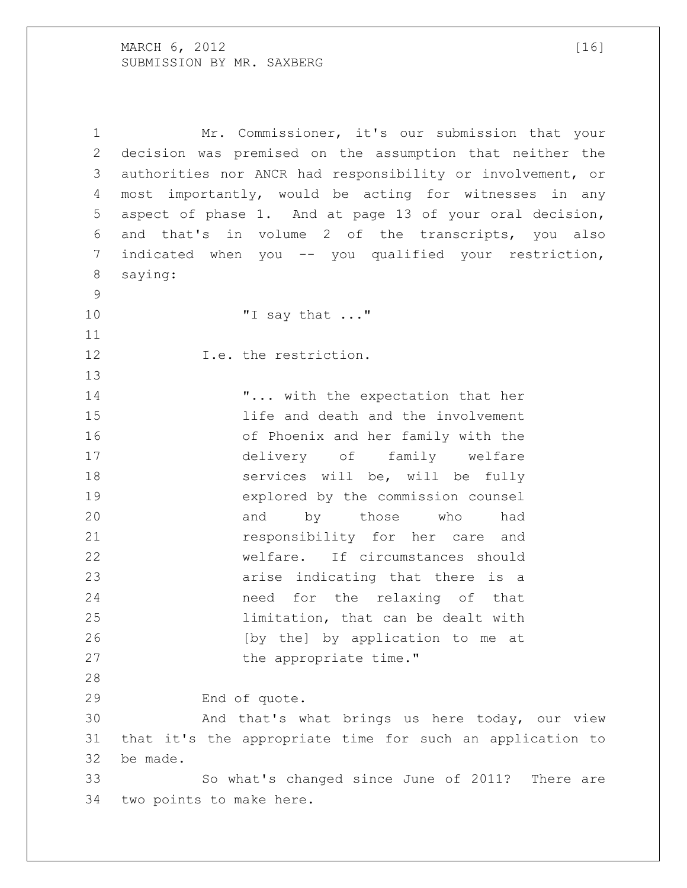MARCH 6, 2012

SUBMISSION BY MR. SAXBERG

Mr. Commissioner, it's our submission that your decision was premised on the assumption that neither the authorities nor ANCR had responsibility or involvement, or most importantly, would be acting for witnesses in any aspect of phase 1. And at page 13 of your oral decision, and that's in volume 2 of the transcripts, you also indicated when you -- you qualified your restriction, saying:

> "I say that ..."

I.e. the restriction.

> "... with the expectation that her life and death and the involvement of Phoenix and her family with the delivery of family welfare services will be, will be fully explored by the commission counsel and by those who had responsibility for her care and welfare. If circumstances should arise indicating that there is a need for the relaxing of that limitation, that can be dealt with [by the] by application to me at the appropriate time."

End of quote.

And that's what brings us here today, our view that it's the appropriate time for such an application to be made.

So what's changed since June of 2011? There are two points to make here.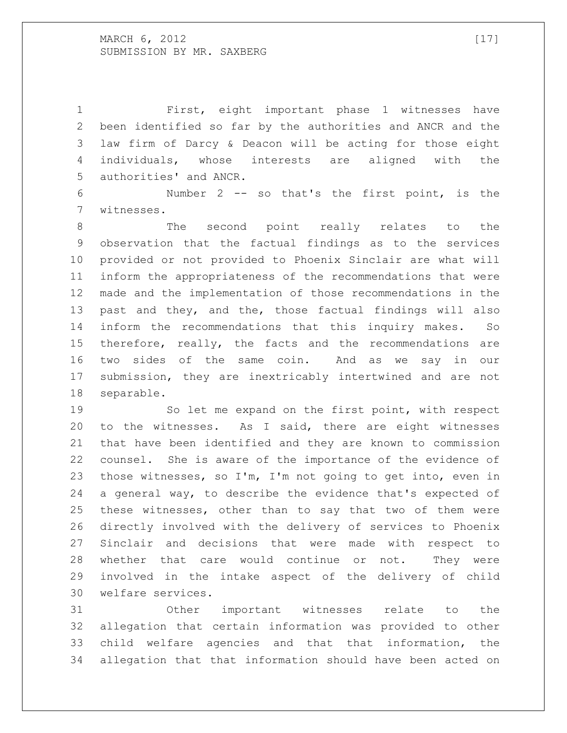SUBMISSION BY MR. SAXBERG

First, eight important phase 1 witnesses have been identified so far by the authorities and ANCR and the law firm of Darcy & Deacon will be acting for those eight individuals, whose interests are aligned with the authorities' and ANCR.

Number 2 -- so that's the first point, is the witnesses.

The second point really relates to the observation that the factual findings as to the services provided or not provided to Phoenix Sinclair are what will inform the appropriateness of the recommendations that were made and the implementation of those recommendations in the past and they, and the, those factual findings will also inform the recommendations that this inquiry makes. So therefore, really, the facts and the recommendations are two sides of the same coin. And as we say in our submission, they are inextricably intertwined and are not separable.

So let me expand on the first point, with respect to the witnesses. As I said, there are eight witnesses that have been identified and they are known to commission counsel. She is aware of the importance of the evidence of those witnesses, so I'm, I'm not going to get into, even in a general way, to describe the evidence that's expected of these witnesses, other than to say that two of them were directly involved with the delivery of services to Phoenix Sinclair and decisions that were made with respect to whether that care would continue or not. They were involved in the intake aspect of the delivery of child welfare services.

Other important witnesses relate to the allegation that certain information was provided to other child welfare agencies and that that information, the allegation that that information should have been acted on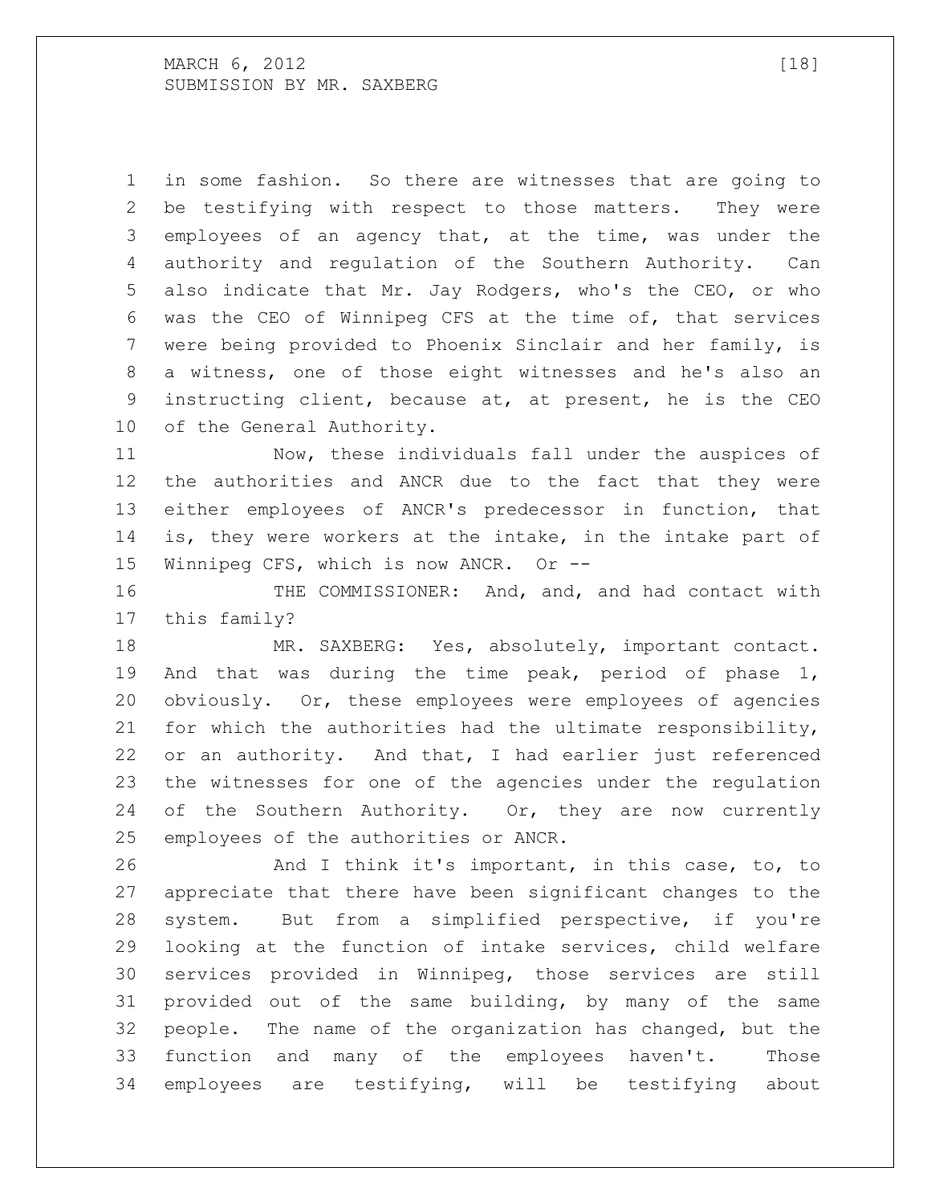in some fashion. So there are witnesses that are going to be testifying with respect to those matters. They were employees of an agency that, at the time, was under the authority and regulation of the Southern Authority. Can also indicate that Mr. Jay Rodgers, who's the CEO, or who was the CEO of Winnipeg CFS at the time of, that services were being provided to Phoenix Sinclair and her family, is a witness, one of those eight witnesses and he's also an instructing client, because at, at present, he is the CEO of the General Authority.

Now, these individuals fall under the auspices of the authorities and ANCR due to the fact that they were either employees of ANCR's predecessor in function, that is, they were workers at the intake, in the intake part of Winnipeg CFS, which is now ANCR. Or --

THE COMMISSIONER: And, and, and had contact with this family?

MR. SAXBERG: Yes, absolutely, important contact. And that was during the time peak, period of phase 1, obviously. Or, these employees were employees of agencies for which the authorities had the ultimate responsibility, or an authority. And that, I had earlier just referenced the witnesses for one of the agencies under the regulation of the Southern Authority. Or, they are now currently employees of the authorities or ANCR.

And I think it's important, in this case, to, to appreciate that there have been significant changes to the system. But from a simplified perspective, if you're looking at the function of intake services, child welfare services provided in Winnipeg, those services are still provided out of the same building, by many of the same people. The name of the organization has changed, but the function and many of the employees haven't. Those employees are testifying, will be testifying about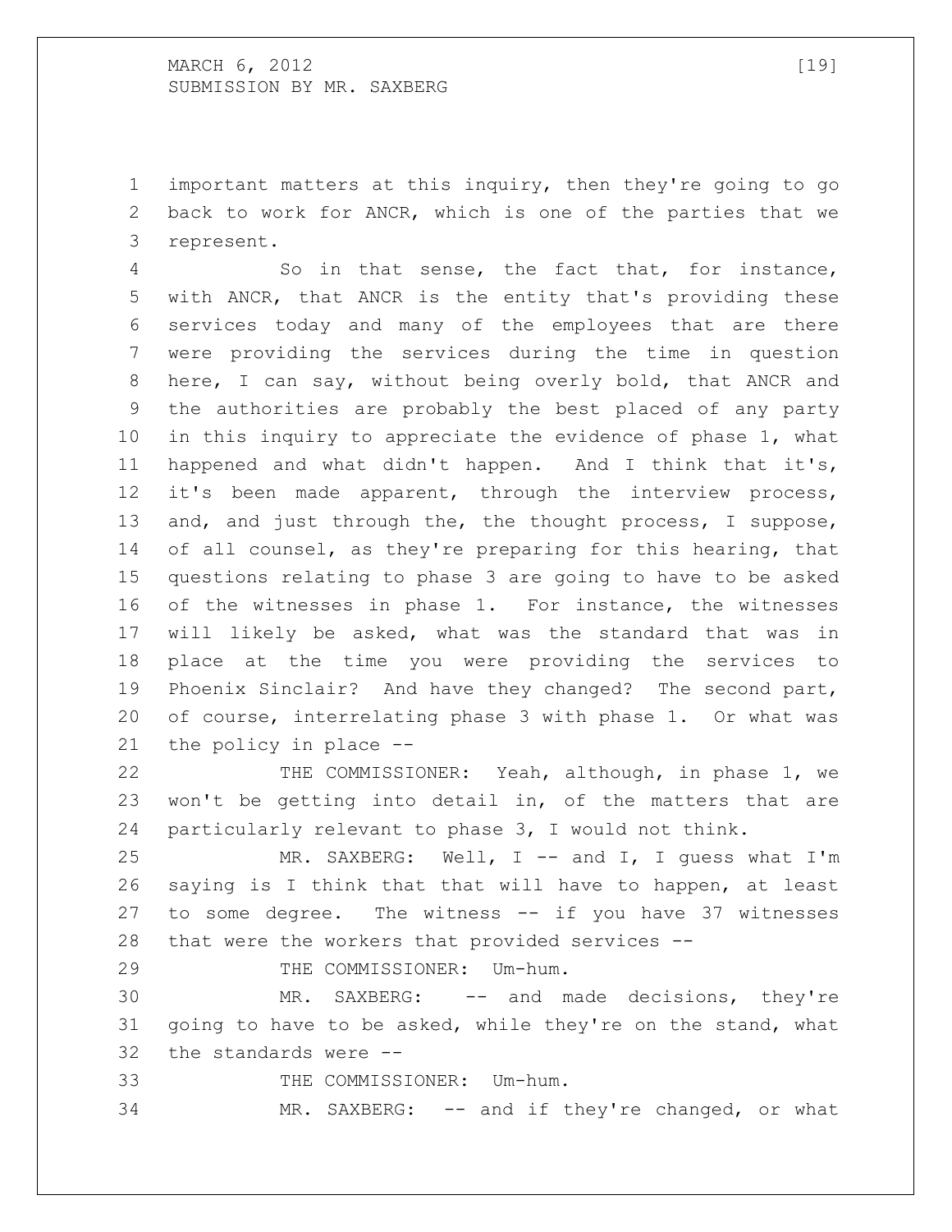important matters at this inquiry, then they're going to go back to work for ANCR, which is one of the parties that we represent.

So in that sense, the fact that, for instance, with ANCR, that ANCR is the entity that's providing these services today and many of the employees that are there were providing the services during the time in question here, I can say, without being overly bold, that ANCR and the authorities are probably the best placed of any party in this inquiry to appreciate the evidence of phase 1, what happened and what didn't happen. And I think that it's, it's been made apparent, through the interview process, and, and just through the, the thought process, I suppose, of all counsel, as they're preparing for this hearing, that questions relating to phase 3 are going to have to be asked of the witnesses in phase 1. For instance, the witnesses will likely be asked, what was the standard that was in place at the time you were providing the services to Phoenix Sinclair? And have they changed? The second part, of course, interrelating phase 3 with phase 1. Or what was the policy in place --

THE COMMISSIONER: Yeah, although, in phase 1, we won't be getting into detail in, of the matters that are particularly relevant to phase 3, I would not think.

MR. SAXBERG: Well, I -- and I, I guess what I'm saying is I think that that will have to happen, at least to some degree. The witness -- if you have 37 witnesses that were the workers that provided services --

THE COMMISSIONER: Um-hum.

MR. SAXBERG: -- and made decisions, they're going to have to be asked, while they're on the stand, what the standards were --

THE COMMISSIONER: Um-hum.

MR. SAXBERG: -- and if they're changed, or what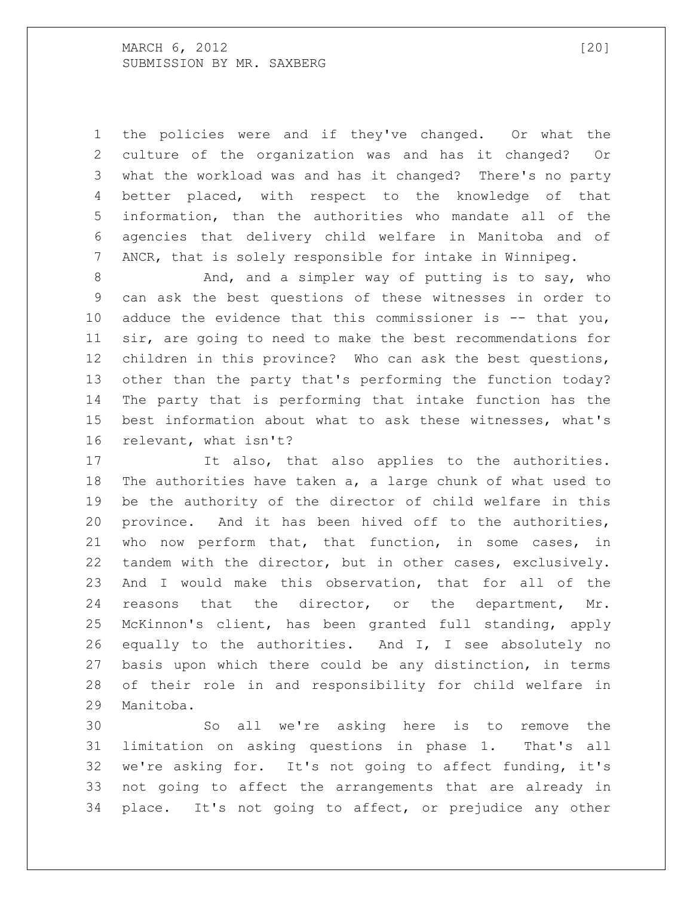the policies were and if they've changed. Or what the culture of the organization was and has it changed? Or what the workload was and has it changed? There's no party better placed, with respect to the knowledge of that information, than the authorities who mandate all of the agencies that delivery child welfare in Manitoba and of ANCR, that is solely responsible for intake in Winnipeg.

And, and a simpler way of putting is to say, who can ask the best questions of these witnesses in order to adduce the evidence that this commissioner is -- that you, sir, are going to need to make the best recommendations for children in this province? Who can ask the best questions, other than the party that's performing the function today? The party that is performing that intake function has the best information about what to ask these witnesses, what's relevant, what isn't?

It also, that also applies to the authorities. The authorities have taken a, a large chunk of what used to be the authority of the director of child welfare in this province. And it has been hived off to the authorities, who now perform that, that function, in some cases, in tandem with the director, but in other cases, exclusively. And I would make this observation, that for all of the reasons that the director, or the department, Mr. McKinnon's client, has been granted full standing, apply equally to the authorities. And I, I see absolutely no basis upon which there could be any distinction, in terms of their role in and responsibility for child welfare in Manitoba.

So all we're asking here is to remove the limitation on asking questions in phase 1. That's all we're asking for. It's not going to affect funding, it's not going to affect the arrangements that are already in place. It's not going to affect, or prejudice any other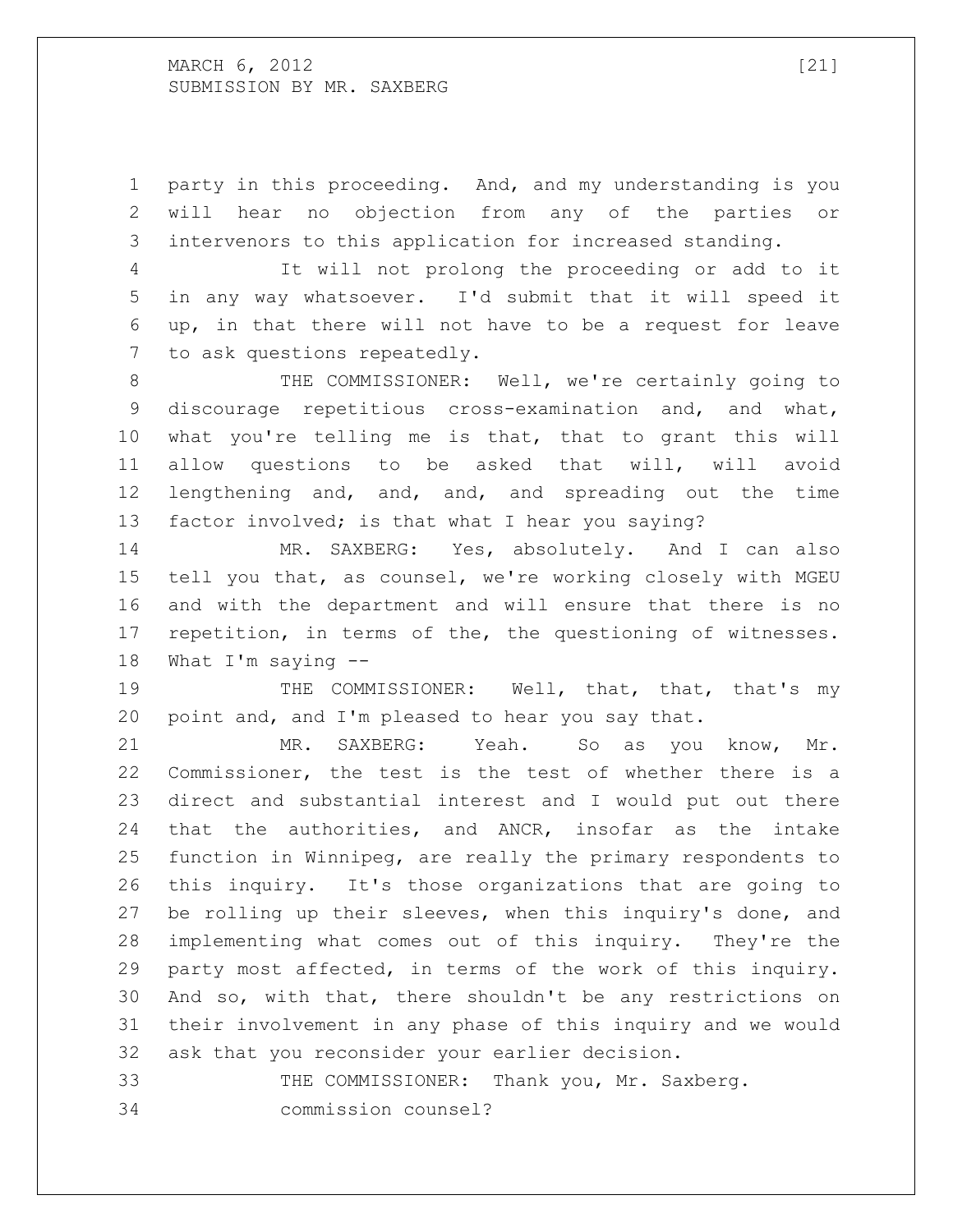party in this proceeding. And, and my understanding is you will hear no objection from any of the parties or intervenors to this application for increased standing.

It will not prolong the proceeding or add to it in any way whatsoever. I'd submit that it will speed it up, in that there will not have to be a request for leave to ask questions repeatedly.

THE COMMISSIONER: Well, we're certainly going to discourage repetitious cross-examination and, and what, what you're telling me is that, that to grant this will allow questions to be asked that will, will avoid lengthening and, and, and, and spreading out the time factor involved; is that what I hear you saying?

MR. SAXBERG: Yes, absolutely. And I can also tell you that, as counsel, we're working closely with MGEU and with the department and will ensure that there is no repetition, in terms of the, the questioning of witnesses. What I'm saying --

THE COMMISSIONER: Well, that, that, that's my point and, and I'm pleased to hear you say that.

MR. SAXBERG: Yeah. So as you know, Mr. Commissioner, the test is the test of whether there is a direct and substantial interest and I would put out there that the authorities, and ANCR, insofar as the intake function in Winnipeg, are really the primary respondents to this inquiry. It's those organizations that are going to be rolling up their sleeves, when this inquiry's done, and implementing what comes out of this inquiry. They're the party most affected, in terms of the work of this inquiry. And so, with that, there shouldn't be any restrictions on their involvement in any phase of this inquiry and we would ask that you reconsider your earlier decision.

THE COMMISSIONER: Thank you, Mr. Saxberg.

commission counsel?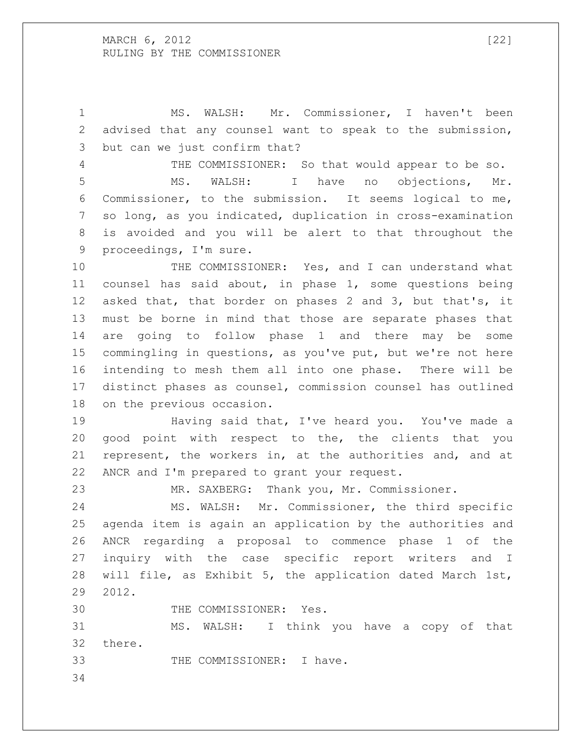MS. WALSH: Mr. Commissioner, I haven't been advised that any counsel want to speak to the submission, but can we just confirm that?

THE COMMISSIONER: So that would appear to be so.

MS. WALSH: I have no objections, Mr. Commissioner, to the submission. It seems logical to me, so long, as you indicated, duplication in cross-examination is avoided and you will be alert to that throughout the proceedings, I'm sure.

THE COMMISSIONER: Yes, and I can understand what counsel has said about, in phase 1, some questions being asked that, that border on phases 2 and 3, but that's, it must be borne in mind that those are separate phases that are going to follow phase 1 and there may be some commingling in questions, as you've put, but we're not here intending to mesh them all into one phase. There will be distinct phases as counsel, commission counsel has outlined on the previous occasion.

Having said that, I've heard you. You've made a good point with respect to the, the clients that you represent, the workers in, at the authorities and, and at ANCR and I'm prepared to grant your request.

MR. SAXBERG: Thank you, Mr. Commissioner.

MS. WALSH: Mr. Commissioner, the third specific agenda item is again an application by the authorities and ANCR regarding a proposal to commence phase 1 of the inquiry with the case specific report writers and I will file, as Exhibit 5, the application dated March 1st, 2012.

THE COMMISSIONER: Yes.

MS. WALSH: I think you have a copy of that there.

THE COMMISSIONER: I have.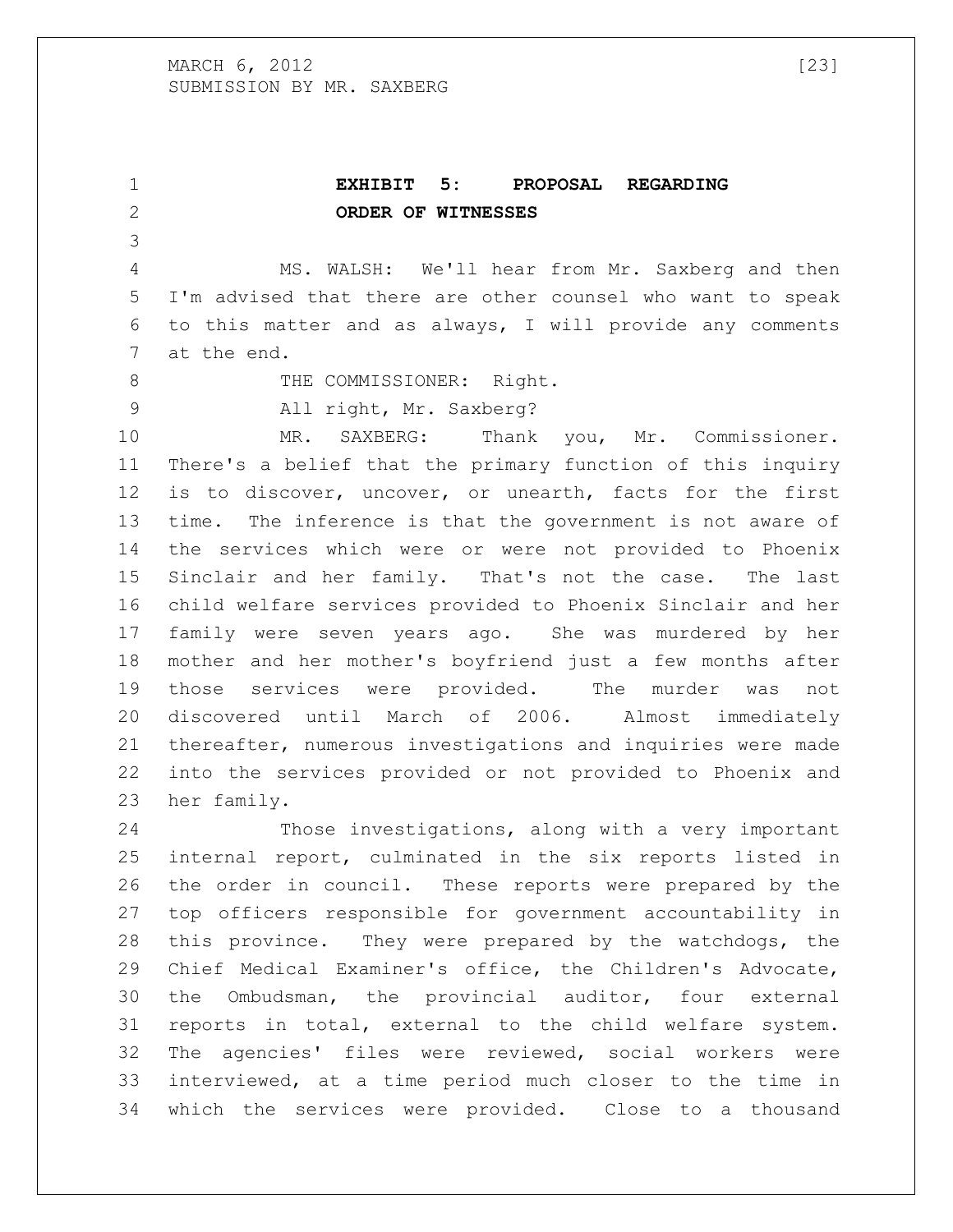**EXHIBIT 5: PROPOSAL REGARDING ORDER OF WITNESSES**

MS. WALSH: We'll hear from Mr. Saxberg and then I'm advised that there are other counsel who want to speak to this matter and as always, I will provide any comments at the end.

THE COMMISSIONER: Right.

All right, Mr. Saxberg?

MR. SAXBERG: Thank you, Mr. Commissioner. There's a belief that the primary function of this inquiry is to discover, uncover, or unearth, facts for the first time. The inference is that the government is not aware of the services which were or were not provided to Phoenix Sinclair and her family. That's not the case. The last child welfare services provided to Phoenix Sinclair and her family were seven years ago. She was murdered by her mother and her mother's boyfriend just a few months after those services were provided. The murder was not discovered until March of 2006. Almost immediately thereafter, numerous investigations and inquiries were made into the services provided or not provided to Phoenix and her family.

Those investigations, along with a very important internal report, culminated in the six reports listed in the order in council. These reports were prepared by the top officers responsible for government accountability in this province. They were prepared by the watchdogs, the Chief Medical Examiner's office, the Children's Advocate, the Ombudsman, the provincial auditor, four external reports in total, external to the child welfare system. The agencies' files were reviewed, social workers were interviewed, at a time period much closer to the time in which the services were provided. Close to a thousand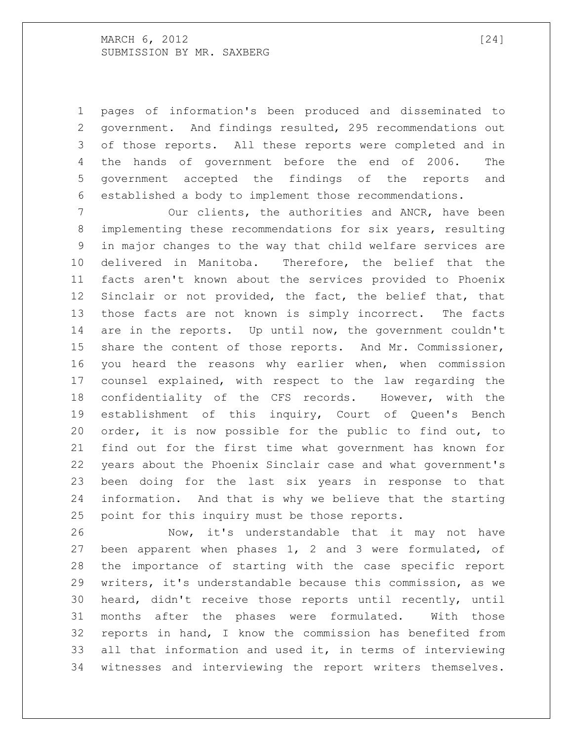pages of information's been produced and disseminated to government. And findings resulted, 295 recommendations out of those reports. All these reports were completed and in the hands of government before the end of 2006. The government accepted the findings of the reports and established a body to implement those recommendations.

Our clients, the authorities and ANCR, have been implementing these recommendations for six years, resulting in major changes to the way that child welfare services are delivered in Manitoba. Therefore, the belief that the facts aren't known about the services provided to Phoenix Sinclair or not provided, the fact, the belief that, that those facts are not known is simply incorrect. The facts are in the reports. Up until now, the government couldn't share the content of those reports. And Mr. Commissioner, you heard the reasons why earlier when, when commission counsel explained, with respect to the law regarding the confidentiality of the CFS records. However, with the establishment of this inquiry, Court of Queen's Bench order, it is now possible for the public to find out, to find out for the first time what government has known for years about the Phoenix Sinclair case and what government's been doing for the last six years in response to that information. And that is why we believe that the starting point for this inquiry must be those reports.

Now, it's understandable that it may not have been apparent when phases 1, 2 and 3 were formulated, of the importance of starting with the case specific report writers, it's understandable because this commission, as we heard, didn't receive those reports until recently, until months after the phases were formulated. With those reports in hand, I know the commission has benefited from all that information and used it, in terms of interviewing witnesses and interviewing the report writers themselves.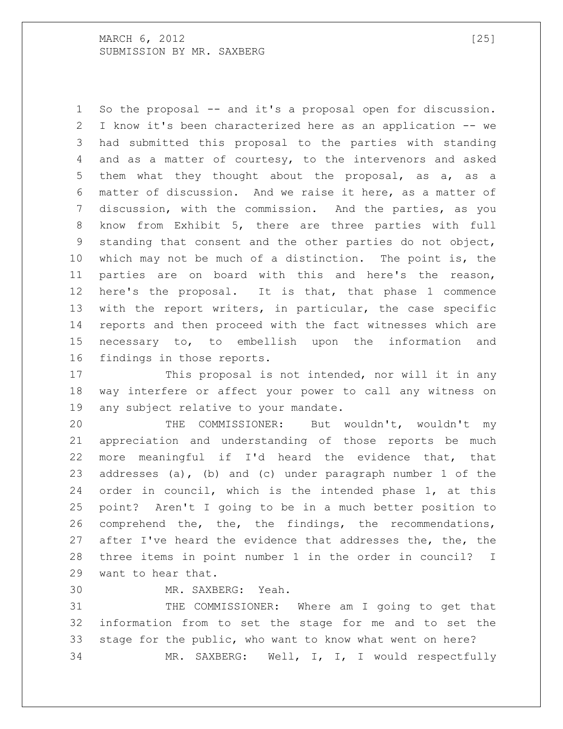So the proposal -- and it's a proposal open for discussion. I know it's been characterized here as an application -- we had submitted this proposal to the parties with standing and as a matter of courtesy, to the intervenors and asked them what they thought about the proposal, as a, as a matter of discussion. And we raise it here, as a matter of discussion, with the commission. And the parties, as you know from Exhibit 5, there are three parties with full standing that consent and the other parties do not object, which may not be much of a distinction. The point is, the parties are on board with this and here's the reason, here's the proposal. It is that, that phase 1 commence with the report writers, in particular, the case specific reports and then proceed with the fact witnesses which are necessary to, to embellish upon the information and findings in those reports.

This proposal is not intended, nor will it in any way interfere or affect your power to call any witness on any subject relative to your mandate.

THE COMMISSIONER: But wouldn't, wouldn't my appreciation and understanding of those reports be much more meaningful if I'd heard the evidence that, that addresses (a), (b) and (c) under paragraph number 1 of the order in council, which is the intended phase 1, at this point? Aren't I going to be in a much better position to comprehend the, the, the findings, the recommendations, after I've heard the evidence that addresses the, the, the three items in point number 1 in the order in council? I want to hear that.

MR. SAXBERG: Yeah.

THE COMMISSIONER: Where am I going to get that information from to set the stage for me and to set the stage for the public, who want to know what went on here?

MR. SAXBERG: Well, I, I, I would respectfully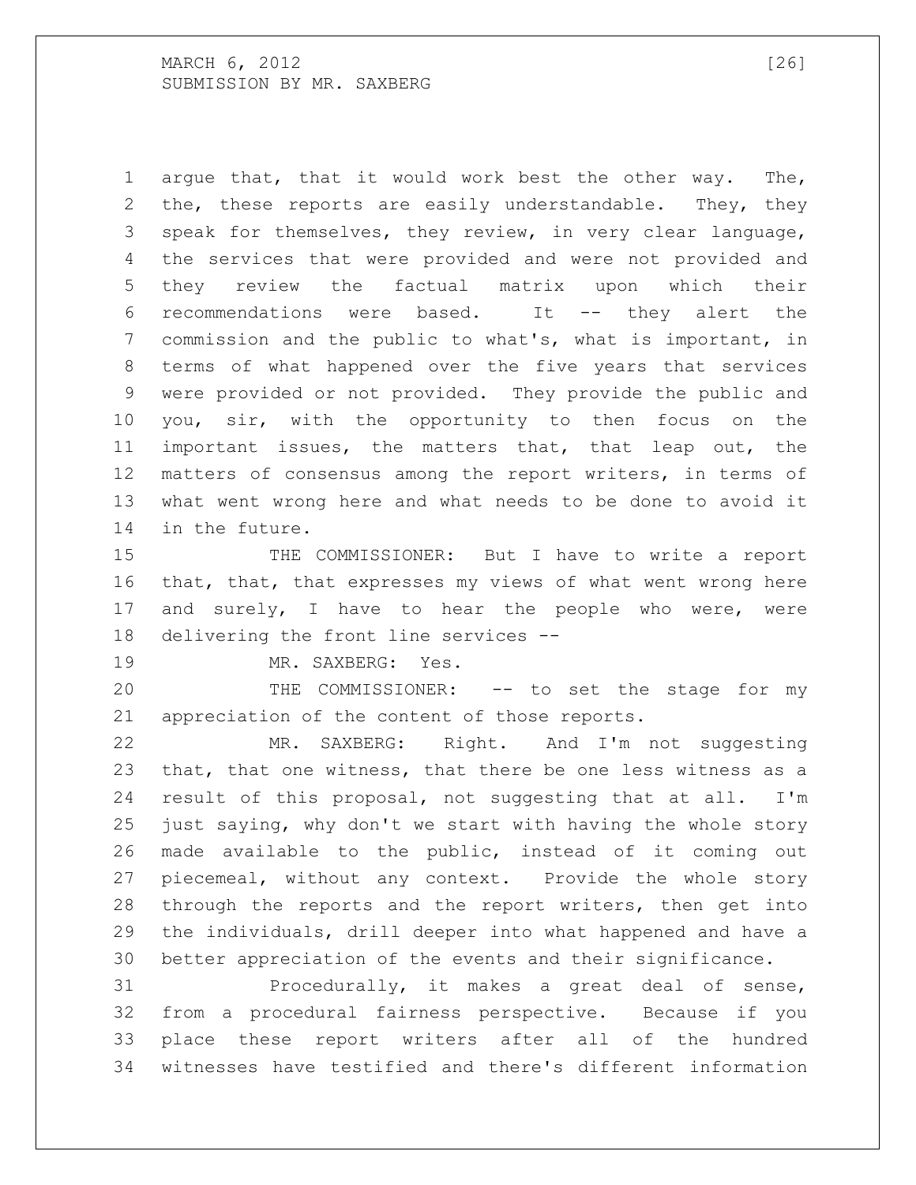argue that, that it would work best the other way. The, the, these reports are easily understandable. They, they speak for themselves, they review, in very clear language, the services that were provided and were not provided and they review the factual matrix upon which their recommendations were based. It -- they alert the commission and the public to what's, what is important, in terms of what happened over the five years that services were provided or not provided. They provide the public and you, sir, with the opportunity to then focus on the important issues, the matters that, that leap out, the matters of consensus among the report writers, in terms of what went wrong here and what needs to be done to avoid it in the future.

THE COMMISSIONER: But I have to write a report that, that, that expresses my views of what went wrong here and surely, I have to hear the people who were, were delivering the front line services --

MR. SAXBERG: Yes.

THE COMMISSIONER: -- to set the stage for my appreciation of the content of those reports.

MR. SAXBERG: Right. And I'm not suggesting that, that one witness, that there be one less witness as a result of this proposal, not suggesting that at all. I'm just saying, why don't we start with having the whole story made available to the public, instead of it coming out piecemeal, without any context. Provide the whole story through the reports and the report writers, then get into the individuals, drill deeper into what happened and have a better appreciation of the events and their significance.

Procedurally, it makes a great deal of sense, from a procedural fairness perspective. Because if you place these report writers after all of the hundred witnesses have testified and there's different information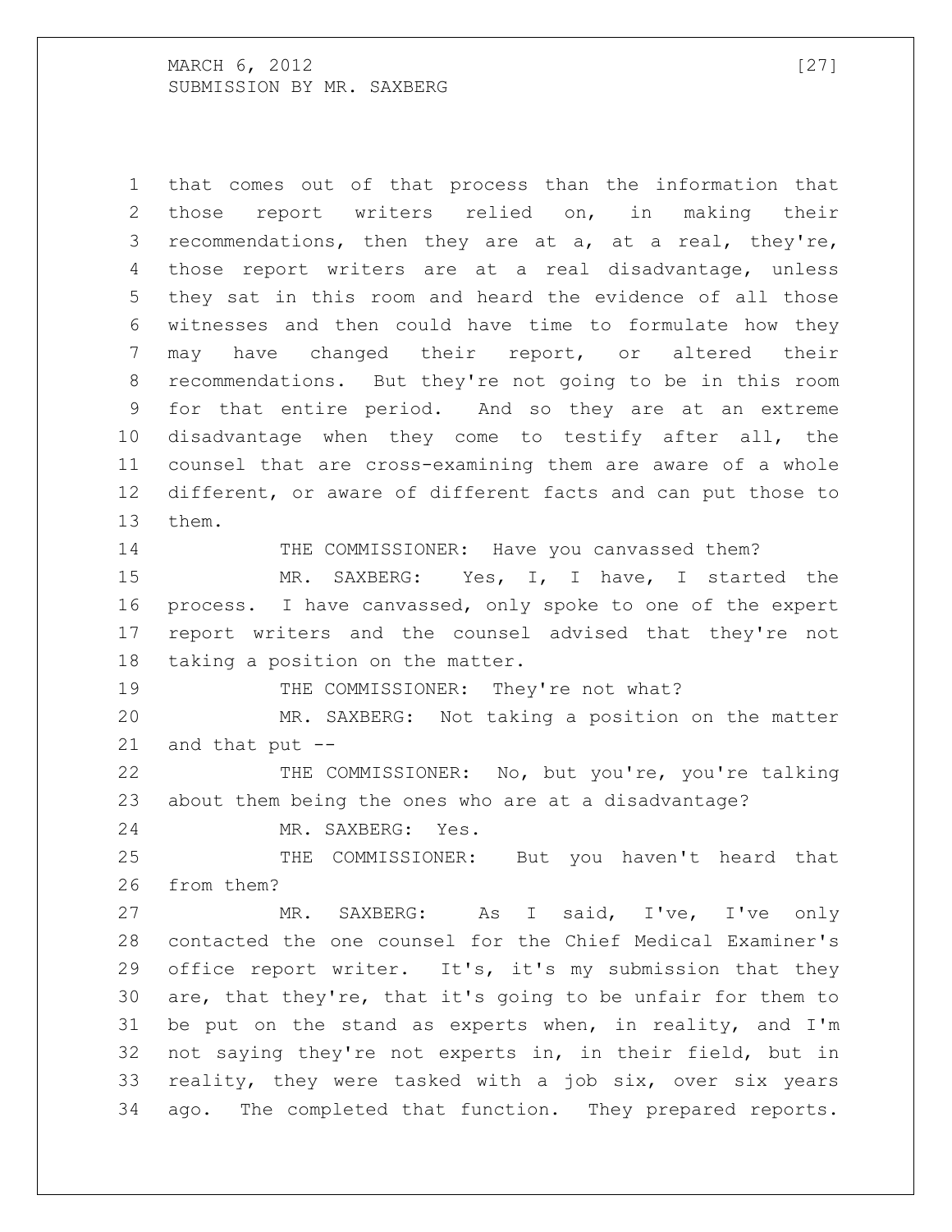that comes out of that process than the information that those report writers relied on, in making their recommendations, then they are at a, at a real, they're, those report writers are at a real disadvantage, unless they sat in this room and heard the evidence of all those witnesses and then could have time to formulate how they may have changed their report, or altered their recommendations. But they're not going to be in this room for that entire period. And so they are at an extreme disadvantage when they come to testify after all, the counsel that are cross-examining them are aware of a whole different, or aware of different facts and can put those to them.

THE COMMISSIONER: Have you canvassed them?

MR. SAXBERG: Yes, I, I have, I started the process. I have canvassed, only spoke to one of the expert report writers and the counsel advised that they're not taking a position on the matter.

THE COMMISSIONER: They're not what?

MR. SAXBERG: Not taking a position on the matter and that put --

THE COMMISSIONER: No, but you're, you're talking about them being the ones who are at a disadvantage?

MR. SAXBERG: Yes.

THE COMMISSIONER: But you haven't heard that from them?

MR. SAXBERG: As I said, I've, I've only contacted the one counsel for the Chief Medical Examiner's office report writer. It's, it's my submission that they are, that they're, that it's going to be unfair for them to be put on the stand as experts when, in reality, and I'm not saying they're not experts in, in their field, but in reality, they were tasked with a job six, over six years ago. The completed that function. They prepared reports.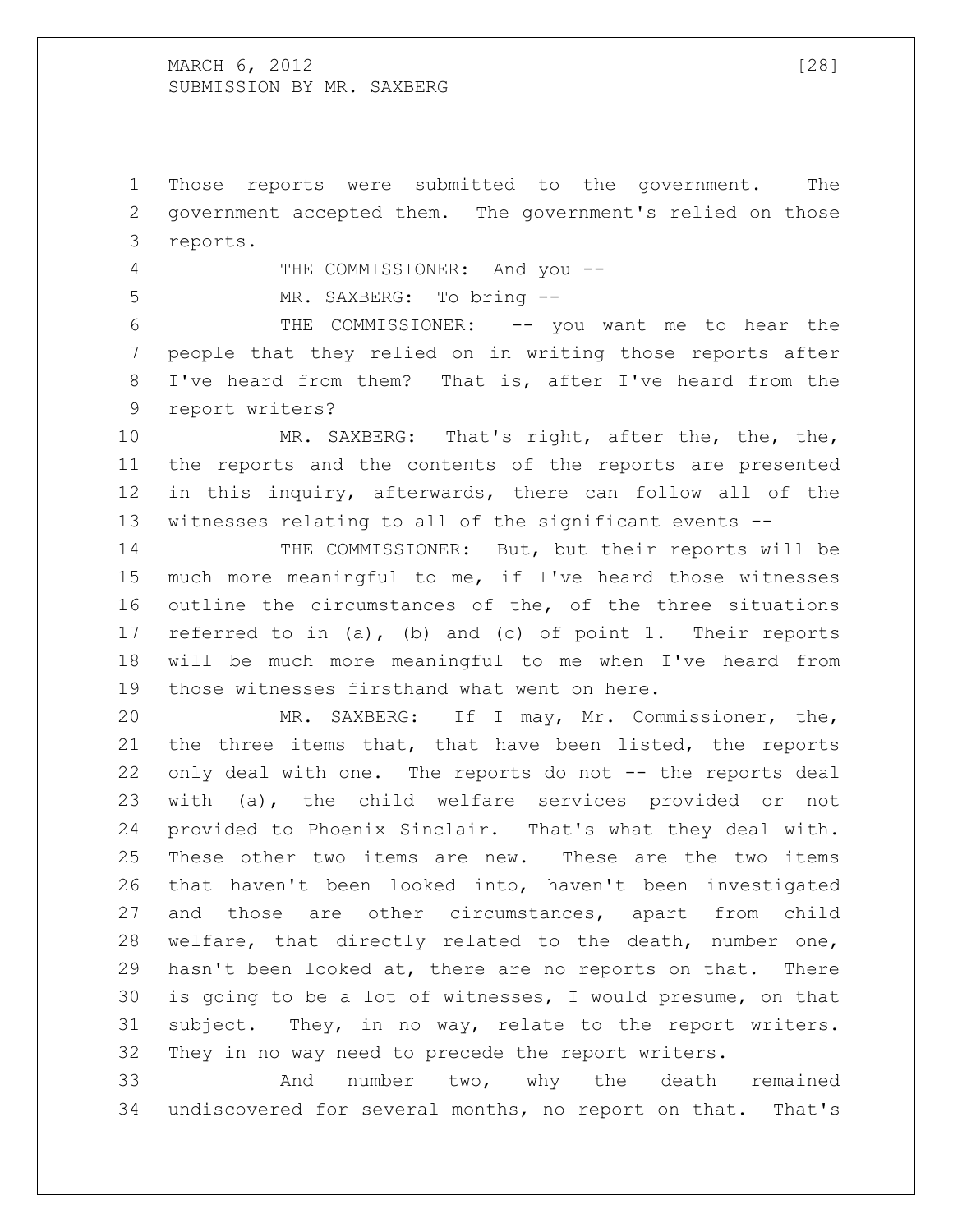Those reports were submitted to the government. The government accepted them. The government's relied on those reports.

THE COMMISSIONER: And you --

MR. SAXBERG: To bring --

THE COMMISSIONER: -- you want me to hear the people that they relied on in writing those reports after I've heard from them? That is, after I've heard from the report writers?

MR. SAXBERG: That's right, after the, the, the, the reports and the contents of the reports are presented in this inquiry, afterwards, there can follow all of the witnesses relating to all of the significant events --

THE COMMISSIONER: But, but their reports will be much more meaningful to me, if I've heard those witnesses outline the circumstances of the, of the three situations referred to in (a), (b) and (c) of point 1. Their reports will be much more meaningful to me when I've heard from those witnesses firsthand what went on here.

MR. SAXBERG: If I may, Mr. Commissioner, the, the three items that, that have been listed, the reports only deal with one. The reports do not -- the reports deal with (a), the child welfare services provided or not provided to Phoenix Sinclair. That's what they deal with. These other two items are new. These are the two items that haven't been looked into, haven't been investigated and those are other circumstances, apart from child welfare, that directly related to the death, number one, hasn't been looked at, there are no reports on that. There is going to be a lot of witnesses, I would presume, on that subject. They, in no way, relate to the report writers. They in no way need to precede the report writers.

And number two, why the death remained undiscovered for several months, no report on that. That's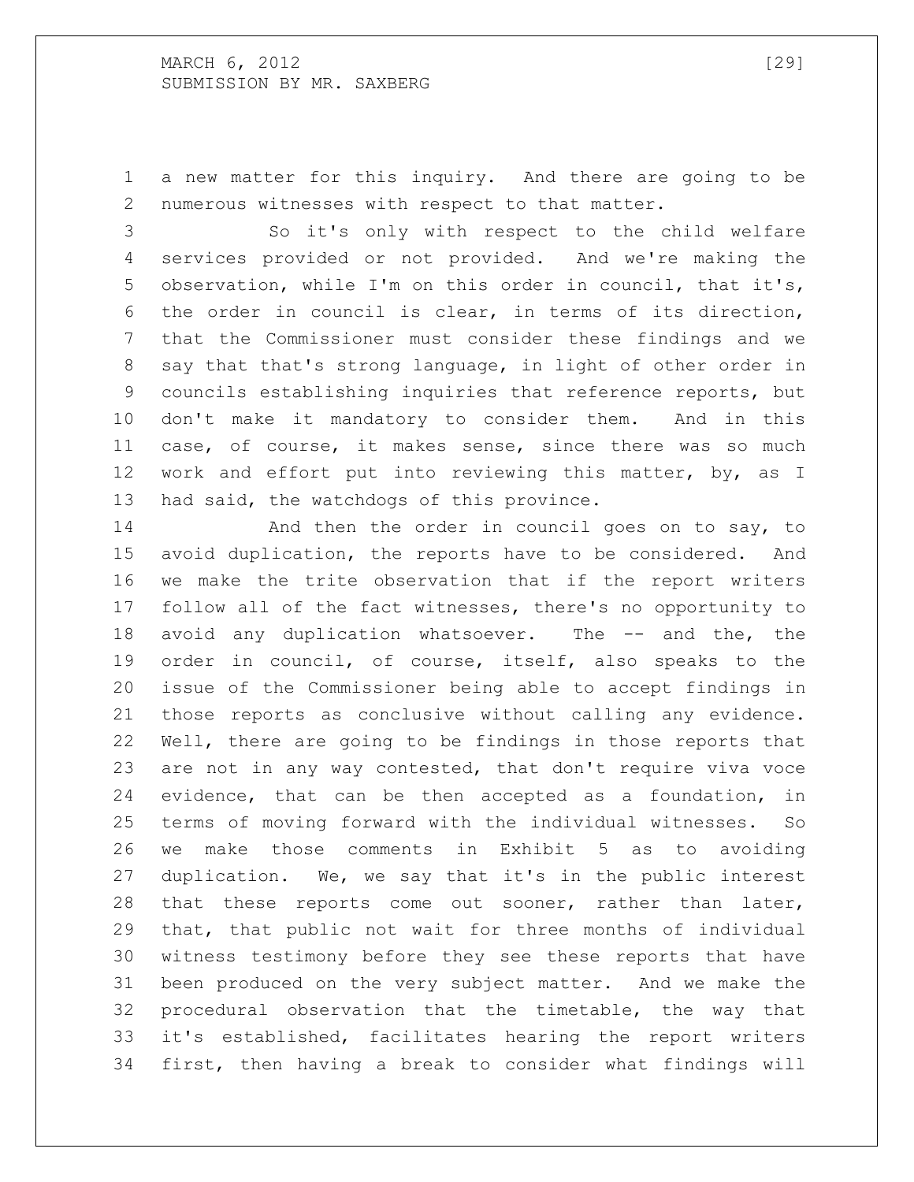a new matter for this inquiry. And there are going to be numerous witnesses with respect to that matter.

So it's only with respect to the child welfare services provided or not provided. And we're making the observation, while I'm on this order in council, that it's, the order in council is clear, in terms of its direction, that the Commissioner must consider these findings and we say that that's strong language, in light of other order in councils establishing inquiries that reference reports, but don't make it mandatory to consider them. And in this case, of course, it makes sense, since there was so much work and effort put into reviewing this matter, by, as I had said, the watchdogs of this province.

And then the order in council goes on to say, to avoid duplication, the reports have to be considered. And we make the trite observation that if the report writers follow all of the fact witnesses, there's no opportunity to avoid any duplication whatsoever. The -- and the, the order in council, of course, itself, also speaks to the issue of the Commissioner being able to accept findings in those reports as conclusive without calling any evidence. Well, there are going to be findings in those reports that are not in any way contested, that don't require viva voce evidence, that can be then accepted as a foundation, in terms of moving forward with the individual witnesses. So we make those comments in Exhibit 5 as to avoiding duplication. We, we say that it's in the public interest that these reports come out sooner, rather than later, that, that public not wait for three months of individual witness testimony before they see these reports that have been produced on the very subject matter. And we make the procedural observation that the timetable, the way that it's established, facilitates hearing the report writers first, then having a break to consider what findings will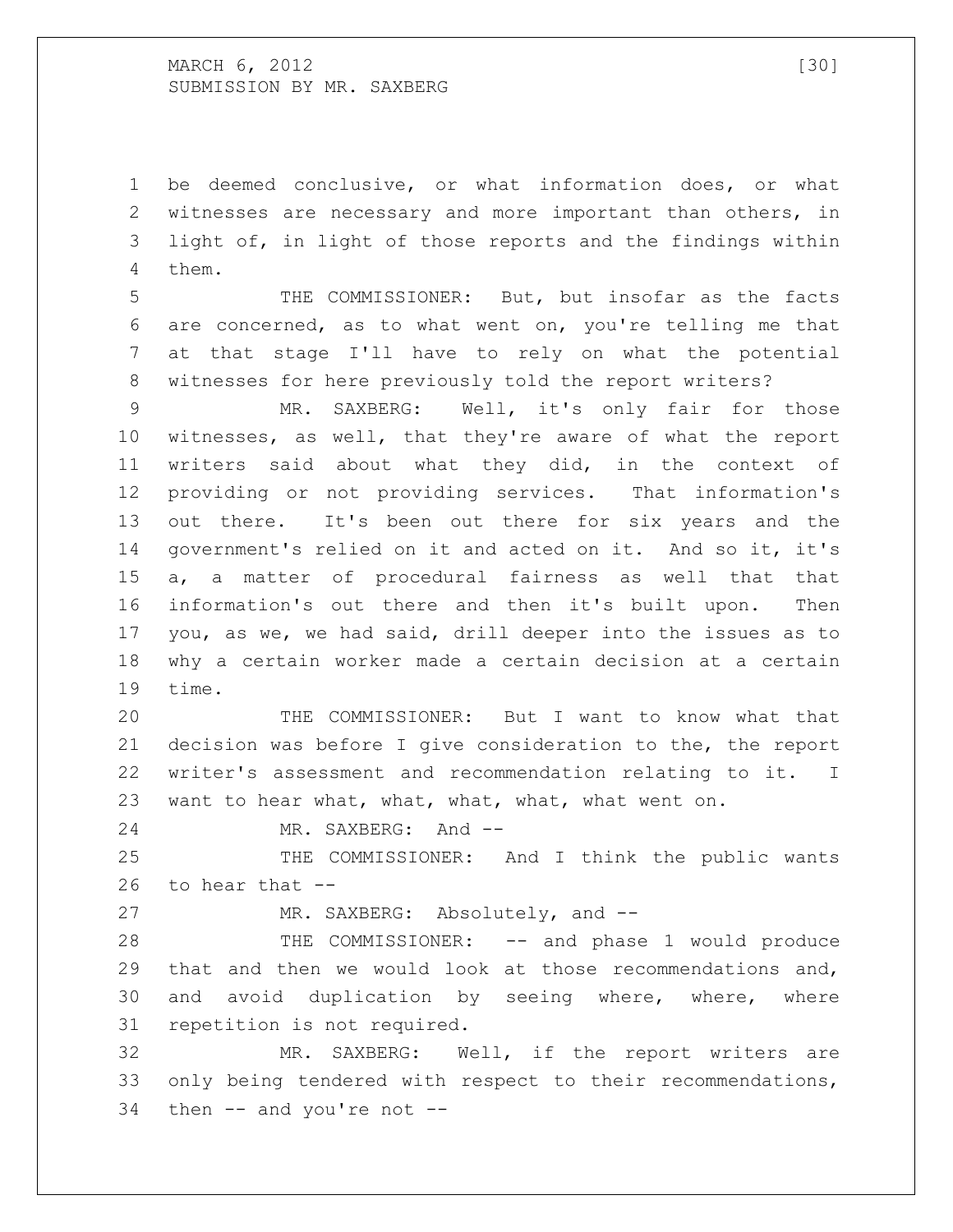be deemed conclusive, or what information does, or what witnesses are necessary and more important than others, in light of, in light of those reports and the findings within them.

THE COMMISSIONER: But, but insofar as the facts are concerned, as to what went on, you're telling me that at that stage I'll have to rely on what the potential witnesses for here previously told the report writers?

MR. SAXBERG: Well, it's only fair for those witnesses, as well, that they're aware of what the report writers said about what they did, in the context of providing or not providing services. That information's out there. It's been out there for six years and the government's relied on it and acted on it. And so it, it's a, a matter of procedural fairness as well that that information's out there and then it's built upon. Then you, as we, we had said, drill deeper into the issues as to why a certain worker made a certain decision at a certain time.

THE COMMISSIONER: But I want to know what that decision was before I give consideration to the, the report writer's assessment and recommendation relating to it. I want to hear what, what, what, what, what went on.

MR. SAXBERG: And --

THE COMMISSIONER: And I think the public wants to hear that --

MR. SAXBERG: Absolutely, and --

THE COMMISSIONER: -- and phase 1 would produce that and then we would look at those recommendations and, and avoid duplication by seeing where, where, where repetition is not required.

MR. SAXBERG: Well, if the report writers are only being tendered with respect to their recommendations, then -- and you're not --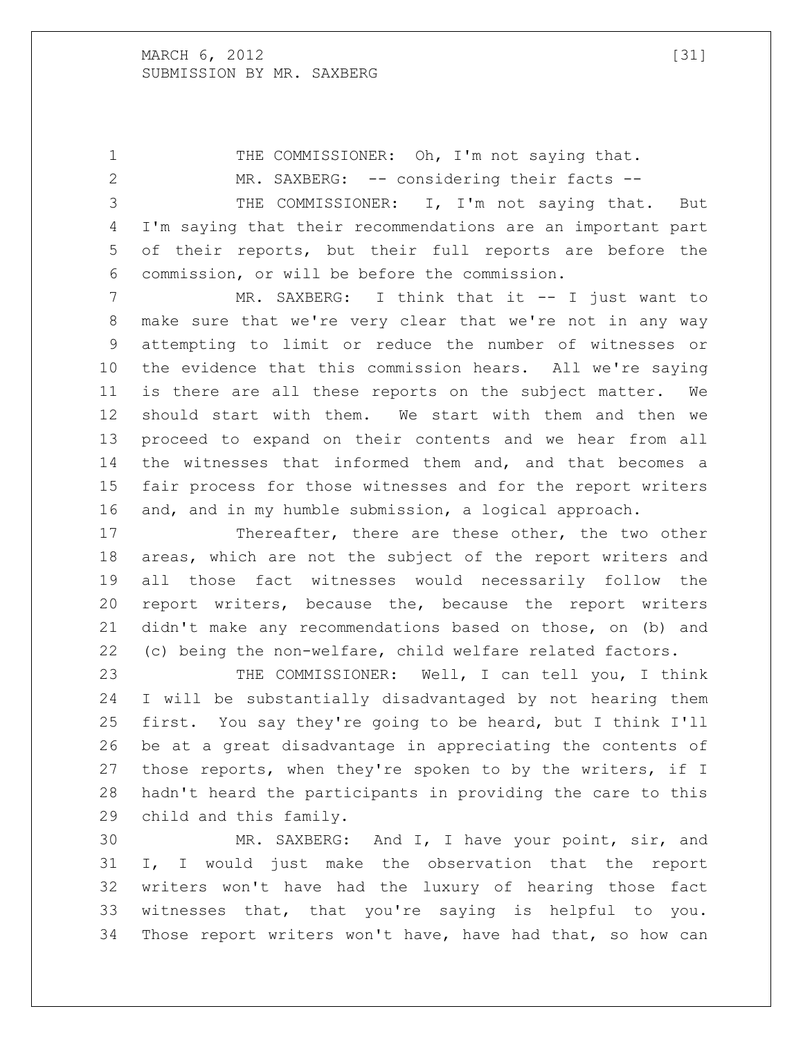THE COMMISSIONER: Oh, I'm not saying that.

MR. SAXBERG: -- considering their facts --

THE COMMISSIONER: I, I'm not saying that. But I'm saying that their recommendations are an important part of their reports, but their full reports are before the commission, or will be before the commission.

MR. SAXBERG: I think that it -- I just want to make sure that we're very clear that we're not in any way attempting to limit or reduce the number of witnesses or the evidence that this commission hears. All we're saying is there are all these reports on the subject matter. We should start with them. We start with them and then we proceed to expand on their contents and we hear from all the witnesses that informed them and, and that becomes a fair process for those witnesses and for the report writers and, and in my humble submission, a logical approach.

Thereafter, there are these other, the two other areas, which are not the subject of the report writers and all those fact witnesses would necessarily follow the report writers, because the, because the report writers didn't make any recommendations based on those, on (b) and (c) being the non-welfare, child welfare related factors.

THE COMMISSIONER: Well, I can tell you, I think I will be substantially disadvantaged by not hearing them first. You say they're going to be heard, but I think I'll be at a great disadvantage in appreciating the contents of those reports, when they're spoken to by the writers, if I hadn't heard the participants in providing the care to this child and this family.

MR. SAXBERG: And I, I have your point, sir, and I, I would just make the observation that the report writers won't have had the luxury of hearing those fact witnesses that, that you're saying is helpful to you. Those report writers won't have, have had that, so how can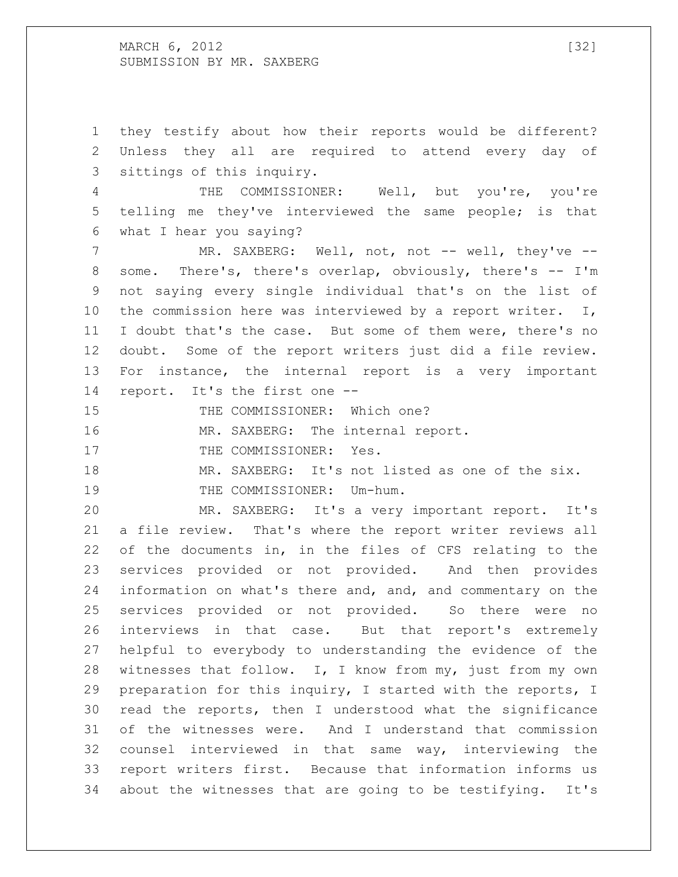they testify about how their reports would be different? Unless they all are required to attend every day of sittings of this inquiry.

THE COMMISSIONER: Well, but you're, you're telling me they've interviewed the same people; is that what I hear you saying?

MR. SAXBERG: Well, not, not -- well, they've -- some. There's, there's overlap, obviously, there's -- I'm not saying every single individual that's on the list of the commission here was interviewed by a report writer. I, I doubt that's the case. But some of them were, there's no doubt. Some of the report writers just did a file review. For instance, the internal report is a very important report. It's the first one --

THE COMMISSIONER: Which one?

MR. SAXBERG: The internal report.

THE COMMISSIONER: Yes.

MR. SAXBERG: It's not listed as one of the six.

THE COMMISSIONER: Um-hum.

MR. SAXBERG: It's a very important report. It's a file review. That's where the report writer reviews all of the documents in, in the files of CFS relating to the services provided or not provided. And then provides information on what's there and, and, and commentary on the services provided or not provided. So there were no interviews in that case. But that report's extremely helpful to everybody to understanding the evidence of the witnesses that follow. I, I know from my, just from my own preparation for this inquiry, I started with the reports, I read the reports, then I understood what the significance of the witnesses were. And I understand that commission counsel interviewed in that same way, interviewing the report writers first. Because that information informs us about the witnesses that are going to be testifying. It's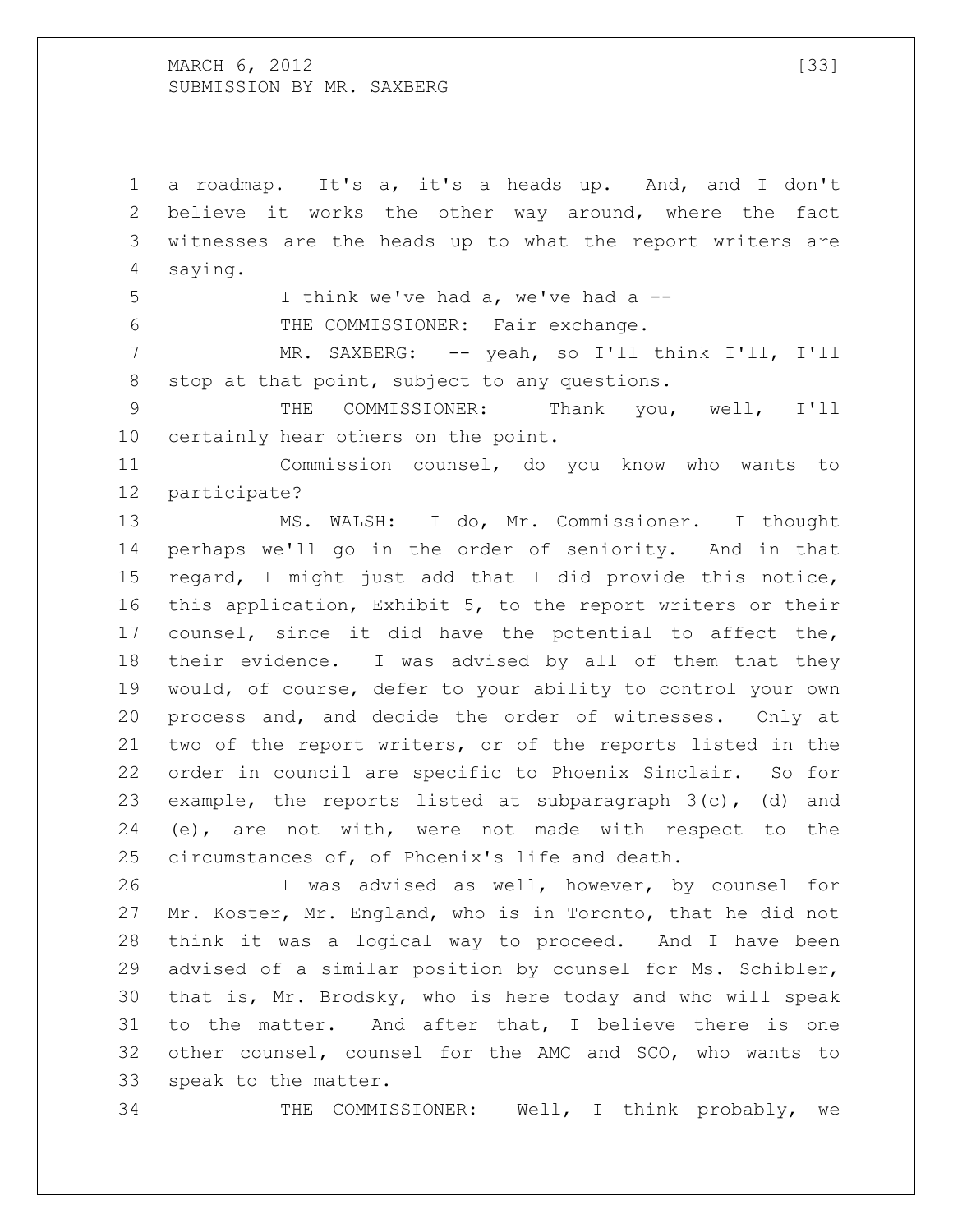a roadmap. It's a, it's a heads up. And, and I don't believe it works the other way around, where the fact witnesses are the heads up to what the report writers are saying.

I think we've had a, we've had a --

THE COMMISSIONER: Fair exchange.

MR. SAXBERG: -- yeah, so I'll think I'll, I'll stop at that point, subject to any questions.

THE COMMISSIONER: Thank you, well, I'll certainly hear others on the point.

Commission counsel, do you know who wants to participate?

MS. WALSH: I do, Mr. Commissioner. I thought perhaps we'll go in the order of seniority. And in that regard, I might just add that I did provide this notice, this application, Exhibit 5, to the report writers or their counsel, since it did have the potential to affect the, their evidence. I was advised by all of them that they would, of course, defer to your ability to control your own process and, and decide the order of witnesses. Only at two of the report writers, or of the reports listed in the order in council are specific to Phoenix Sinclair. So for example, the reports listed at subparagraph 3(c), (d) and (e), are not with, were not made with respect to the circumstances of, of Phoenix's life and death.

I was advised as well, however, by counsel for Mr. Koster, Mr. England, who is in Toronto, that he did not think it was a logical way to proceed. And I have been advised of a similar position by counsel for Ms. Schibler, that is, Mr. Brodsky, who is here today and who will speak to the matter. And after that, I believe there is one other counsel, counsel for the AMC and SCO, who wants to speak to the matter.

THE COMMISSIONER: Well, I think probably, we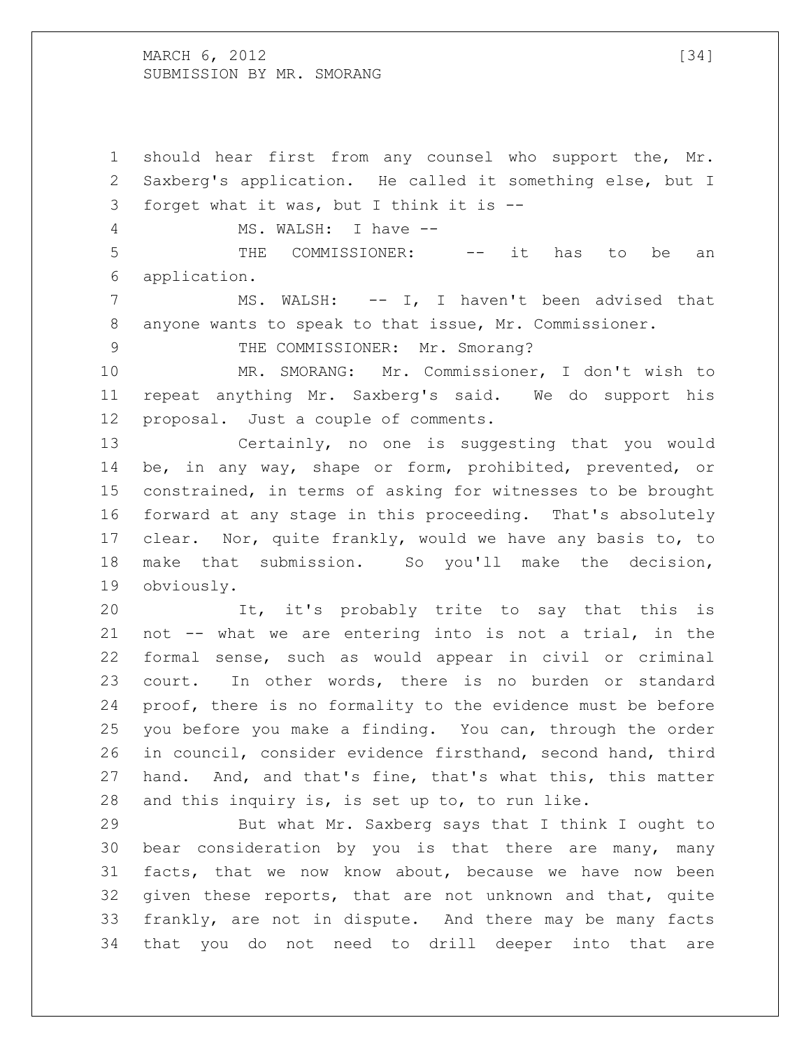should hear first from any counsel who support the, Mr. Saxberg's application. He called it something else, but I forget what it was, but I think it is --

MS. WALSH: I have --

THE COMMISSIONER: -- it has to be an application.

MS. WALSH: -- I, I haven't been advised that anyone wants to speak to that issue, Mr. Commissioner.

THE COMMISSIONER: Mr. Smorang?

MR. SMORANG: Mr. Commissioner, I don't wish to repeat anything Mr. Saxberg's said. We do support his proposal. Just a couple of comments.

Certainly, no one is suggesting that you would be, in any way, shape or form, prohibited, prevented, or constrained, in terms of asking for witnesses to be brought forward at any stage in this proceeding. That's absolutely clear. Nor, quite frankly, would we have any basis to, to make that submission. So you'll make the decision, obviously.

It, it's probably trite to say that this is not -- what we are entering into is not a trial, in the formal sense, such as would appear in civil or criminal court. In other words, there is no burden or standard proof, there is no formality to the evidence must be before you before you make a finding. You can, through the order in council, consider evidence firsthand, second hand, third hand. And, and that's fine, that's what this, this matter and this inquiry is, is set up to, to run like.

But what Mr. Saxberg says that I think I ought to bear consideration by you is that there are many, many facts, that we now know about, because we have now been given these reports, that are not unknown and that, quite frankly, are not in dispute. And there may be many facts that you do not need to drill deeper into that are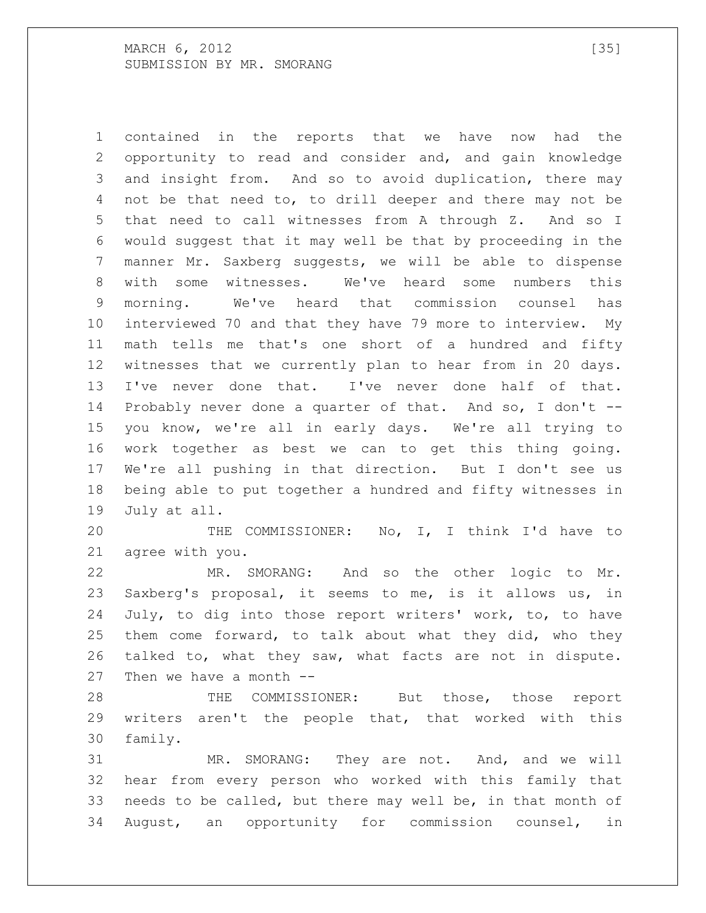contained in the reports that we have now had the opportunity to read and consider and, and gain knowledge and insight from. And so to avoid duplication, there may not be that need to, to drill deeper and there may not be that need to call witnesses from A through Z. And so I would suggest that it may well be that by proceeding in the manner Mr. Saxberg suggests, we will be able to dispense with some witnesses. We've heard some numbers this morning. We've heard that commission counsel has interviewed 70 and that they have 79 more to interview. My math tells me that's one short of a hundred and fifty witnesses that we currently plan to hear from in 20 days. I've never done that. I've never done half of that. Probably never done a quarter of that. And so, I don't -- you know, we're all in early days. We're all trying to work together as best we can to get this thing going. We're all pushing in that direction. But I don't see us being able to put together a hundred and fifty witnesses in July at all.

THE COMMISSIONER: No, I, I think I'd have to agree with you.

MR. SMORANG: And so the other logic to Mr. Saxberg's proposal, it seems to me, is it allows us, in July, to dig into those report writers' work, to, to have them come forward, to talk about what they did, who they talked to, what they saw, what facts are not in dispute. Then we have a month --

THE COMMISSIONER: But those, those report writers aren't the people that, that worked with this family.

MR. SMORANG: They are not. And, and we will hear from every person who worked with this family that needs to be called, but there may well be, in that month of August, an opportunity for commission counsel, in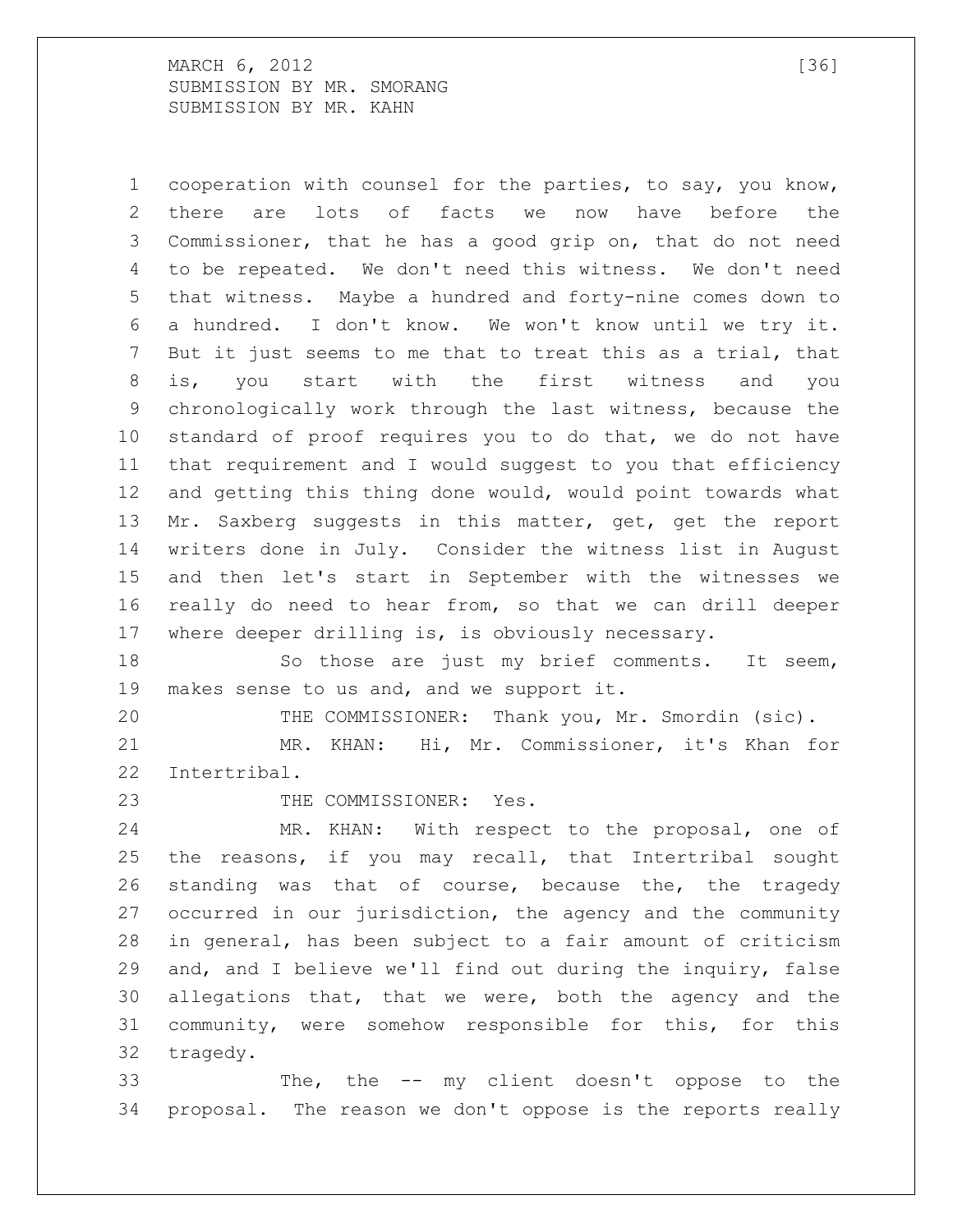cooperation with counsel for the parties, to say, you know, there are lots of facts we now have before the Commissioner, that he has a good grip on, that do not need to be repeated. We don't need this witness. We don't need that witness. Maybe a hundred and forty-nine comes down to a hundred. I don't know. We won't know until we try it. But it just seems to me that to treat this as a trial, that is, you start with the first witness and you chronologically work through the last witness, because the standard of proof requires you to do that, we do not have that requirement and I would suggest to you that efficiency and getting this thing done would, would point towards what Mr. Saxberg suggests in this matter, get, get the report writers done in July. Consider the witness list in August and then let's start in September with the witnesses we really do need to hear from, so that we can drill deeper where deeper drilling is, is obviously necessary.

So those are just my brief comments. It seem, makes sense to us and, and we support it.

THE COMMISSIONER: Thank you, Mr. Smordin (sic).

MR. KHAN: Hi, Mr. Commissioner, it's Khan for Intertribal.

THE COMMISSIONER: Yes.

MR. KHAN: With respect to the proposal, one of the reasons, if you may recall, that Intertribal sought standing was that of course, because the, the tragedy occurred in our jurisdiction, the agency and the community in general, has been subject to a fair amount of criticism and, and I believe we'll find out during the inquiry, false allegations that, that we were, both the agency and the community, were somehow responsible for this, for this tragedy.

The, the -- my client doesn't oppose to the proposal. The reason we don't oppose is the reports really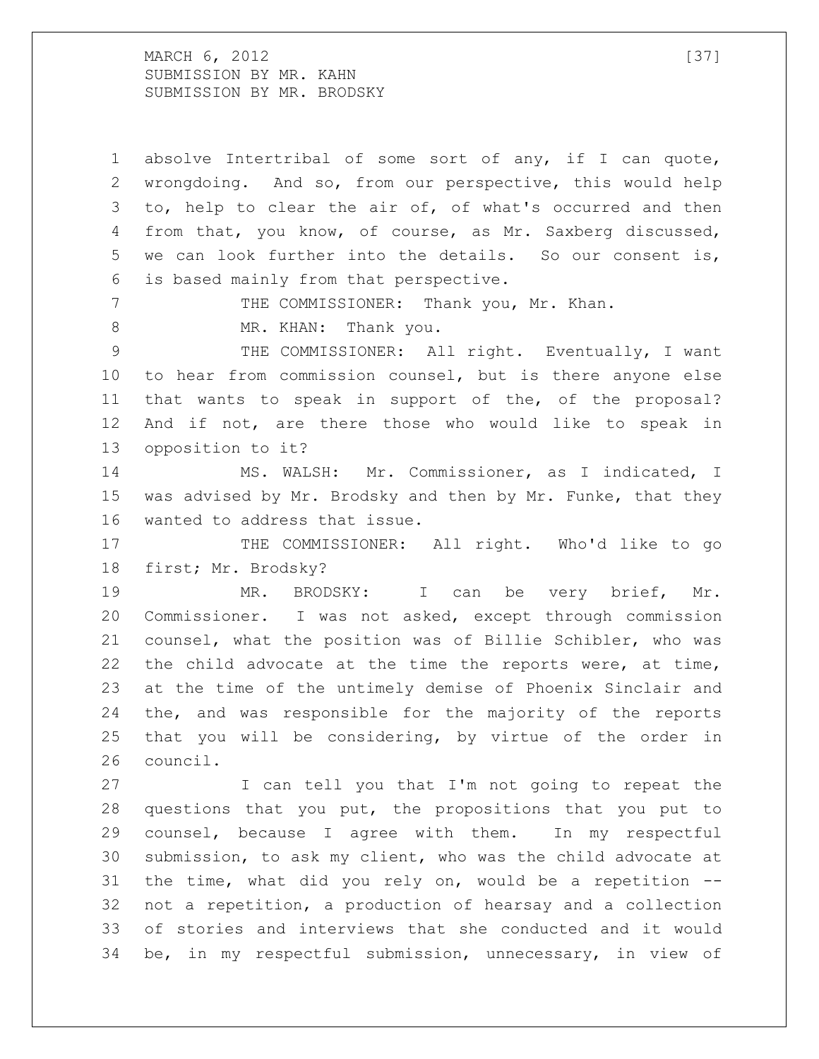absolve Intertribal of some sort of any, if I can quote, wrongdoing. And so, from our perspective, this would help to, help to clear the air of, of what's occurred and then from that, you know, of course, as Mr. Saxberg discussed, we can look further into the details. So our consent is, is based mainly from that perspective.

THE COMMISSIONER: Thank you, Mr. Khan.

MR. KHAN: Thank you.

THE COMMISSIONER: All right. Eventually, I want to hear from commission counsel, but is there anyone else that wants to speak in support of the, of the proposal? And if not, are there those who would like to speak in opposition to it?

MS. WALSH: Mr. Commissioner, as I indicated, I was advised by Mr. Brodsky and then by Mr. Funke, that they wanted to address that issue.

THE COMMISSIONER: All right. Who'd like to go first; Mr. Brodsky?

MR. BRODSKY: I can be very brief, Mr. Commissioner. I was not asked, except through commission counsel, what the position was of Billie Schibler, who was the child advocate at the time the reports were, at time, at the time of the untimely demise of Phoenix Sinclair and the, and was responsible for the majority of the reports that you will be considering, by virtue of the order in council.

I can tell you that I'm not going to repeat the questions that you put, the propositions that you put to counsel, because I agree with them. In my respectful submission, to ask my client, who was the child advocate at the time, what did you rely on, would be a repetition -- not a repetition, a production of hearsay and a collection of stories and interviews that she conducted and it would be, in my respectful submission, unnecessary, in view of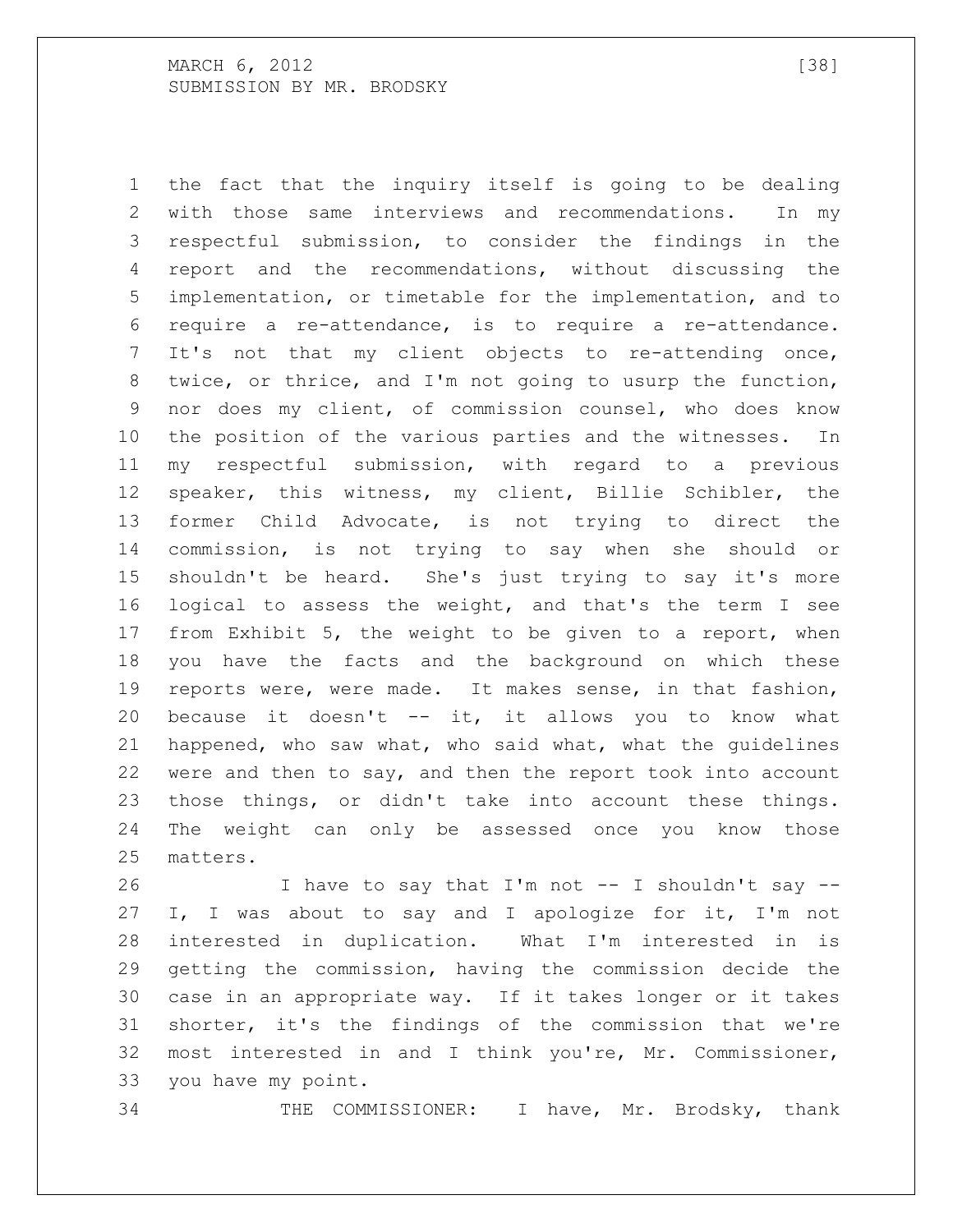the fact that the inquiry itself is going to be dealing with those same interviews and recommendations. In my respectful submission, to consider the findings in the report and the recommendations, without discussing the implementation, or timetable for the implementation, and to require a re-attendance, is to require a re-attendance. It's not that my client objects to re-attending once, twice, or thrice, and I'm not going to usurp the function, nor does my client, of commission counsel, who does know the position of the various parties and the witnesses. In my respectful submission, with regard to a previous speaker, this witness, my client, Billie Schibler, the former Child Advocate, is not trying to direct the commission, is not trying to say when she should or shouldn't be heard. She's just trying to say it's more logical to assess the weight, and that's the term I see from Exhibit 5, the weight to be given to a report, when you have the facts and the background on which these reports were, were made. It makes sense, in that fashion, because it doesn't -- it, it allows you to know what happened, who saw what, who said what, what the guidelines were and then to say, and then the report took into account those things, or didn't take into account these things. The weight can only be assessed once you know those matters.

I have to say that I'm not -- I shouldn't say -- I, I was about to say and I apologize for it, I'm not interested in duplication. What I'm interested in is getting the commission, having the commission decide the case in an appropriate way. If it takes longer or it takes shorter, it's the findings of the commission that we're most interested in and I think you're, Mr. Commissioner, you have my point.

THE COMMISSIONER: I have, Mr. Brodsky, thank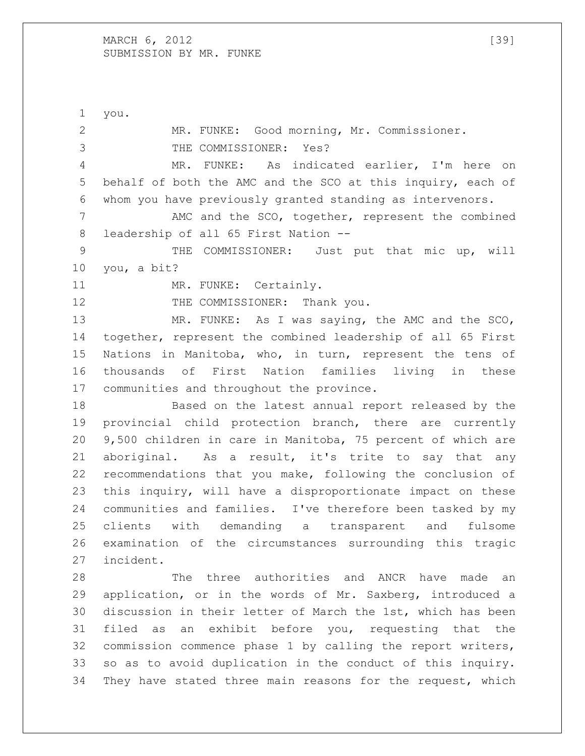you.

MR. FUNKE: Good morning, Mr. Commissioner.

THE COMMISSIONER: Yes?

MR. FUNKE: As indicated earlier, I'm here on behalf of both the AMC and the SCO at this inquiry, each of whom you have previously granted standing as intervenors.

AMC and the SCO, together, represent the combined leadership of all 65 First Nation --

THE COMMISSIONER: Just put that mic up, will you, a bit?

MR. FUNKE: Certainly.

THE COMMISSIONER: Thank you.

MR. FUNKE: As I was saying, the AMC and the SCO, together, represent the combined leadership of all 65 First Nations in Manitoba, who, in turn, represent the tens of thousands of First Nation families living in these communities and throughout the province.

Based on the latest annual report released by the provincial child protection branch, there are currently 9,500 children in care in Manitoba, 75 percent of which are aboriginal. As a result, it's trite to say that any recommendations that you make, following the conclusion of this inquiry, will have a disproportionate impact on these communities and families. I've therefore been tasked by my clients with demanding a transparent and fulsome examination of the circumstances surrounding this tragic incident.

The three authorities and ANCR have made an application, or in the words of Mr. Saxberg, introduced a discussion in their letter of March the 1st, which has been filed as an exhibit before you, requesting that the commission commence phase 1 by calling the report writers, so as to avoid duplication in the conduct of this inquiry. They have stated three main reasons for the request, which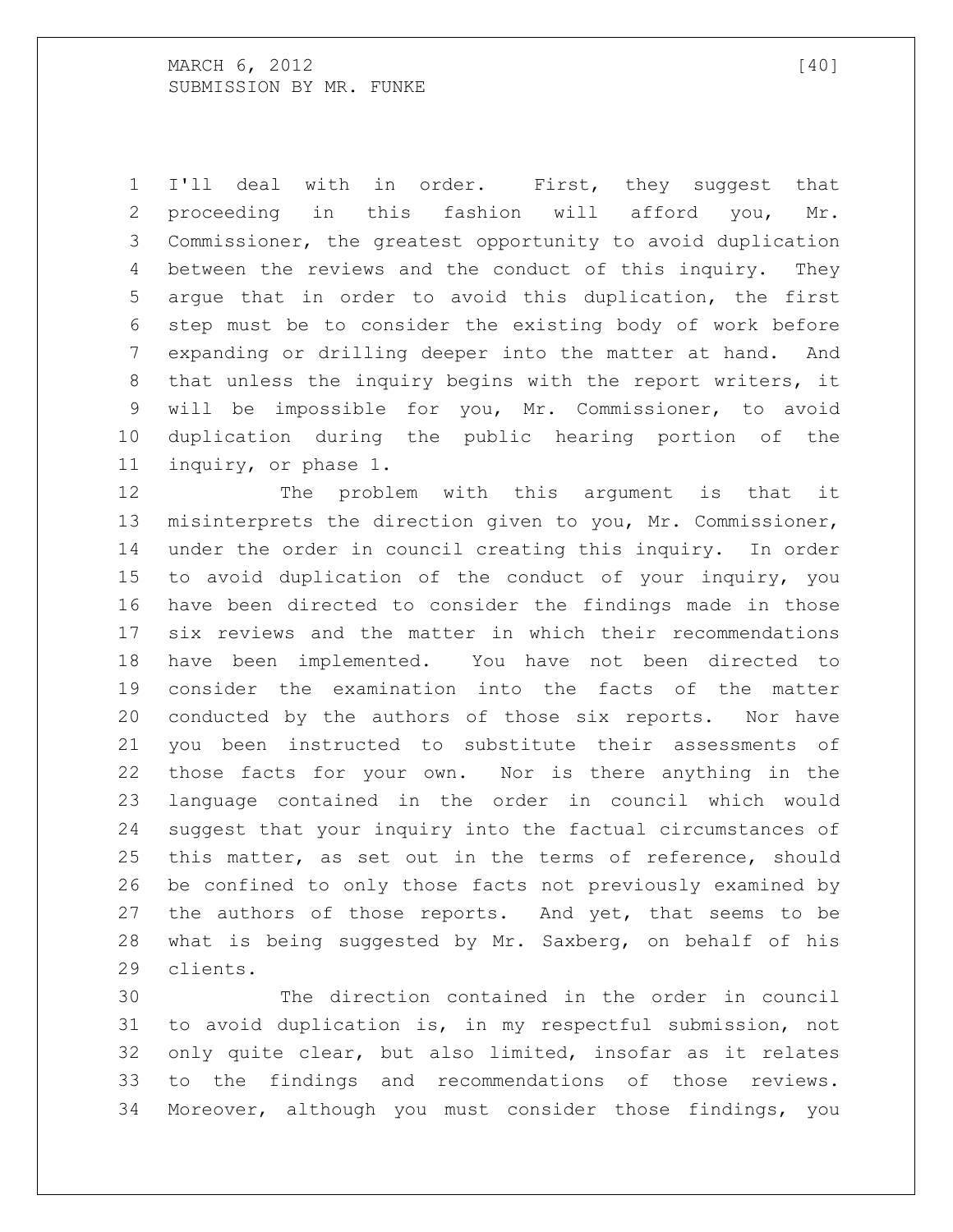I'll deal with in order. First, they suggest that proceeding in this fashion will afford you, Mr. Commissioner, the greatest opportunity to avoid duplication between the reviews and the conduct of this inquiry. They argue that in order to avoid this duplication, the first step must be to consider the existing body of work before expanding or drilling deeper into the matter at hand. And that unless the inquiry begins with the report writers, it will be impossible for you, Mr. Commissioner, to avoid duplication during the public hearing portion of the inquiry, or phase 1.

The problem with this argument is that it misinterprets the direction given to you, Mr. Commissioner, under the order in council creating this inquiry. In order to avoid duplication of the conduct of your inquiry, you have been directed to consider the findings made in those six reviews and the matter in which their recommendations have been implemented. You have not been directed to consider the examination into the facts of the matter conducted by the authors of those six reports. Nor have you been instructed to substitute their assessments of those facts for your own. Nor is there anything in the language contained in the order in council which would suggest that your inquiry into the factual circumstances of this matter, as set out in the terms of reference, should be confined to only those facts not previously examined by the authors of those reports. And yet, that seems to be what is being suggested by Mr. Saxberg, on behalf of his clients.

The direction contained in the order in council to avoid duplication is, in my respectful submission, not only quite clear, but also limited, insofar as it relates to the findings and recommendations of those reviews. Moreover, although you must consider those findings, you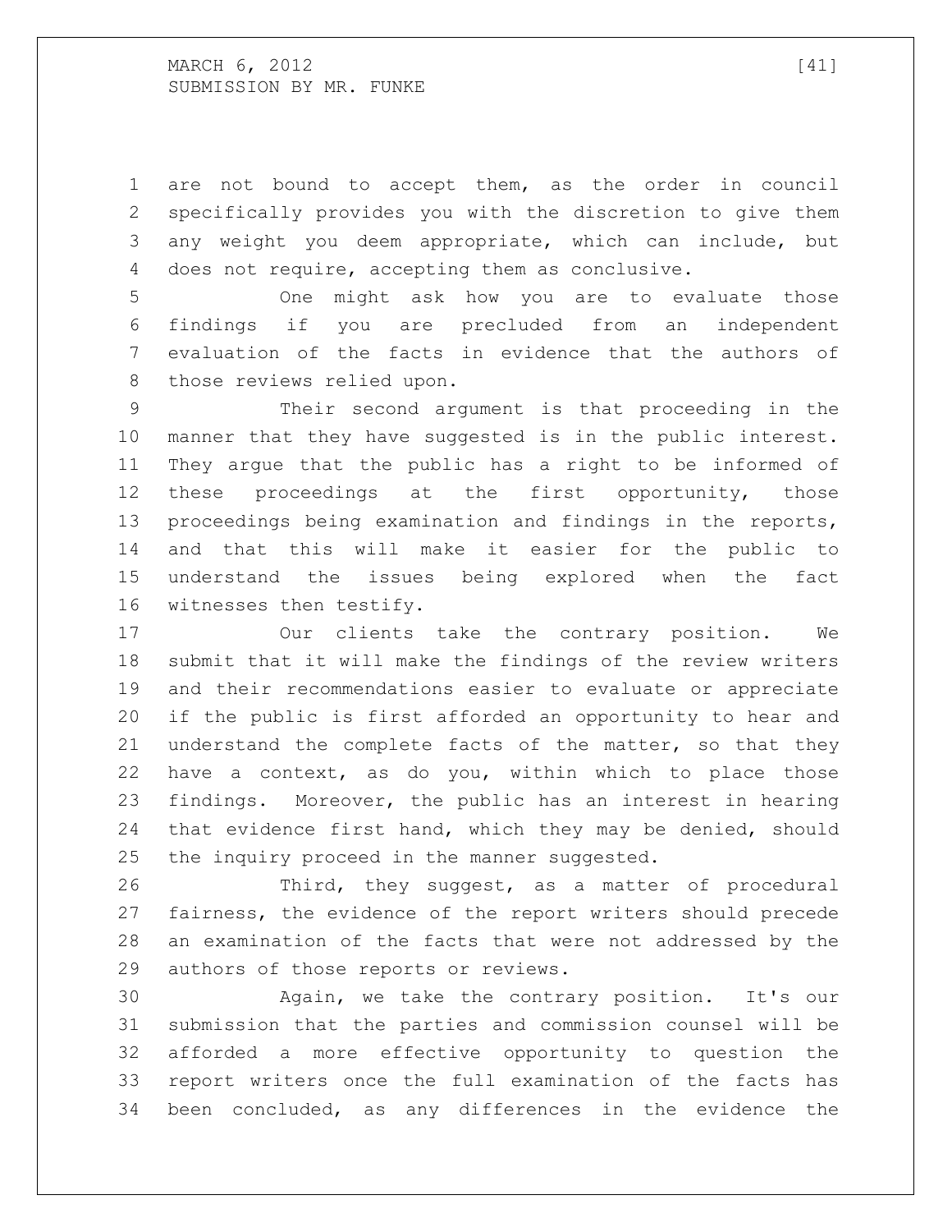are not bound to accept them, as the order in council specifically provides you with the discretion to give them any weight you deem appropriate, which can include, but does not require, accepting them as conclusive.

One might ask how you are to evaluate those findings if you are precluded from an independent evaluation of the facts in evidence that the authors of those reviews relied upon.

Their second argument is that proceeding in the manner that they have suggested is in the public interest. They argue that the public has a right to be informed of these proceedings at the first opportunity, those proceedings being examination and findings in the reports, and that this will make it easier for the public to understand the issues being explored when the fact witnesses then testify.

Our clients take the contrary position. We submit that it will make the findings of the review writers and their recommendations easier to evaluate or appreciate if the public is first afforded an opportunity to hear and understand the complete facts of the matter, so that they have a context, as do you, within which to place those findings. Moreover, the public has an interest in hearing that evidence first hand, which they may be denied, should the inquiry proceed in the manner suggested.

Third, they suggest, as a matter of procedural fairness, the evidence of the report writers should precede an examination of the facts that were not addressed by the authors of those reports or reviews.

Again, we take the contrary position. It's our submission that the parties and commission counsel will be afforded a more effective opportunity to question the report writers once the full examination of the facts has been concluded, as any differences in the evidence the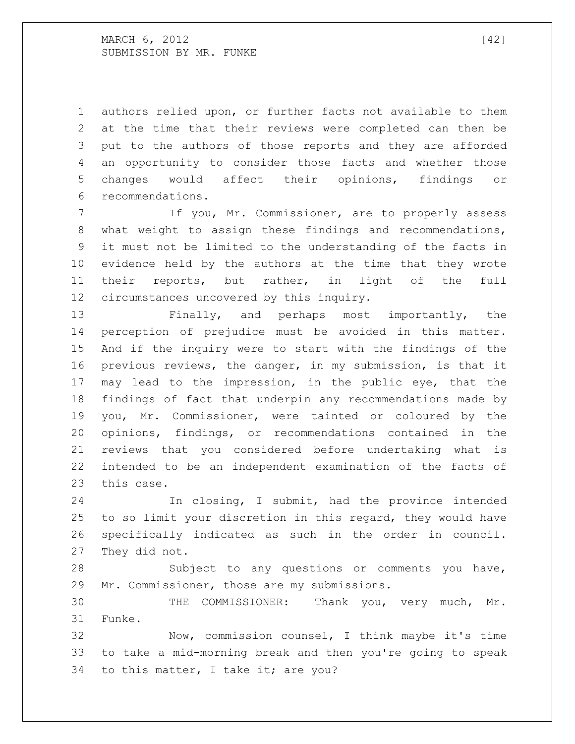authors relied upon, or further facts not available to them at the time that their reviews were completed can then be put to the authors of those reports and they are afforded an opportunity to consider those facts and whether those changes would affect their opinions, findings or recommendations.

If you, Mr. Commissioner, are to properly assess what weight to assign these findings and recommendations, it must not be limited to the understanding of the facts in evidence held by the authors at the time that they wrote their reports, but rather, in light of the full circumstances uncovered by this inquiry.

Finally, and perhaps most importantly, the perception of prejudice must be avoided in this matter. And if the inquiry were to start with the findings of the previous reviews, the danger, in my submission, is that it may lead to the impression, in the public eye, that the findings of fact that underpin any recommendations made by you, Mr. Commissioner, were tainted or coloured by the opinions, findings, or recommendations contained in the reviews that you considered before undertaking what is intended to be an independent examination of the facts of this case.

In closing, I submit, had the province intended to so limit your discretion in this regard, they would have specifically indicated as such in the order in council. They did not.

Subject to any questions or comments you have, Mr. Commissioner, those are my submissions.

THE COMMISSIONER: Thank you, very much, Mr. Funke.

Now, commission counsel, I think maybe it's time to take a mid-morning break and then you're going to speak to this matter, I take it; are you?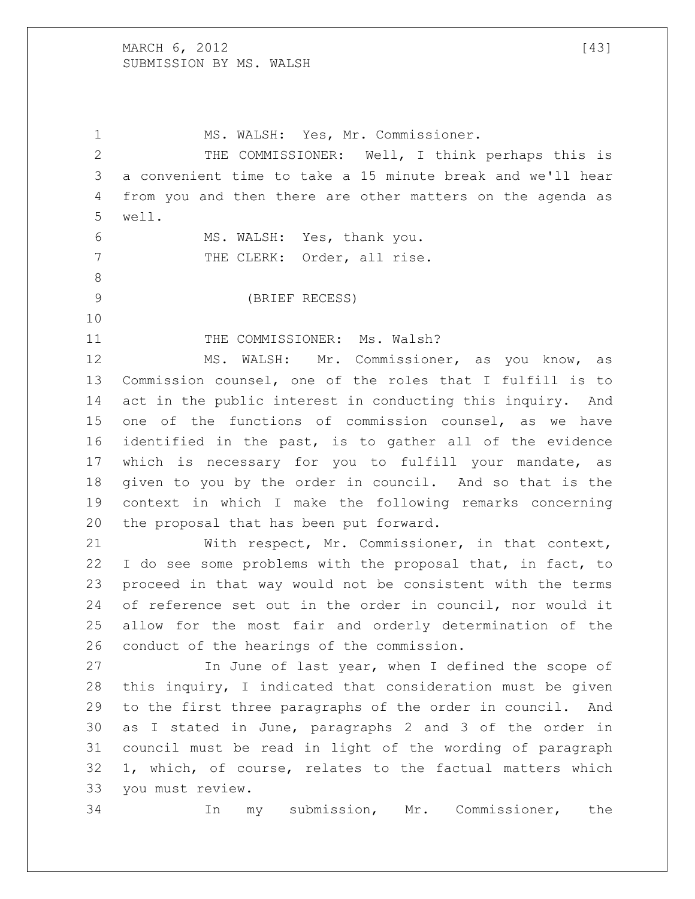MS. WALSH: Yes, Mr. Commissioner.

THE COMMISSIONER: Well, I think perhaps this is a convenient time to take a 15 minute break and we'll hear from you and then there are other matters on the agenda as well.

MS. WALSH: Yes, thank you.

THE CLERK: Order, all rise.

(BRIEF RECESS)

THE COMMISSIONER: Ms. Walsh?

MS. WALSH: Mr. Commissioner, as you know, as Commission counsel, one of the roles that I fulfill is to act in the public interest in conducting this inquiry. And one of the functions of commission counsel, as we have identified in the past, is to gather all of the evidence which is necessary for you to fulfill your mandate, as given to you by the order in council. And so that is the context in which I make the following remarks concerning the proposal that has been put forward.

With respect, Mr. Commissioner, in that context, I do see some problems with the proposal that, in fact, to proceed in that way would not be consistent with the terms of reference set out in the order in council, nor would it allow for the most fair and orderly determination of the conduct of the hearings of the commission.

In June of last year, when I defined the scope of this inquiry, I indicated that consideration must be given to the first three paragraphs of the order in council. And as I stated in June, paragraphs 2 and 3 of the order in council must be read in light of the wording of paragraph 1, which, of course, relates to the factual matters which you must review.

In my submission, Mr. Commissioner, the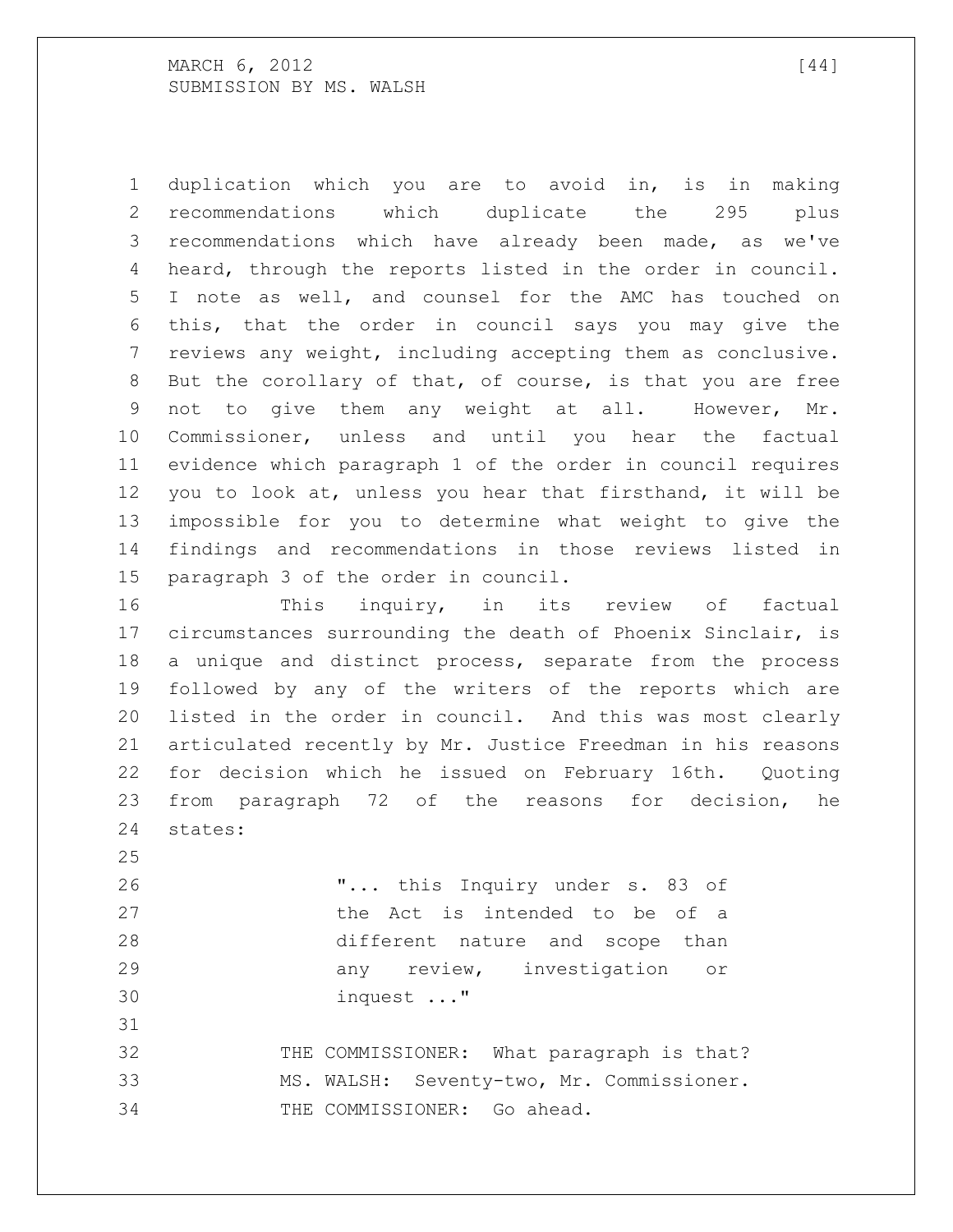duplication which you are to avoid in, is in making recommendations which duplicate the 295 plus recommendations which have already been made, as we've heard, through the reports listed in the order in council. I note as well, and counsel for the AMC has touched on this, that the order in council says you may give the reviews any weight, including accepting them as conclusive. But the corollary of that, of course, is that you are free not to give them any weight at all. However, Mr. Commissioner, unless and until you hear the factual evidence which paragraph 1 of the order in council requires you to look at, unless you hear that firsthand, it will be impossible for you to determine what weight to give the findings and recommendations in those reviews listed in paragraph 3 of the order in council.

This inquiry, in its review of factual circumstances surrounding the death of Phoenix Sinclair, is a unique and distinct process, separate from the process followed by any of the writers of the reports which are listed in the order in council. And this was most clearly articulated recently by Mr. Justice Freedman in his reasons for decision which he issued on February 16th. Quoting from paragraph 72 of the reasons for decision, he states:

> "... this Inquiry under s. 83 of the Act is intended to be of a different nature and scope than any review, investigation or inquest ..."

THE COMMISSIONER: What paragraph is that?

MS. WALSH: Seventy-two, Mr. Commissioner.

THE COMMISSIONER: Go ahead.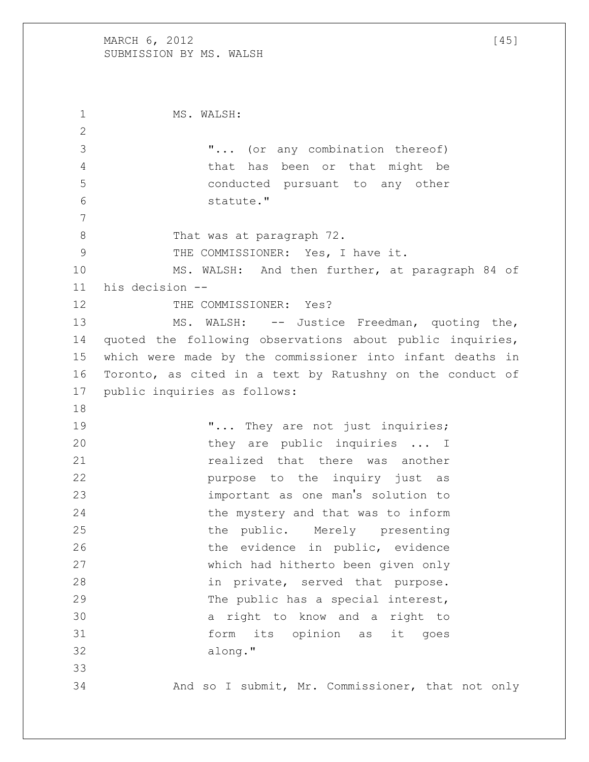MS. WALSH:

> "... (or any combination thereof) that has been or that might be conducted pursuant to any other statute."

That was at paragraph 72.

THE COMMISSIONER: Yes, I have it.

MS. WALSH: And then further, at paragraph 84 of his decision --

THE COMMISSIONER: Yes?

MS. WALSH: -- Justice Freedman, quoting the, quoted the following observations about public inquiries, which were made by the commissioner into infant deaths in Toronto, as cited in a text by Ratushny on the conduct of public inquiries as follows:

> "... They are not just inquiries; they are public inquiries ... I realized that there was another purpose to the inquiry just as important as one man's solution to the mystery and that was to inform the public. Merely presenting the evidence in public, evidence which had hitherto been given only in private, served that purpose. The public has a special interest, a right to know and a right to form its opinion as it goes along."

And so I submit, Mr. Commissioner, that not only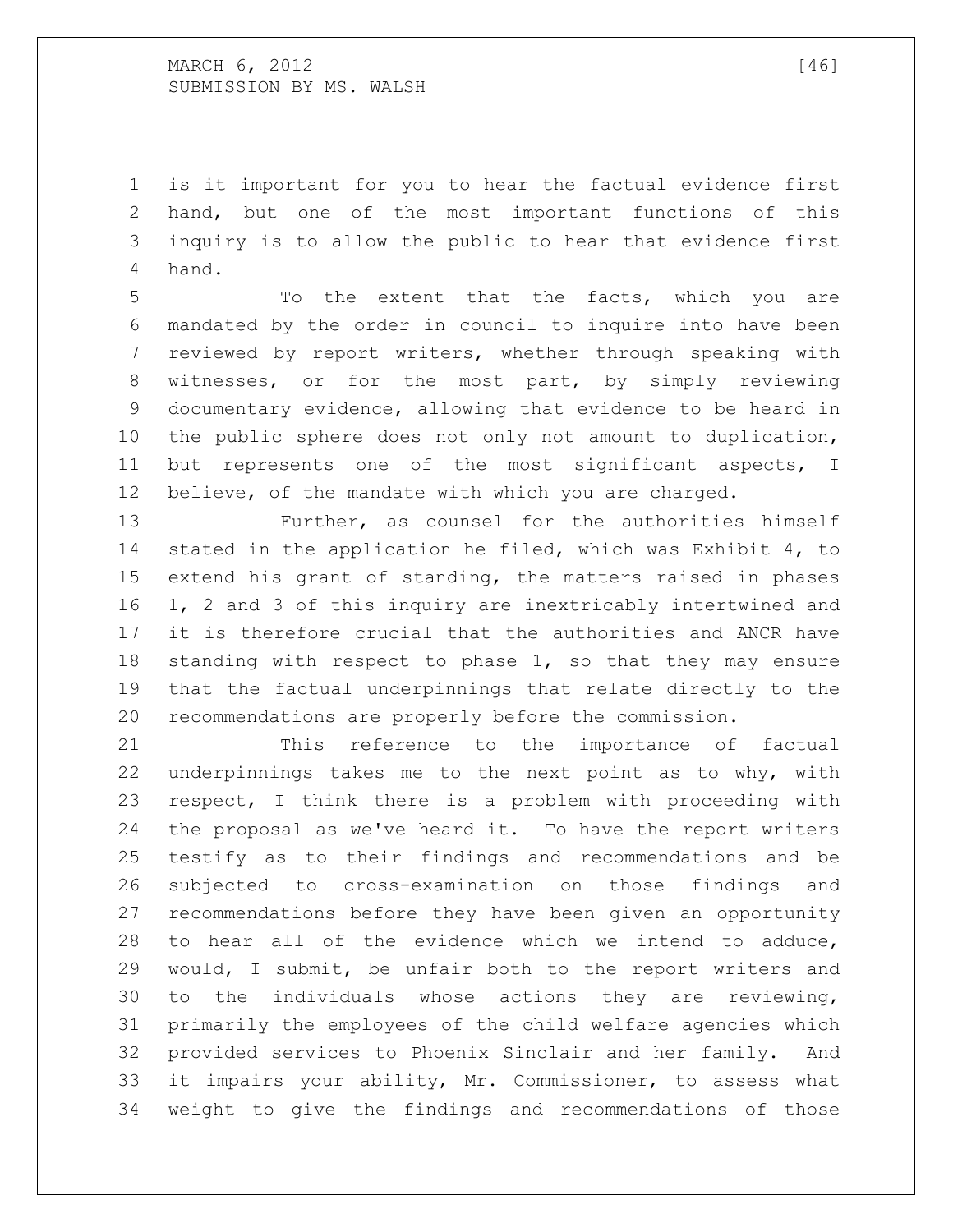is it important for you to hear the factual evidence first hand, but one of the most important functions of this inquiry is to allow the public to hear that evidence first hand.

To the extent that the facts, which you are mandated by the order in council to inquire into have been reviewed by report writers, whether through speaking with witnesses, or for the most part, by simply reviewing documentary evidence, allowing that evidence to be heard in the public sphere does not only not amount to duplication, but represents one of the most significant aspects, I believe, of the mandate with which you are charged.

Further, as counsel for the authorities himself stated in the application he filed, which was Exhibit 4, to extend his grant of standing, the matters raised in phases 1, 2 and 3 of this inquiry are inextricably intertwined and it is therefore crucial that the authorities and ANCR have standing with respect to phase 1, so that they may ensure that the factual underpinnings that relate directly to the recommendations are properly before the commission.

This reference to the importance of factual underpinnings takes me to the next point as to why, with respect, I think there is a problem with proceeding with the proposal as we've heard it. To have the report writers testify as to their findings and recommendations and be subjected to cross-examination on those findings and recommendations before they have been given an opportunity to hear all of the evidence which we intend to adduce, would, I submit, be unfair both to the report writers and to the individuals whose actions they are reviewing, primarily the employees of the child welfare agencies which provided services to Phoenix Sinclair and her family. And it impairs your ability, Mr. Commissioner, to assess what weight to give the findings and recommendations of those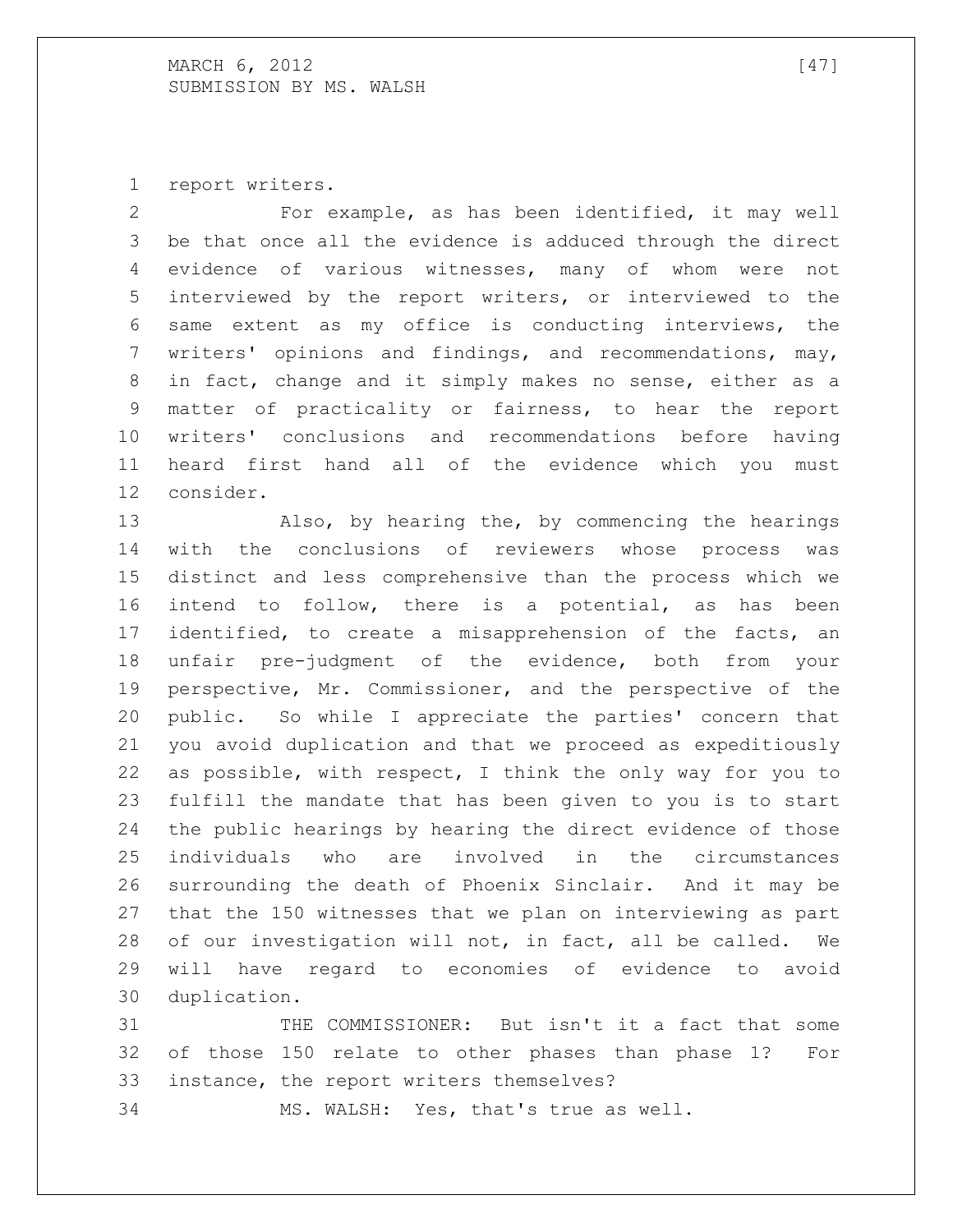report writers.

For example, as has been identified, it may well be that once all the evidence is adduced through the direct evidence of various witnesses, many of whom were not interviewed by the report writers, or interviewed to the same extent as my office is conducting interviews, the writers' opinions and findings, and recommendations, may, in fact, change and it simply makes no sense, either as a matter of practicality or fairness, to hear the report writers' conclusions and recommendations before having heard first hand all of the evidence which you must consider.

Also, by hearing the, by commencing the hearings with the conclusions of reviewers whose process was distinct and less comprehensive than the process which we intend to follow, there is a potential, as has been identified, to create a misapprehension of the facts, an unfair pre-judgment of the evidence, both from your perspective, Mr. Commissioner, and the perspective of the public. So while I appreciate the parties' concern that you avoid duplication and that we proceed as expeditiously as possible, with respect, I think the only way for you to fulfill the mandate that has been given to you is to start the public hearings by hearing the direct evidence of those individuals who are involved in the circumstances surrounding the death of Phoenix Sinclair. And it may be that the 150 witnesses that we plan on interviewing as part of our investigation will not, in fact, all be called. We will have regard to economies of evidence to avoid duplication.

THE COMMISSIONER: But isn't it a fact that some of those 150 relate to other phases than phase 1? For instance, the report writers themselves?

MS. WALSH: Yes, that's true as well.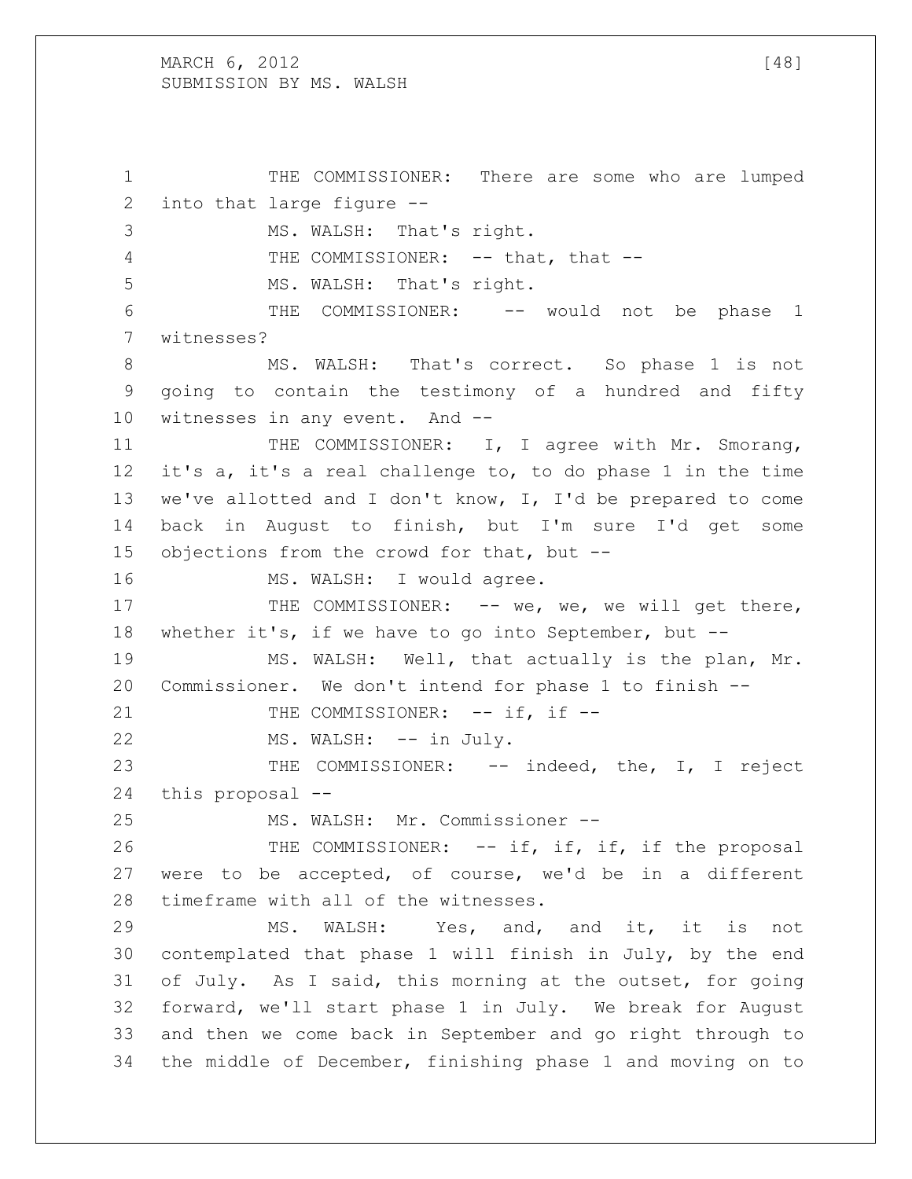THE COMMISSIONER: There are some who are lumped into that large figure --

MS. WALSH: That's right.

THE COMMISSIONER: -- that, that --

MS. WALSH: That's right.

THE COMMISSIONER: -- would not be phase 1 witnesses?

MS. WALSH: That's correct. So phase 1 is not going to contain the testimony of a hundred and fifty witnesses in any event. And --

THE COMMISSIONER: I, I agree with Mr. Smorang, it's a, it's a real challenge to, to do phase 1 in the time we've allotted and I don't know, I, I'd be prepared to come back in August to finish, but I'm sure I'd get some objections from the crowd for that, but --

MS. WALSH: I would agree.

THE COMMISSIONER: -- we, we, we will get there, whether it's, if we have to go into September, but --

MS. WALSH: Well, that actually is the plan, Mr. Commissioner. We don't intend for phase 1 to finish --

THE COMMISSIONER: -- if, if --

MS. WALSH: -- in July.

THE COMMISSIONER: -- indeed, the, I, I reject this proposal --

MS. WALSH: Mr. Commissioner --

THE COMMISSIONER: -- if, if, if, if the proposal were to be accepted, of course, we'd be in a different timeframe with all of the witnesses.

MS. WALSH: Yes, and, and it, it is not contemplated that phase 1 will finish in July, by the end of July. As I said, this morning at the outset, for going forward, we'll start phase 1 in July. We break for August and then we come back in September and go right through to the middle of December, finishing phase 1 and moving on to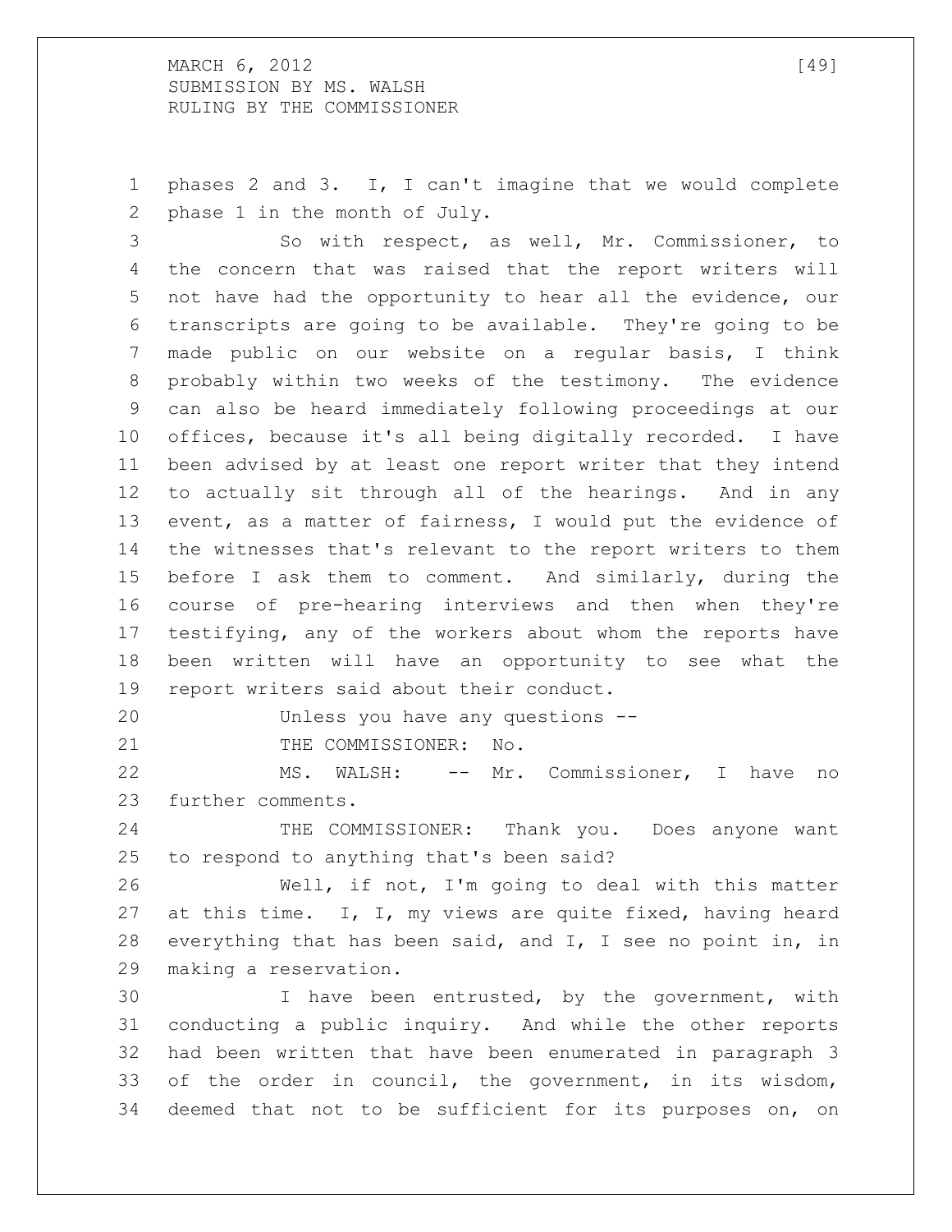phases 2 and 3. I, I can't imagine that we would complete phase 1 in the month of July.

So with respect, as well, Mr. Commissioner, to the concern that was raised that the report writers will not have had the opportunity to hear all the evidence, our transcripts are going to be available. They're going to be made public on our website on a regular basis, I think probably within two weeks of the testimony. The evidence can also be heard immediately following proceedings at our offices, because it's all being digitally recorded. I have been advised by at least one report writer that they intend to actually sit through all of the hearings. And in any event, as a matter of fairness, I would put the evidence of the witnesses that's relevant to the report writers to them before I ask them to comment. And similarly, during the course of pre-hearing interviews and then when they're testifying, any of the workers about whom the reports have been written will have an opportunity to see what the report writers said about their conduct.

Unless you have any questions --

THE COMMISSIONER: No.

MS. WALSH: -- Mr. Commissioner, I have no further comments.

THE COMMISSIONER: Thank you. Does anyone want to respond to anything that's been said?

Well, if not, I'm going to deal with this matter at this time. I, I, my views are quite fixed, having heard everything that has been said, and I, I see no point in, in making a reservation.

I have been entrusted, by the government, with conducting a public inquiry. And while the other reports had been written that have been enumerated in paragraph 3 of the order in council, the government, in its wisdom, deemed that not to be sufficient for its purposes on, on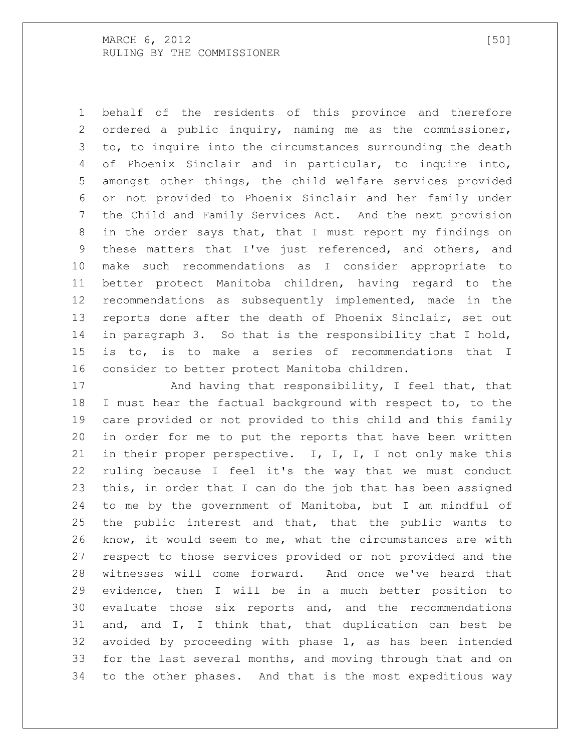behalf of the residents of this province and therefore ordered a public inquiry, naming me as the commissioner, to, to inquire into the circumstances surrounding the death of Phoenix Sinclair and in particular, to inquire into, amongst other things, the child welfare services provided or not provided to Phoenix Sinclair and her family under the Child and Family Services Act. And the next provision in the order says that, that I must report my findings on these matters that I've just referenced, and others, and make such recommendations as I consider appropriate to better protect Manitoba children, having regard to the recommendations as subsequently implemented, made in the reports done after the death of Phoenix Sinclair, set out in paragraph 3. So that is the responsibility that I hold, is to, is to make a series of recommendations that I consider to better protect Manitoba children.

And having that responsibility, I feel that, that I must hear the factual background with respect to, to the care provided or not provided to this child and this family in order for me to put the reports that have been written in their proper perspective. I, I, I, I not only make this ruling because I feel it's the way that we must conduct this, in order that I can do the job that has been assigned to me by the government of Manitoba, but I am mindful of the public interest and that, that the public wants to know, it would seem to me, what the circumstances are with respect to those services provided or not provided and the witnesses will come forward. And once we've heard that evidence, then I will be in a much better position to evaluate those six reports and, and the recommendations and, and I, I think that, that duplication can best be avoided by proceeding with phase 1, as has been intended for the last several months, and moving through that and on to the other phases. And that is the most expeditious way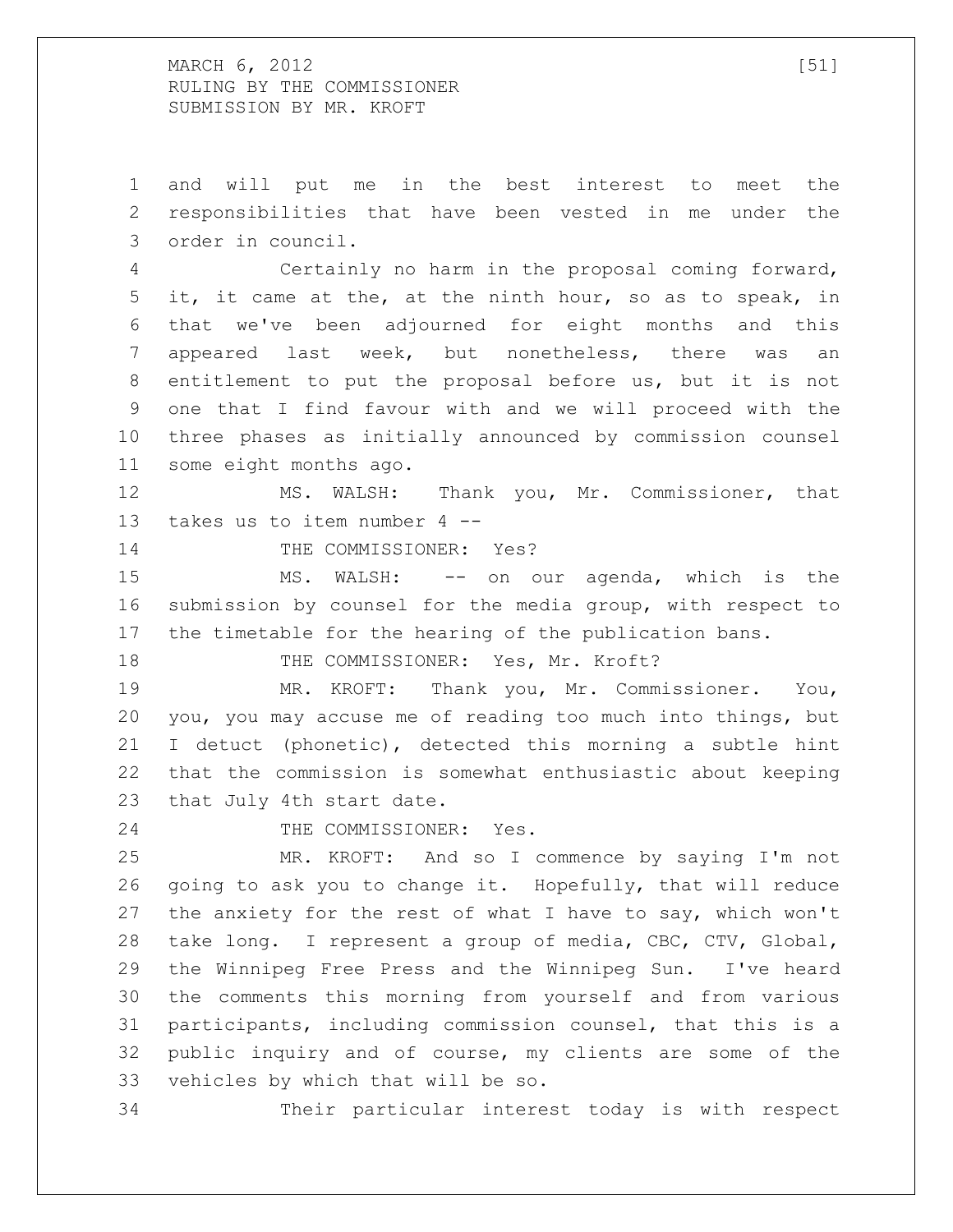and will put me in the best interest to meet the responsibilities that have been vested in me under the order in council.

Certainly no harm in the proposal coming forward, it, it came at the, at the ninth hour, so as to speak, in that we've been adjourned for eight months and this appeared last week, but nonetheless, there was an entitlement to put the proposal before us, but it is not one that I find favour with and we will proceed with the three phases as initially announced by commission counsel some eight months ago.

MS. WALSH: Thank you, Mr. Commissioner, that takes us to item number 4 --

THE COMMISSIONER: Yes?

MS. WALSH: -- on our agenda, which is the submission by counsel for the media group, with respect to the timetable for the hearing of the publication bans.

THE COMMISSIONER: Yes, Mr. Kroft?

MR. KROFT: Thank you, Mr. Commissioner. You, you, you may accuse me of reading too much into things, but I detuct (phonetic), detected this morning a subtle hint that the commission is somewhat enthusiastic about keeping that July 4th start date.

THE COMMISSIONER: Yes.

MR. KROFT: And so I commence by saying I'm not going to ask you to change it. Hopefully, that will reduce the anxiety for the rest of what I have to say, which won't take long. I represent a group of media, CBC, CTV, Global, the Winnipeg Free Press and the Winnipeg Sun. I've heard the comments this morning from yourself and from various participants, including commission counsel, that this is a public inquiry and of course, my clients are some of the vehicles by which that will be so.

Their particular interest today is with respect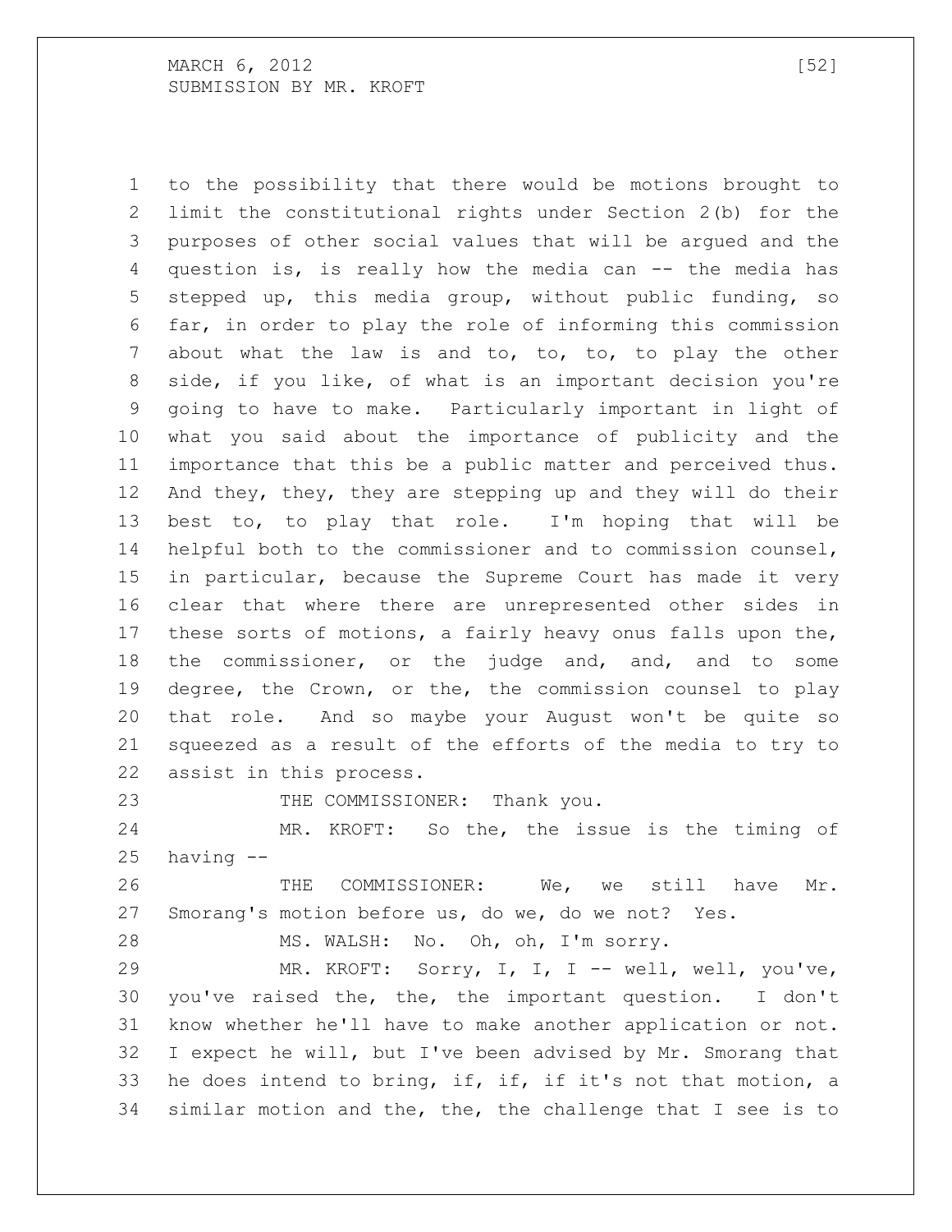to the possibility that there would be motions brought to limit the constitutional rights under Section 2(b) for the purposes of other social values that will be argued and the question is, is really how the media can -- the media has stepped up, this media group, without public funding, so far, in order to play the role of informing this commission about what the law is and to, to, to, to play the other side, if you like, of what is an important decision you're going to have to make. Particularly important in light of what you said about the importance of publicity and the importance that this be a public matter and perceived thus. And they, they, they are stepping up and they will do their best to, to play that role. I'm hoping that will be helpful both to the commissioner and to commission counsel, in particular, because the Supreme Court has made it very clear that where there are unrepresented other sides in these sorts of motions, a fairly heavy onus falls upon the, the commissioner, or the judge and, and, and to some degree, the Crown, or the, the commission counsel to play that role. And so maybe your August won't be quite so squeezed as a result of the efforts of the media to try to assist in this process.

THE COMMISSIONER: Thank you.

MR. KROFT: So the, the issue is the timing of having --

THE COMMISSIONER: We, we still have Mr. Smorang's motion before us, do we, do we not? Yes.

MS. WALSH: No. Oh, oh, I'm sorry.

MR. KROFT: Sorry, I, I, I -- well, well, you've, you've raised the, the, the important question. I don't know whether he'll have to make another application or not. I expect he will, but I've been advised by Mr. Smorang that he does intend to bring, if, if, if it's not that motion, a similar motion and the, the, the challenge that I see is to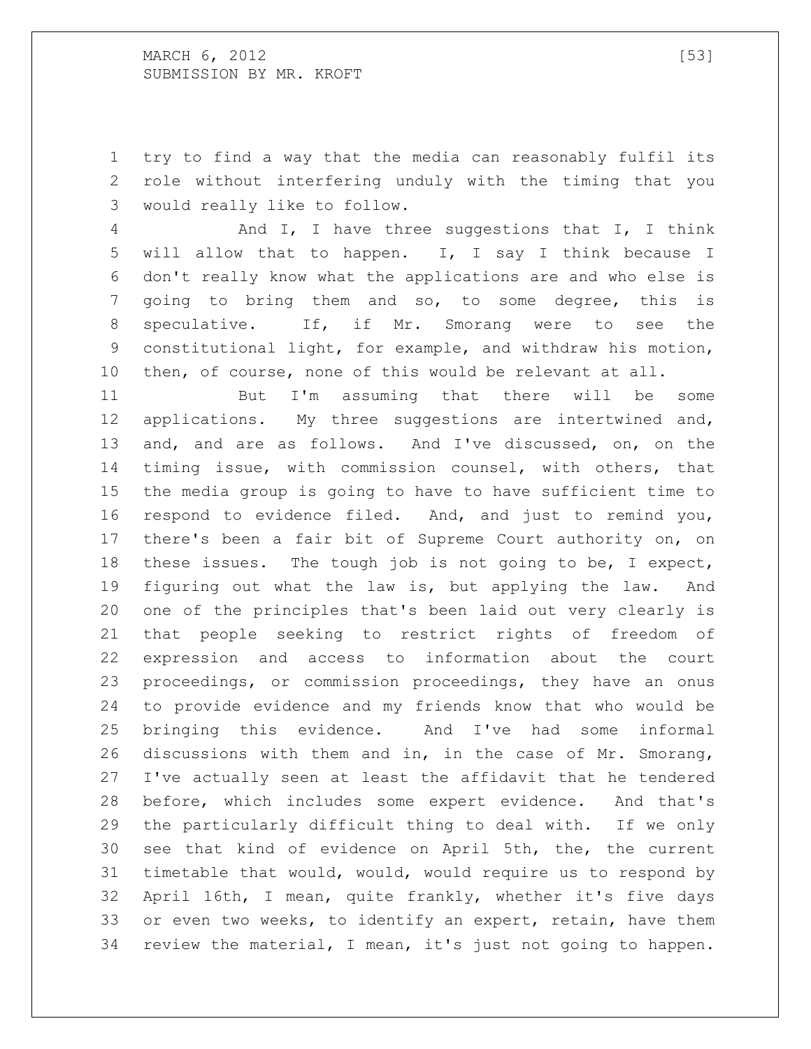try to find a way that the media can reasonably fulfil its role without interfering unduly with the timing that you would really like to follow.

And I, I have three suggestions that I, I think will allow that to happen. I, I say I think because I don't really know what the applications are and who else is going to bring them and so, to some degree, this is speculative. If, if Mr. Smorang were to see the constitutional light, for example, and withdraw his motion, then, of course, none of this would be relevant at all.

But I'm assuming that there will be some applications. My three suggestions are intertwined and, and, and are as follows. And I've discussed, on, on the timing issue, with commission counsel, with others, that the media group is going to have to have sufficient time to respond to evidence filed. And, and just to remind you, there's been a fair bit of Supreme Court authority on, on these issues. The tough job is not going to be, I expect, figuring out what the law is, but applying the law. And one of the principles that's been laid out very clearly is that people seeking to restrict rights of freedom of expression and access to information about the court proceedings, or commission proceedings, they have an onus to provide evidence and my friends know that who would be bringing this evidence. And I've had some informal discussions with them and in, in the case of Mr. Smorang, I've actually seen at least the affidavit that he tendered before, which includes some expert evidence. And that's the particularly difficult thing to deal with. If we only see that kind of evidence on April 5th, the, the current timetable that would, would, would require us to respond by April 16th, I mean, quite frankly, whether it's five days or even two weeks, to identify an expert, retain, have them review the material, I mean, it's just not going to happen.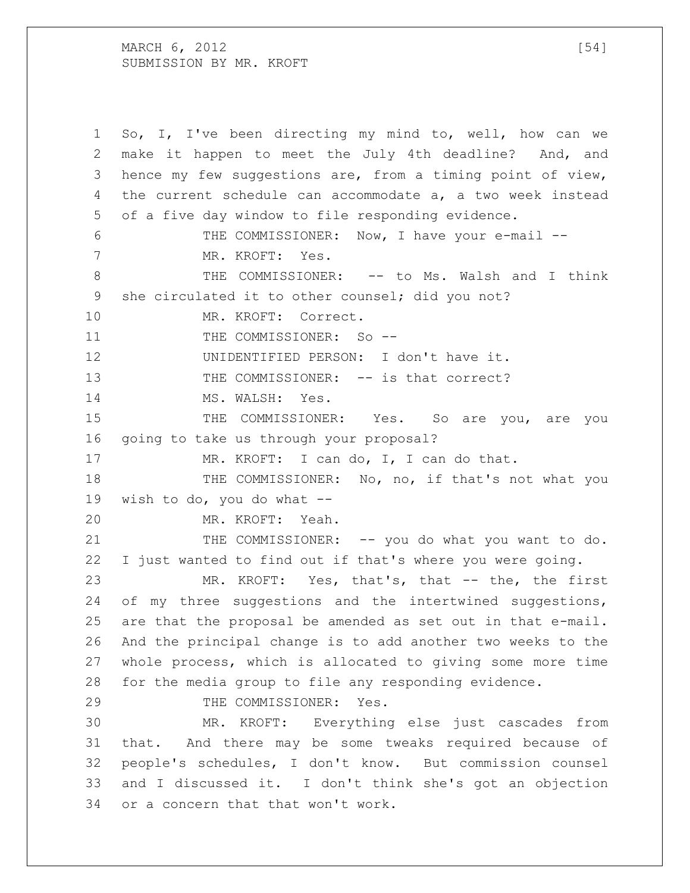So, I, I've been directing my mind to, well, how can we make it happen to meet the July 4th deadline? And, and hence my few suggestions are, from a timing point of view, the current schedule can accommodate a, a two week instead of a five day window to file responding evidence.

THE COMMISSIONER: Now, I have your e-mail --

MR. KROFT: Yes.

THE COMMISSIONER: -- to Ms. Walsh and I think she circulated it to other counsel; did you not?

MR. KROFT: Correct.

THE COMMISSIONER: So --

UNIDENTIFIED PERSON: I don't have it.

THE COMMISSIONER: -- is that correct?

MS. WALSH: Yes.

THE COMMISSIONER: Yes. So are you, are you going to take us through your proposal?

MR. KROFT: I can do, I, I can do that.

THE COMMISSIONER: No, no, if that's not what you wish to do, you do what --

MR. KROFT: Yeah.

THE COMMISSIONER: -- you do what you want to do. I just wanted to find out if that's where you were going.

MR. KROFT: Yes, that's, that -- the, the first of my three suggestions and the intertwined suggestions, are that the proposal be amended as set out in that e-mail. And the principal change is to add another two weeks to the whole process, which is allocated to giving some more time for the media group to file any responding evidence.

THE COMMISSIONER: Yes.

MR. KROFT: Everything else just cascades from that. And there may be some tweaks required because of people's schedules, I don't know. But commission counsel and I discussed it. I don't think she's got an objection or a concern that that won't work.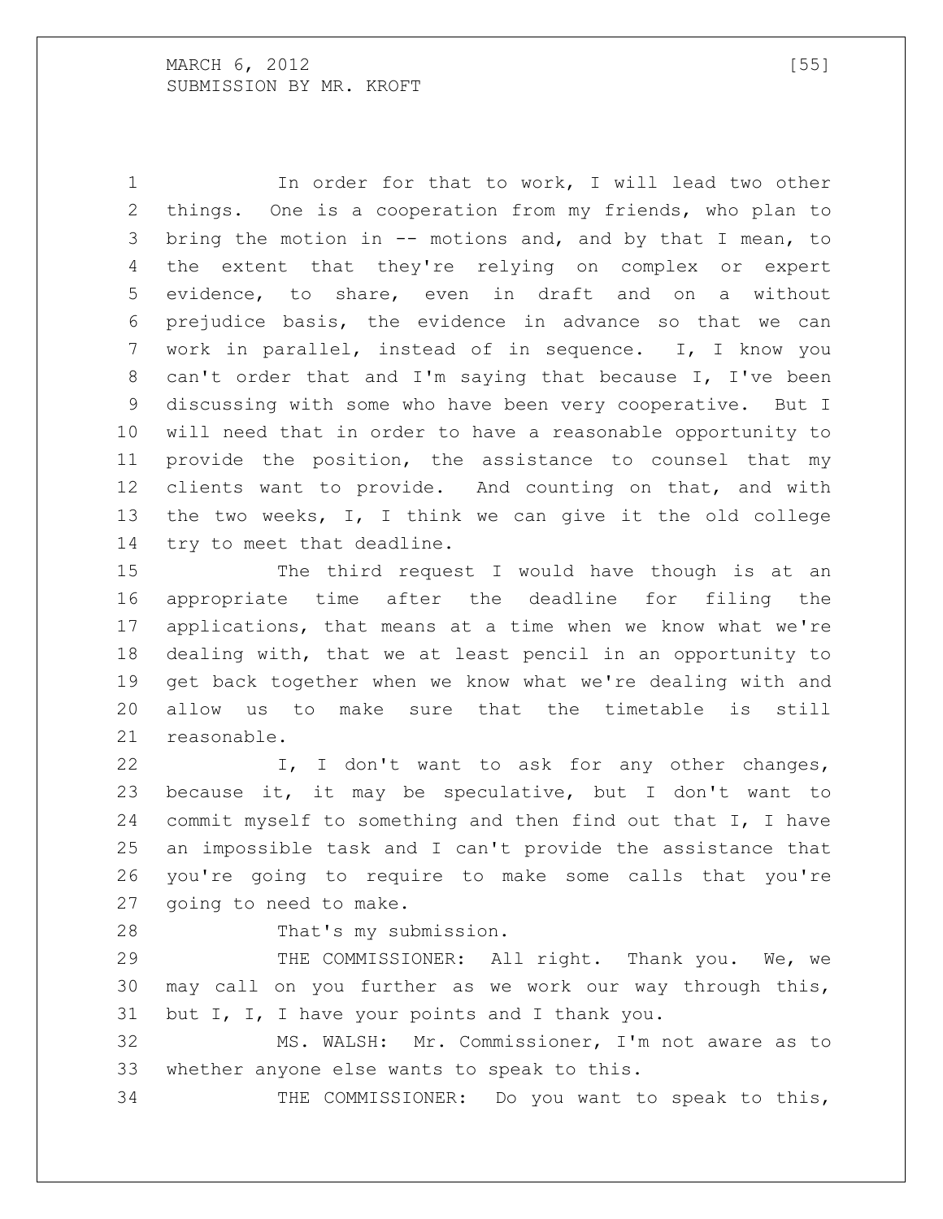In order for that to work, I will lead two other things. One is a cooperation from my friends, who plan to bring the motion in -- motions and, and by that I mean, to the extent that they're relying on complex or expert evidence, to share, even in draft and on a without prejudice basis, the evidence in advance so that we can work in parallel, instead of in sequence. I, I know you can't order that and I'm saying that because I, I've been discussing with some who have been very cooperative. But I will need that in order to have a reasonable opportunity to provide the position, the assistance to counsel that my clients want to provide. And counting on that, and with the two weeks, I, I think we can give it the old college try to meet that deadline.

The third request I would have though is at an appropriate time after the deadline for filing the applications, that means at a time when we know what we're dealing with, that we at least pencil in an opportunity to get back together when we know what we're dealing with and allow us to make sure that the timetable is still reasonable.

I, I don't want to ask for any other changes, because it, it may be speculative, but I don't want to commit myself to something and then find out that I, I have an impossible task and I can't provide the assistance that you're going to require to make some calls that you're going to need to make.

That's my submission.

THE COMMISSIONER: All right. Thank you. We, we may call on you further as we work our way through this, but I, I, I have your points and I thank you.

MS. WALSH: Mr. Commissioner, I'm not aware as to whether anyone else wants to speak to this.

THE COMMISSIONER: Do you want to speak to this,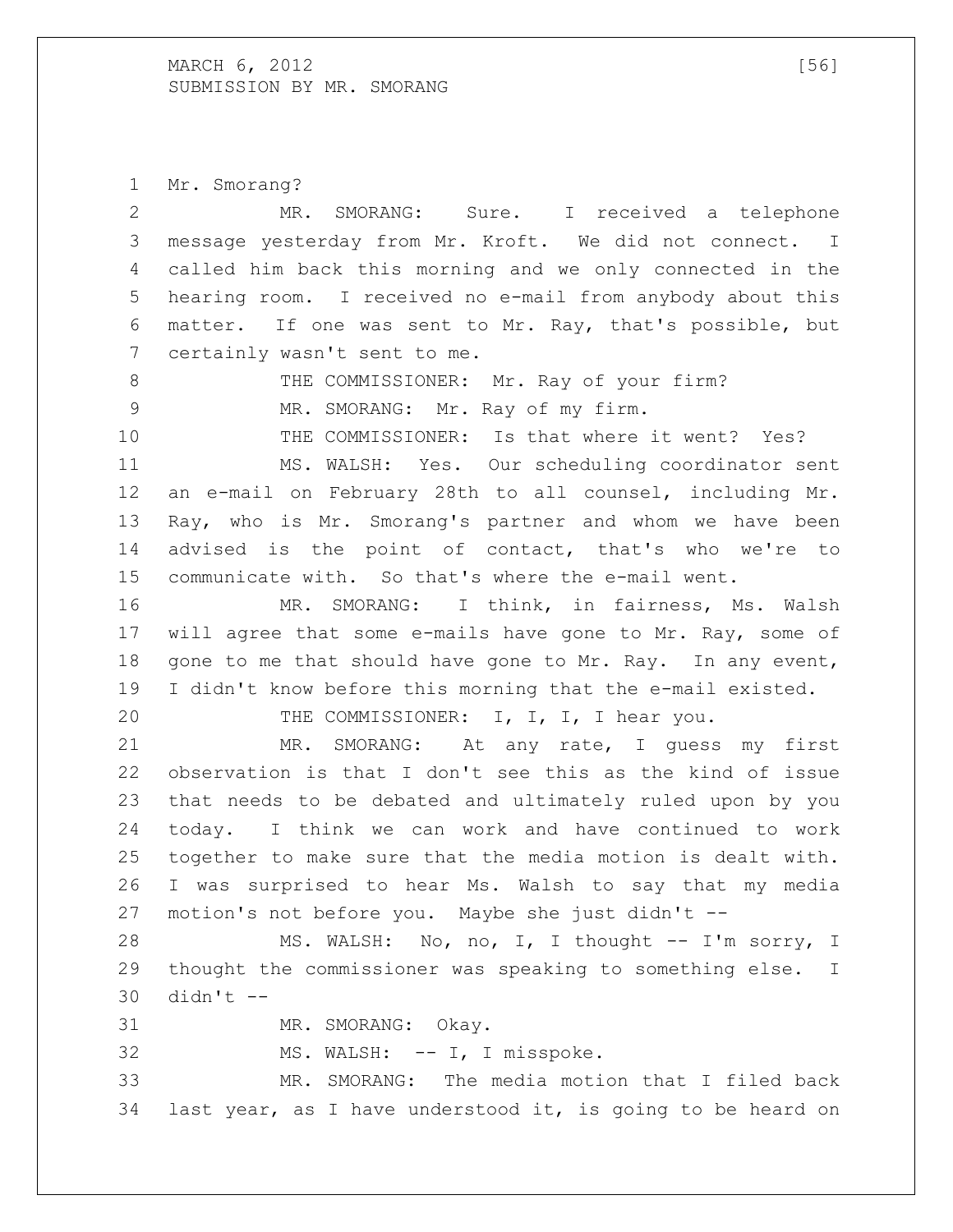Mr. Smorang?

MR. SMORANG: Sure. I received a telephone message yesterday from Mr. Kroft. We did not connect. I called him back this morning and we only connected in the hearing room. I received no e-mail from anybody about this matter. If one was sent to Mr. Ray, that's possible, but certainly wasn't sent to me.

THE COMMISSIONER: Mr. Ray of your firm?

MR. SMORANG: Mr. Ray of my firm.

THE COMMISSIONER: Is that where it went? Yes?

MS. WALSH: Yes. Our scheduling coordinator sent an e-mail on February 28th to all counsel, including Mr. Ray, who is Mr. Smorang's partner and whom we have been advised is the point of contact, that's who we're to communicate with. So that's where the e-mail went.

MR. SMORANG: I think, in fairness, Ms. Walsh will agree that some e-mails have gone to Mr. Ray, some of gone to me that should have gone to Mr. Ray. In any event, I didn't know before this morning that the e-mail existed.

THE COMMISSIONER: I, I, I, I hear you.

MR. SMORANG: At any rate, I guess my first observation is that I don't see this as the kind of issue that needs to be debated and ultimately ruled upon by you today. I think we can work and have continued to work together to make sure that the media motion is dealt with. I was surprised to hear Ms. Walsh to say that my media motion's not before you. Maybe she just didn't --

MS. WALSH: No, no, I, I thought -- I'm sorry, I thought the commissioner was speaking to something else. I didn't --

MR. SMORANG: Okay.

MS. WALSH: -- I, I misspoke.

MR. SMORANG: The media motion that I filed back last year, as I have understood it, is going to be heard on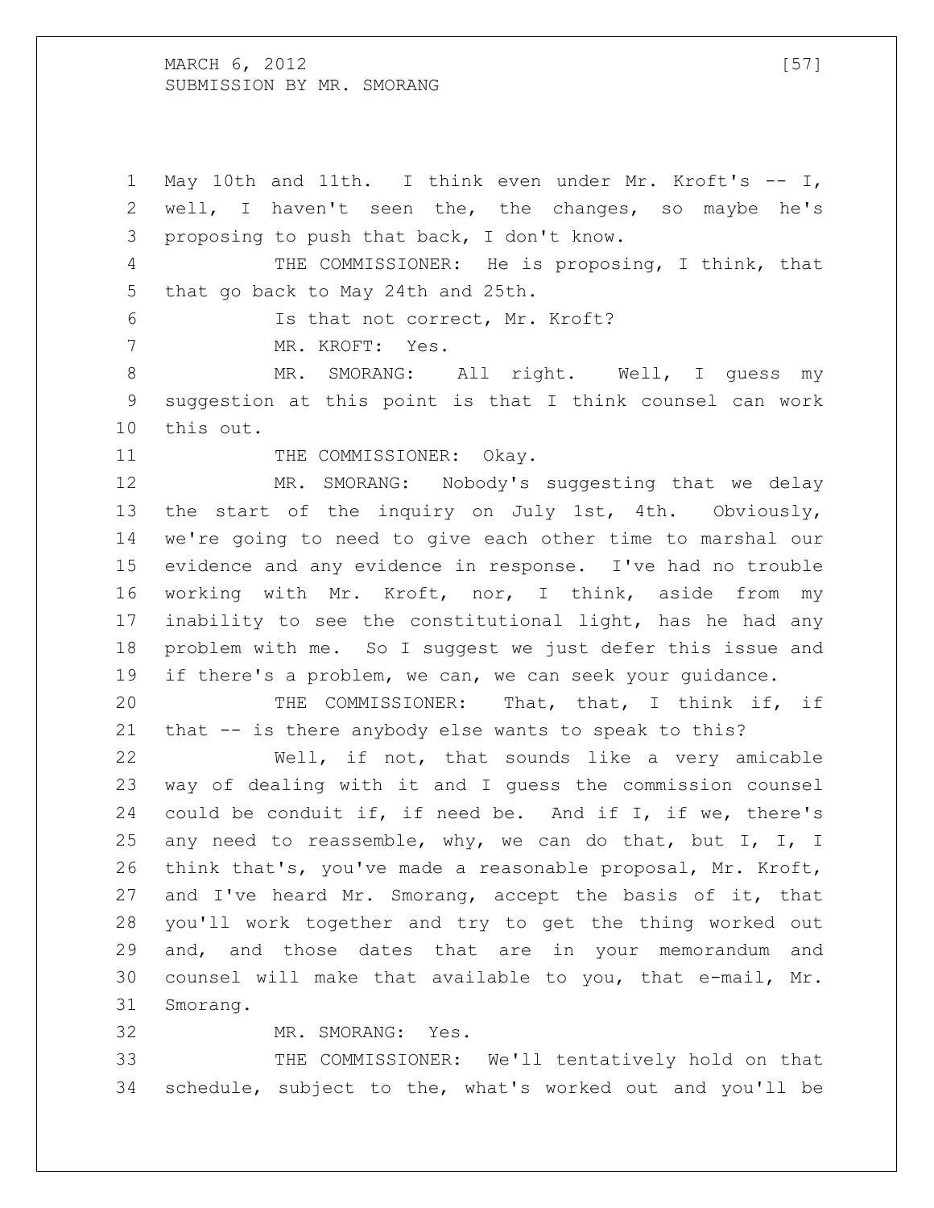May 10th and 11th. I think even under Mr. Kroft's -- I, well, I haven't seen the, the changes, so maybe he's proposing to push that back, I don't know.

THE COMMISSIONER: He is proposing, I think, that that go back to May 24th and 25th.

Is that not correct, Mr. Kroft?

MR. KROFT: Yes.

MR. SMORANG: All right. Well, I guess my suggestion at this point is that I think counsel can work this out.

THE COMMISSIONER: Okay.

MR. SMORANG: Nobody's suggesting that we delay the start of the inquiry on July 1st, 4th. Obviously, we're going to need to give each other time to marshal our evidence and any evidence in response. I've had no trouble working with Mr. Kroft, nor, I think, aside from my inability to see the constitutional light, has he had any problem with me. So I suggest we just defer this issue and if there's a problem, we can, we can seek your guidance.

THE COMMISSIONER: That, that, I think if, if that -- is there anybody else wants to speak to this?

Well, if not, that sounds like a very amicable way of dealing with it and I guess the commission counsel could be conduit if, if need be. And if I, if we, there's any need to reassemble, why, we can do that, but I, I, I think that's, you've made a reasonable proposal, Mr. Kroft, and I've heard Mr. Smorang, accept the basis of it, that you'll work together and try to get the thing worked out and, and those dates that are in your memorandum and counsel will make that available to you, that e-mail, Mr. Smorang.

MR. SMORANG: Yes.

THE COMMISSIONER: We'll tentatively hold on that schedule, subject to the, what's worked out and you'll be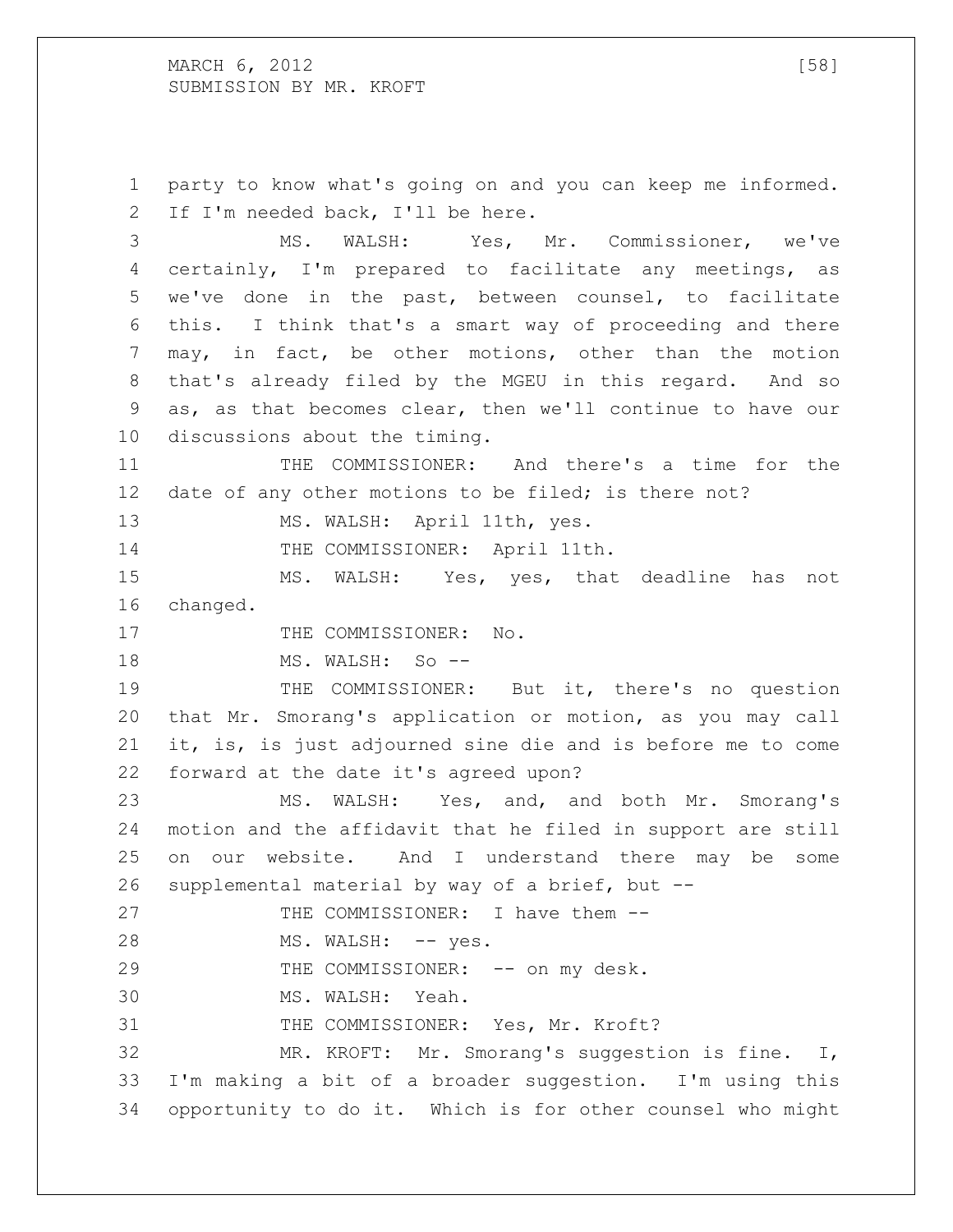party to know what's going on and you can keep me informed. If I'm needed back, I'll be here.

MS. WALSH: Yes, Mr. Commissioner, we've certainly, I'm prepared to facilitate any meetings, as we've done in the past, between counsel, to facilitate this. I think that's a smart way of proceeding and there may, in fact, be other motions, other than the motion that's already filed by the MGEU in this regard. And so as, as that becomes clear, then we'll continue to have our discussions about the timing.

THE COMMISSIONER: And there's a time for the date of any other motions to be filed; is there not?

MS. WALSH: April 11th, yes.

THE COMMISSIONER: April 11th.

MS. WALSH: Yes, yes, that deadline has not changed.

THE COMMISSIONER: No.

MS. WALSH: So --

THE COMMISSIONER: But it, there's no question that Mr. Smorang's application or motion, as you may call it, is, is just adjourned sine die and is before me to come forward at the date it's agreed upon?

MS. WALSH: Yes, and, and both Mr. Smorang's motion and the affidavit that he filed in support are still on our website. And I understand there may be some supplemental material by way of a brief, but --

THE COMMISSIONER: I have them --

MS. WALSH: -- yes.

THE COMMISSIONER: -- on my desk.

MS. WALSH: Yeah.

THE COMMISSIONER: Yes, Mr. Kroft?

MR. KROFT: Mr. Smorang's suggestion is fine. I, I'm making a bit of a broader suggestion. I'm using this opportunity to do it. Which is for other counsel who might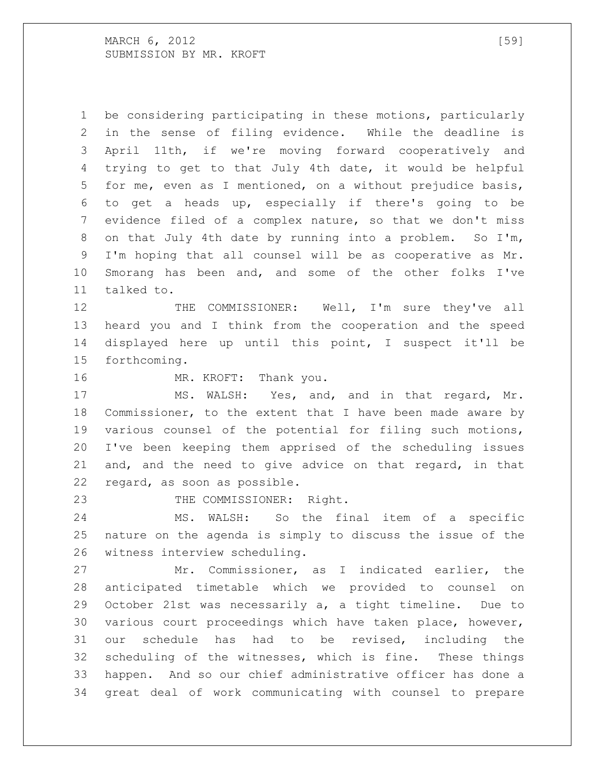be considering participating in these motions, particularly in the sense of filing evidence. While the deadline is April 11th, if we're moving forward cooperatively and trying to get to that July 4th date, it would be helpful for me, even as I mentioned, on a without prejudice basis, to get a heads up, especially if there's going to be evidence filed of a complex nature, so that we don't miss on that July 4th date by running into a problem. So I'm, I'm hoping that all counsel will be as cooperative as Mr. Smorang has been and, and some of the other folks I've talked to.

THE COMMISSIONER: Well, I'm sure they've all heard you and I think from the cooperation and the speed displayed here up until this point, I suspect it'll be forthcoming.

MR. KROFT: Thank you.

MS. WALSH: Yes, and, and in that regard, Mr. Commissioner, to the extent that I have been made aware by various counsel of the potential for filing such motions, I've been keeping them apprised of the scheduling issues and, and the need to give advice on that regard, in that regard, as soon as possible.

THE COMMISSIONER: Right.

MS. WALSH: So the final item of a specific nature on the agenda is simply to discuss the issue of the witness interview scheduling.

Mr. Commissioner, as I indicated earlier, the anticipated timetable which we provided to counsel on October 21st was necessarily a, a tight timeline. Due to various court proceedings which have taken place, however, our schedule has had to be revised, including the scheduling of the witnesses, which is fine. These things happen. And so our chief administrative officer has done a great deal of work communicating with counsel to prepare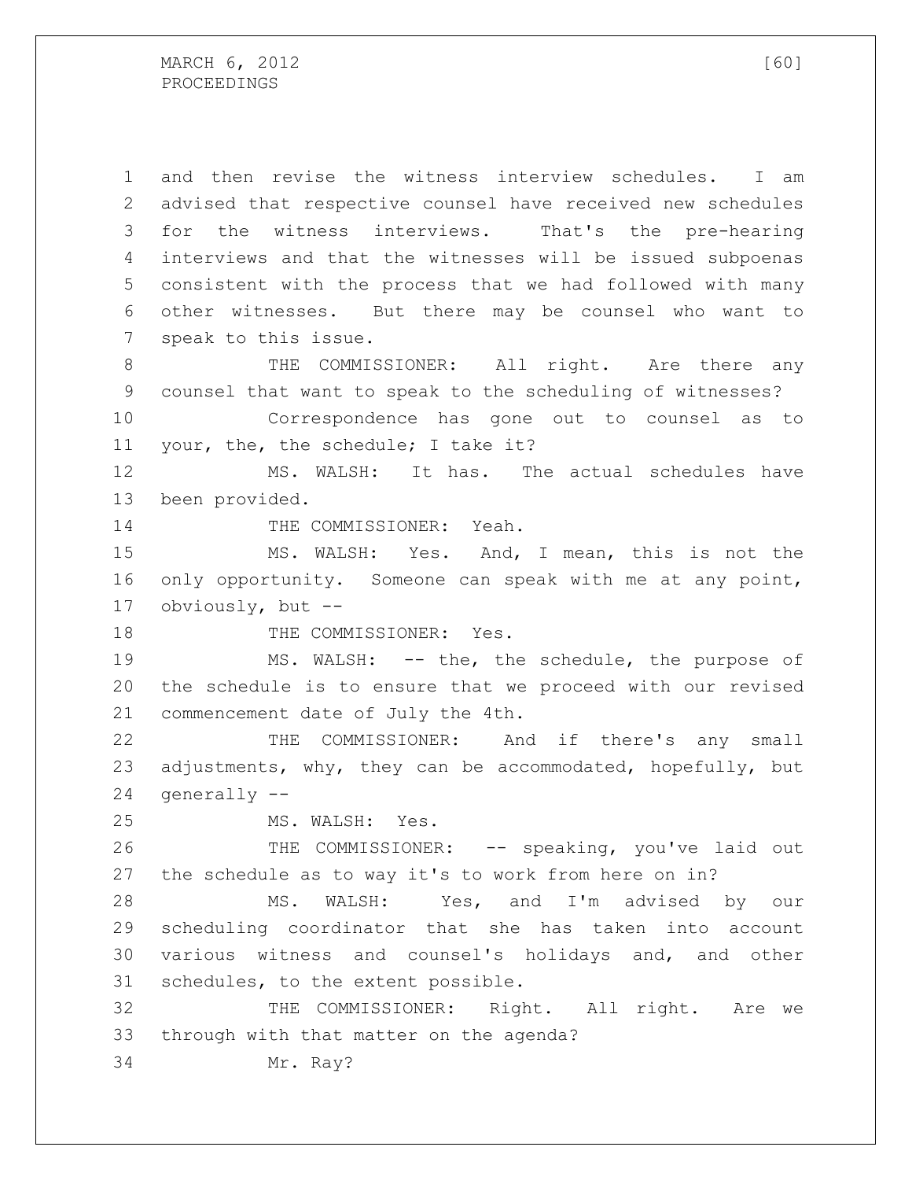and then revise the witness interview schedules. I am advised that respective counsel have received new schedules for the witness interviews. That's the pre-hearing interviews and that the witnesses will be issued subpoenas consistent with the process that we had followed with many other witnesses. But there may be counsel who want to speak to this issue.

THE COMMISSIONER: All right. Are there any counsel that want to speak to the scheduling of witnesses?

Correspondence has gone out to counsel as to your, the, the schedule; I take it?

MS. WALSH: It has. The actual schedules have been provided.

THE COMMISSIONER: Yeah.

MS. WALSH: Yes. And, I mean, this is not the only opportunity. Someone can speak with me at any point, obviously, but --

THE COMMISSIONER: Yes.

MS. WALSH: -- the, the schedule, the purpose of the schedule is to ensure that we proceed with our revised commencement date of July the 4th.

THE COMMISSIONER: And if there's any small adjustments, why, they can be accommodated, hopefully, but generally --

MS. WALSH: Yes.

THE COMMISSIONER: -- speaking, you've laid out the schedule as to way it's to work from here on in?

MS. WALSH: Yes, and I'm advised by our scheduling coordinator that she has taken into account various witness and counsel's holidays and, and other schedules, to the extent possible.

THE COMMISSIONER: Right. All right. Are we through with that matter on the agenda?

Mr. Ray?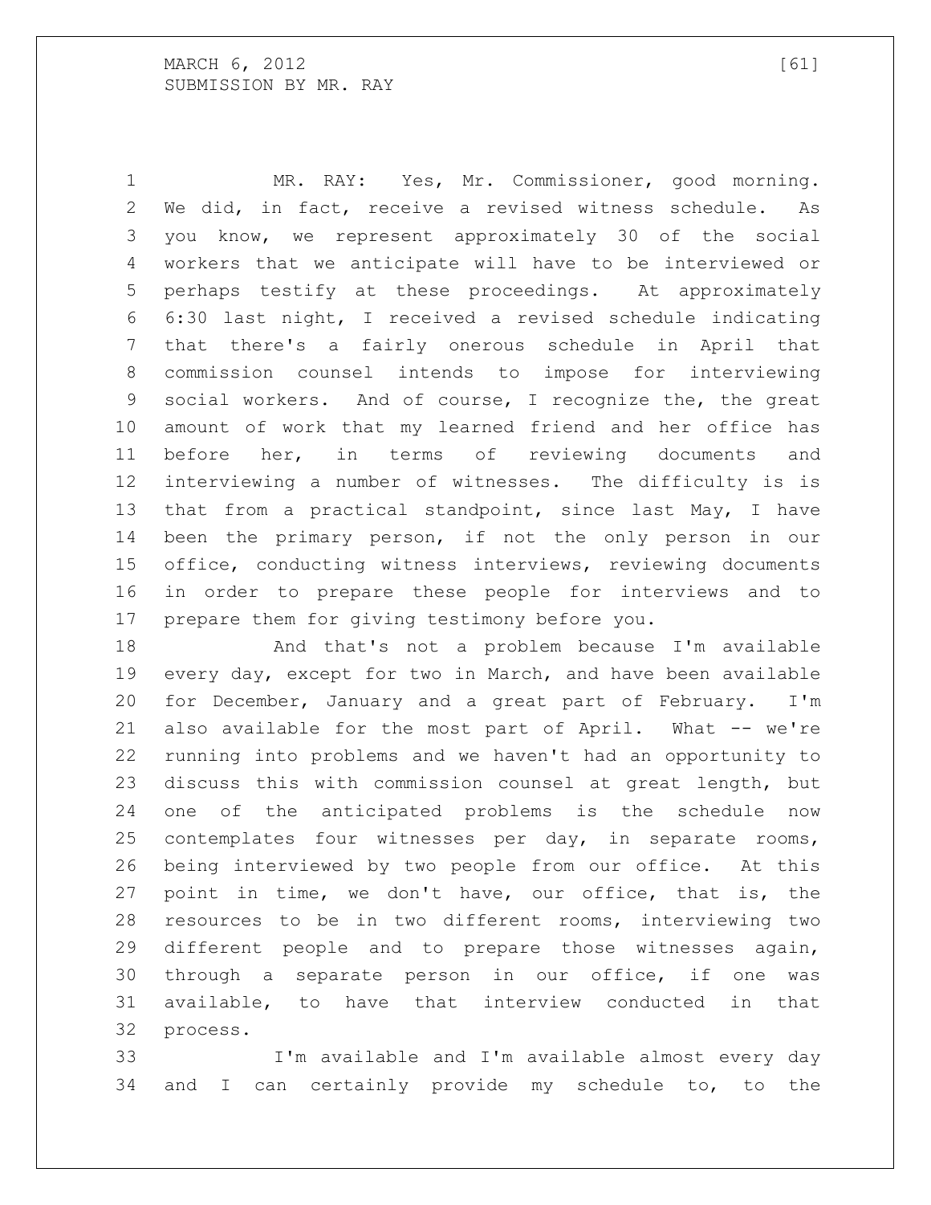MR. RAY: Yes, Mr. Commissioner, good morning. We did, in fact, receive a revised witness schedule. As you know, we represent approximately 30 of the social workers that we anticipate will have to be interviewed or perhaps testify at these proceedings. At approximately 6:30 last night, I received a revised schedule indicating that there's a fairly onerous schedule in April that commission counsel intends to impose for interviewing social workers. And of course, I recognize the, the great amount of work that my learned friend and her office has before her, in terms of reviewing documents and interviewing a number of witnesses. The difficulty is is that from a practical standpoint, since last May, I have been the primary person, if not the only person in our office, conducting witness interviews, reviewing documents in order to prepare these people for interviews and to prepare them for giving testimony before you.

And that's not a problem because I'm available every day, except for two in March, and have been available for December, January and a great part of February. I'm also available for the most part of April. What -- we're running into problems and we haven't had an opportunity to discuss this with commission counsel at great length, but one of the anticipated problems is the schedule now contemplates four witnesses per day, in separate rooms, being interviewed by two people from our office. At this point in time, we don't have, our office, that is, the resources to be in two different rooms, interviewing two different people and to prepare those witnesses again, through a separate person in our office, if one was available, to have that interview conducted in that process.

I'm available and I'm available almost every day and I can certainly provide my schedule to, to the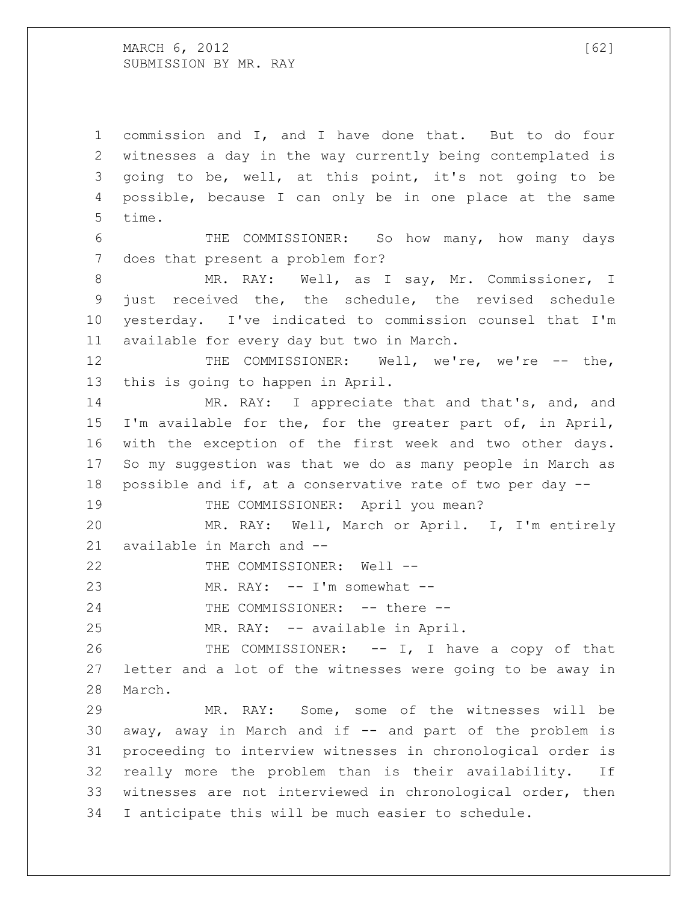commission and I, and I have done that. But to do four witnesses a day in the way currently being contemplated is going to be, well, at this point, it's not going to be possible, because I can only be in one place at the same time.

THE COMMISSIONER: So how many, how many days does that present a problem for?

MR. RAY: Well, as I say, Mr. Commissioner, I just received the, the schedule, the revised schedule yesterday. I've indicated to commission counsel that I'm available for every day but two in March.

THE COMMISSIONER: Well, we're, we're -- the, this is going to happen in April.

MR. RAY: I appreciate that and that's, and, and I'm available for the, for the greater part of, in April, with the exception of the first week and two other days. So my suggestion was that we do as many people in March as possible and if, at a conservative rate of two per day --

THE COMMISSIONER: April you mean?

MR. RAY: Well, March or April. I, I'm entirely available in March and --

THE COMMISSIONER: Well --

MR. RAY: -- I'm somewhat --

THE COMMISSIONER: -- there --

MR. RAY: -- available in April.

THE COMMISSIONER: -- I, I have a copy of that letter and a lot of the witnesses were going to be away in March.

MR. RAY: Some, some of the witnesses will be away, away in March and if -- and part of the problem is proceeding to interview witnesses in chronological order is really more the problem than is their availability. If witnesses are not interviewed in chronological order, then I anticipate this will be much easier to schedule.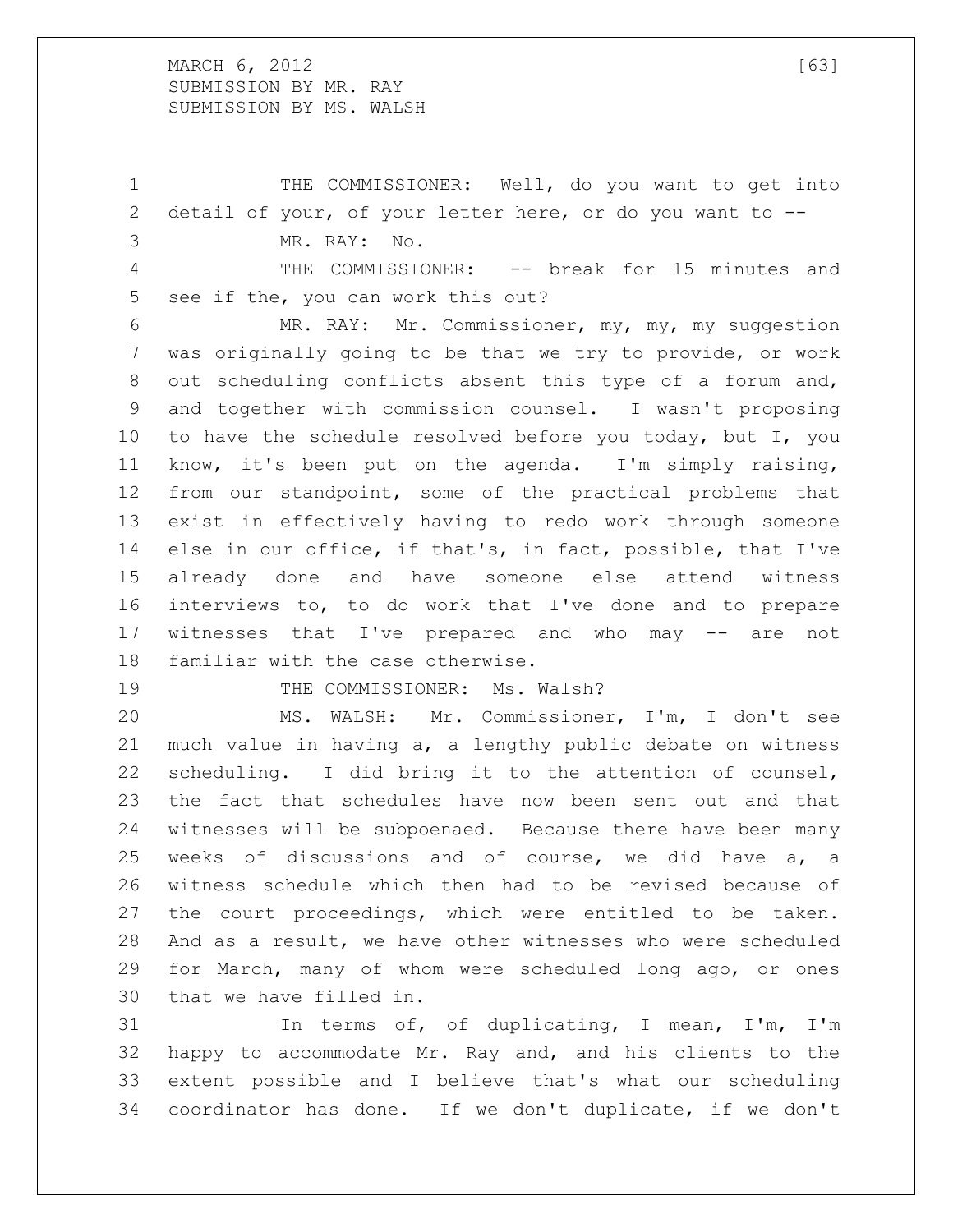THE COMMISSIONER: Well, do you want to get into detail of your, of your letter here, or do you want to --

MR. RAY: No.

THE COMMISSIONER: -- break for 15 minutes and see if the, you can work this out?

MR. RAY: Mr. Commissioner, my, my, my suggestion was originally going to be that we try to provide, or work out scheduling conflicts absent this type of a forum and, and together with commission counsel. I wasn't proposing to have the schedule resolved before you today, but I, you know, it's been put on the agenda. I'm simply raising, from our standpoint, some of the practical problems that exist in effectively having to redo work through someone else in our office, if that's, in fact, possible, that I've already done and have someone else attend witness interviews to, to do work that I've done and to prepare witnesses that I've prepared and who may -- are not familiar with the case otherwise.

THE COMMISSIONER: Ms. Walsh?

MS. WALSH: Mr. Commissioner, I'm, I don't see much value in having a, a lengthy public debate on witness scheduling. I did bring it to the attention of counsel, the fact that schedules have now been sent out and that witnesses will be subpoenaed. Because there have been many weeks of discussions and of course, we did have a, a witness schedule which then had to be revised because of the court proceedings, which were entitled to be taken. And as a result, we have other witnesses who were scheduled for March, many of whom were scheduled long ago, or ones that we have filled in.

In terms of, of duplicating, I mean, I'm, I'm happy to accommodate Mr. Ray and, and his clients to the extent possible and I believe that's what our scheduling coordinator has done. If we don't duplicate, if we don't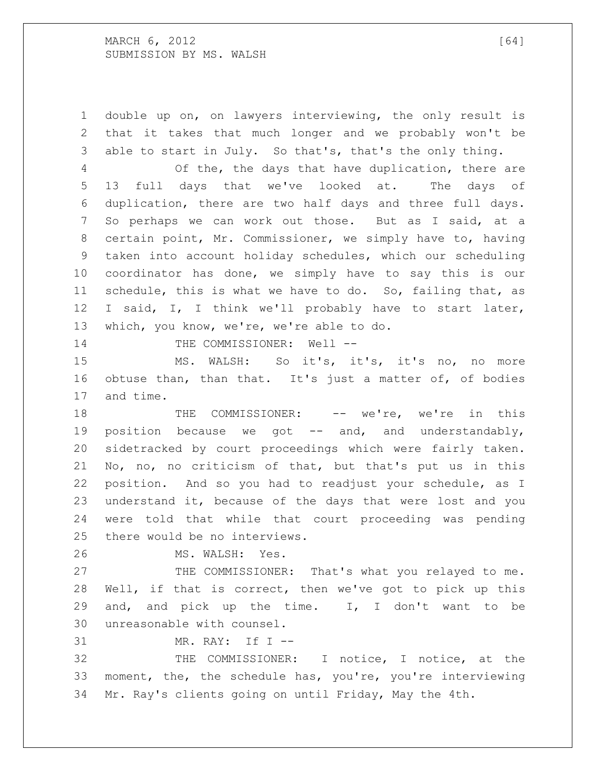double up on, on lawyers interviewing, the only result is that it takes that much longer and we probably won't be able to start in July. So that's, that's the only thing.

Of the, the days that have duplication, there are 13 full days that we've looked at. The days of duplication, there are two half days and three full days. So perhaps we can work out those. But as I said, at a certain point, Mr. Commissioner, we simply have to, having taken into account holiday schedules, which our scheduling coordinator has done, we simply have to say this is our schedule, this is what we have to do. So, failing that, as I said, I, I think we'll probably have to start later, which, you know, we're, we're able to do.

THE COMMISSIONER: Well --

MS. WALSH: So it's, it's, it's no, no more obtuse than, than that. It's just a matter of, of bodies and time.

THE COMMISSIONER: -- we're, we're in this position because we got -- and, and understandably, sidetracked by court proceedings which were fairly taken. No, no, no criticism of that, but that's put us in this position. And so you had to readjust your schedule, as I understand it, because of the days that were lost and you were told that while that court proceeding was pending there would be no interviews.

MS. WALSH: Yes.

THE COMMISSIONER: That's what you relayed to me. Well, if that is correct, then we've got to pick up this and, and pick up the time. I, I don't want to be unreasonable with counsel.

MR. RAY: If I --

THE COMMISSIONER: I notice, I notice, at the moment, the, the schedule has, you're, you're interviewing Mr. Ray's clients going on until Friday, May the 4th.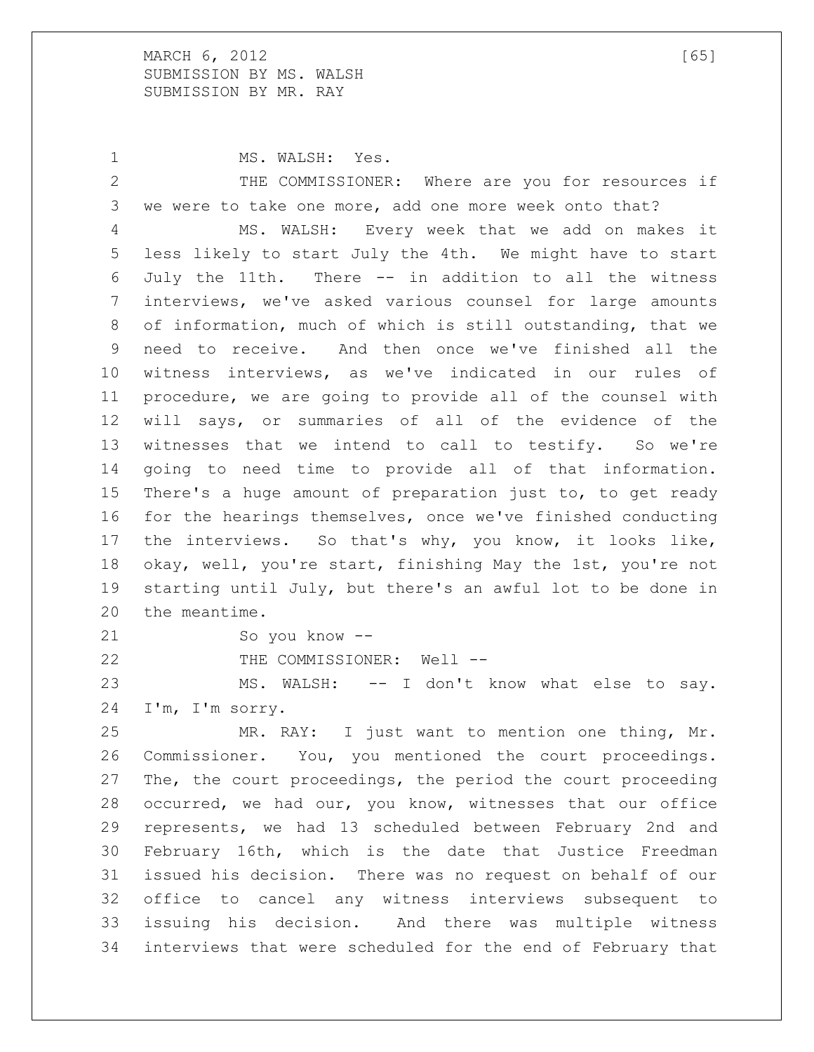MARCH 6, 2012

SUBMISSION BY MS. WALSH

SUBMISSION BY MR. RAY

MS. WALSH: Yes.

THE COMMISSIONER: Where are you for resources if we were to take one more, add one more week onto that?

MS. WALSH: Every week that we add on makes it less likely to start July the 4th. We might have to start July the 11th. There -- in addition to all the witness interviews, we've asked various counsel for large amounts of information, much of which is still outstanding, that we need to receive. And then once we've finished all the witness interviews, as we've indicated in our rules of procedure, we are going to provide all of the counsel with will says, or summaries of all of the evidence of the witnesses that we intend to call to testify. So we're going to need time to provide all of that information. There's a huge amount of preparation just to, to get ready for the hearings themselves, once we've finished conducting the interviews. So that's why, you know, it looks like, okay, well, you're start, finishing May the 1st, you're not starting until July, but there's an awful lot to be done in the meantime.

So you know --

THE COMMISSIONER: Well --

MS. WALSH: -- I don't know what else to say. I'm, I'm sorry.

MR. RAY: I just want to mention one thing, Mr. Commissioner. You, you mentioned the court proceedings. The, the court proceedings, the period the court proceeding occurred, we had our, you know, witnesses that our office represents, we had 13 scheduled between February 2nd and February 16th, which is the date that Justice Freedman issued his decision. There was no request on behalf of our office to cancel any witness interviews subsequent to issuing his decision. And there was multiple witness interviews that were scheduled for the end of February that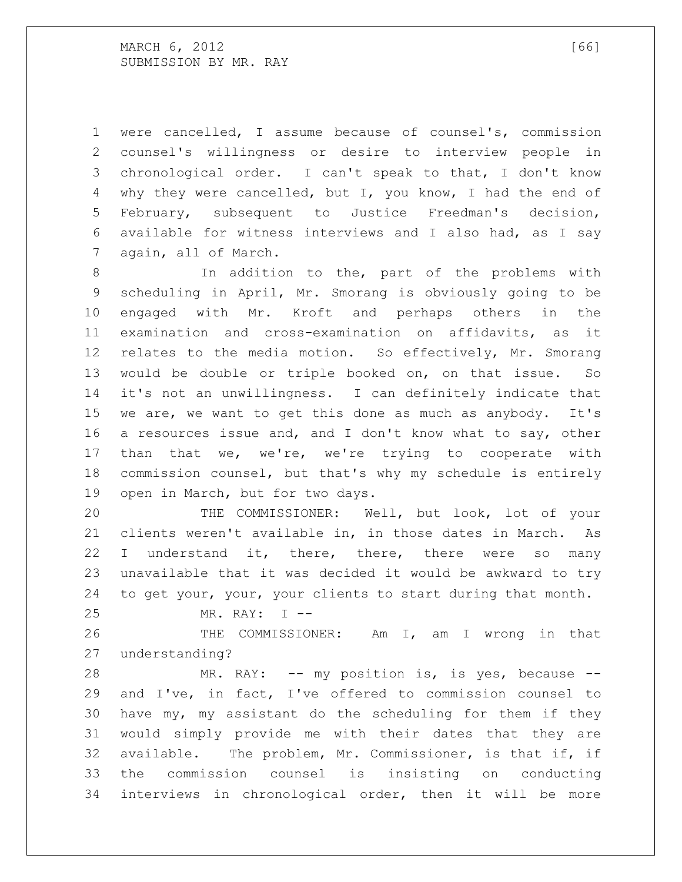were cancelled, I assume because of counsel's, commission counsel's willingness or desire to interview people in chronological order. I can't speak to that, I don't know why they were cancelled, but I, you know, I had the end of February, subsequent to Justice Freedman's decision, available for witness interviews and I also had, as I say again, all of March.

In addition to the, part of the problems with scheduling in April, Mr. Smorang is obviously going to be engaged with Mr. Kroft and perhaps others in the examination and cross-examination on affidavits, as it relates to the media motion. So effectively, Mr. Smorang would be double or triple booked on, on that issue. So it's not an unwillingness. I can definitely indicate that we are, we want to get this done as much as anybody. It's a resources issue and, and I don't know what to say, other than that we, we're, we're trying to cooperate with commission counsel, but that's why my schedule is entirely open in March, but for two days.

THE COMMISSIONER: Well, but look, lot of your clients weren't available in, in those dates in March. As I understand it, there, there, there were so many unavailable that it was decided it would be awkward to try to get your, your, your clients to start during that month.

MR. RAY: I --

THE COMMISSIONER: Am I, am I wrong in that understanding?

MR. RAY: -- my position is, is yes, because -- and I've, in fact, I've offered to commission counsel to have my, my assistant do the scheduling for them if they would simply provide me with their dates that they are available. The problem, Mr. Commissioner, is that if, if the commission counsel is insisting on conducting interviews in chronological order, then it will be more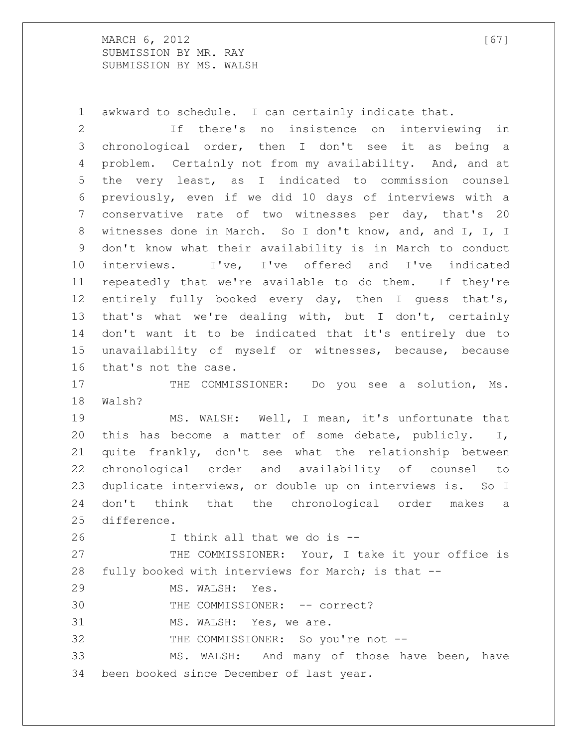awkward to schedule. I can certainly indicate that.

If there's no insistence on interviewing in chronological order, then I don't see it as being a problem. Certainly not from my availability. And, and at the very least, as I indicated to commission counsel previously, even if we did 10 days of interviews with a conservative rate of two witnesses per day, that's 20 witnesses done in March. So I don't know, and, and I, I, I don't know what their availability is in March to conduct interviews. I've, I've offered and I've indicated repeatedly that we're available to do them. If they're entirely fully booked every day, then I guess that's, that's what we're dealing with, but I don't, certainly don't want it to be indicated that it's entirely due to unavailability of myself or witnesses, because, because that's not the case.

THE COMMISSIONER: Do you see a solution, Ms. Walsh?

MS. WALSH: Well, I mean, it's unfortunate that this has become a matter of some debate, publicly. I, quite frankly, don't see what the relationship between chronological order and availability of counsel to duplicate interviews, or double up on interviews is. So I don't think that the chronological order makes a difference.

I think all that we do is --

THE COMMISSIONER: Your, I take it your office is fully booked with interviews for March; is that --

MS. WALSH: Yes.

THE COMMISSIONER: -- correct?

MS. WALSH: Yes, we are.

THE COMMISSIONER: So you're not --

MS. WALSH: And many of those have been, have been booked since December of last year.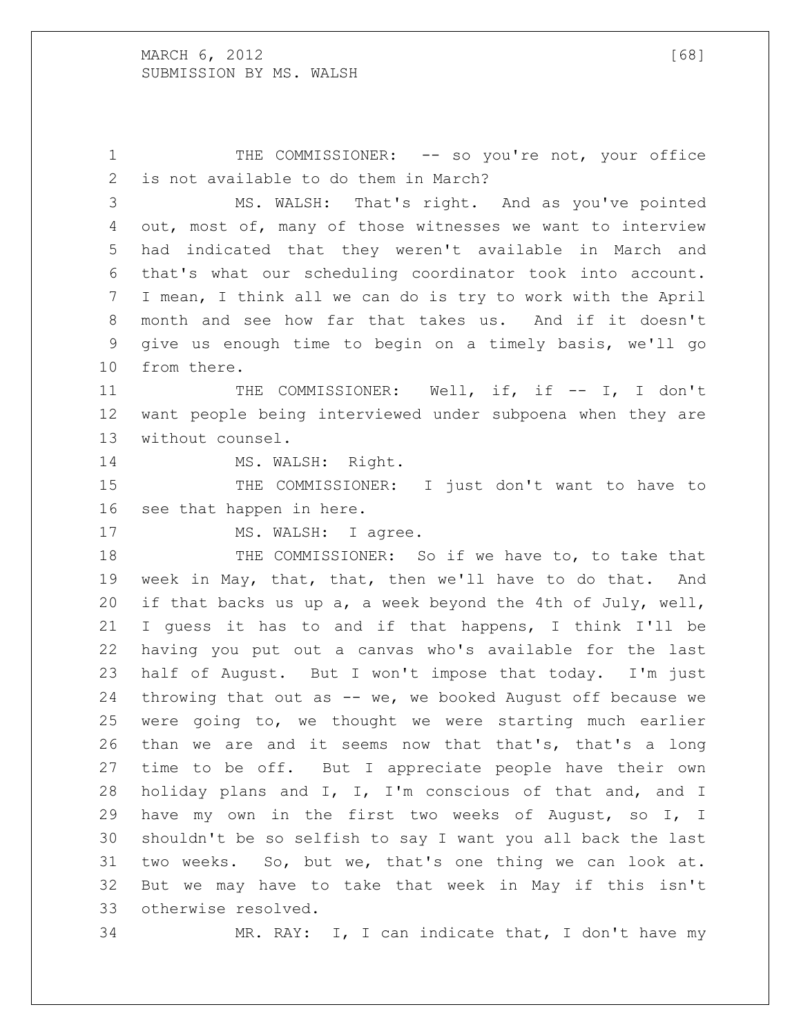THE COMMISSIONER: -- so you're not, your office is not available to do them in March?

MS. WALSH: That's right. And as you've pointed out, most of, many of those witnesses we want to interview had indicated that they weren't available in March and that's what our scheduling coordinator took into account. I mean, I think all we can do is try to work with the April month and see how far that takes us. And if it doesn't give us enough time to begin on a timely basis, we'll go from there.

THE COMMISSIONER: Well, if, if -- I, I don't want people being interviewed under subpoena when they are without counsel.

MS. WALSH: Right.

THE COMMISSIONER: I just don't want to have to see that happen in here.

MS. WALSH: I agree.

THE COMMISSIONER: So if we have to, to take that week in May, that, that, then we'll have to do that. And if that backs us up a, a week beyond the 4th of July, well, I guess it has to and if that happens, I think I'll be having you put out a canvas who's available for the last half of August. But I won't impose that today. I'm just throwing that out as -- we, we booked August off because we were going to, we thought we were starting much earlier than we are and it seems now that that's, that's a long time to be off. But I appreciate people have their own holiday plans and I, I, I'm conscious of that and, and I have my own in the first two weeks of August, so I, I shouldn't be so selfish to say I want you all back the last two weeks. So, but we, that's one thing we can look at. But we may have to take that week in May if this isn't otherwise resolved.

MR. RAY: I, I can indicate that, I don't have my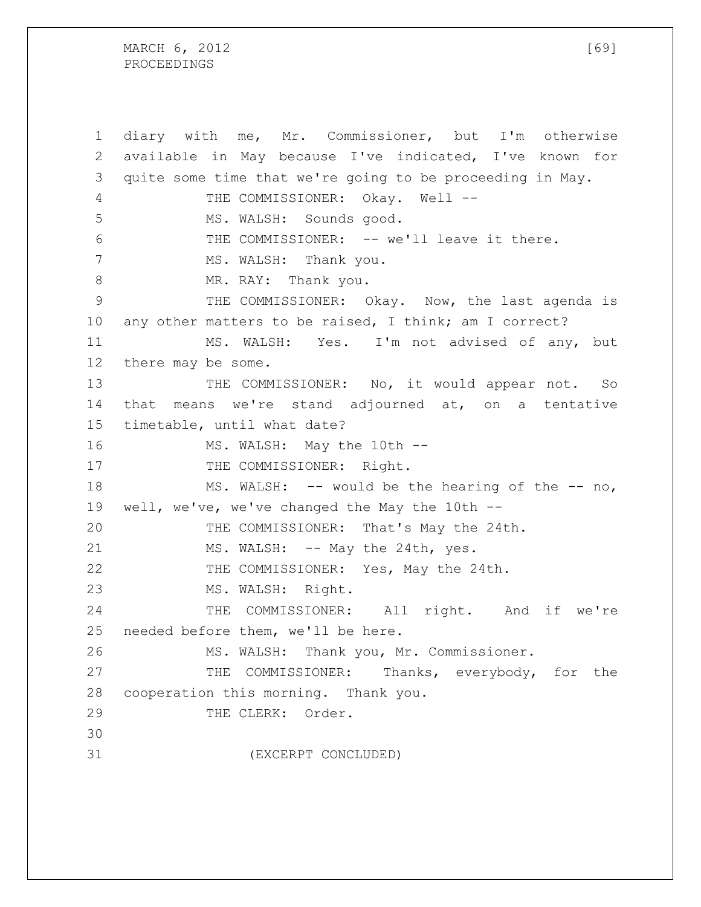diary with me, Mr. Commissioner, but I'm otherwise available in May because I've indicated, I've known for quite some time that we're going to be proceeding in May.

THE COMMISSIONER: Okay. Well --

MS. WALSH: Sounds good.

THE COMMISSIONER: -- we'll leave it there.

MS. WALSH: Thank you.

MR. RAY: Thank you.

THE COMMISSIONER: Okay. Now, the last agenda is any other matters to be raised, I think; am I correct?

MS. WALSH: Yes. I'm not advised of any, but there may be some.

THE COMMISSIONER: No, it would appear not. So that means we're stand adjourned at, on a tentative timetable, until what date?

MS. WALSH: May the 10th --

THE COMMISSIONER: Right.

MS. WALSH: -- would be the hearing of the -- no, well, we've, we've changed the May the 10th --

THE COMMISSIONER: That's May the 24th.

MS. WALSH: -- May the 24th, yes.

THE COMMISSIONER: Yes, May the 24th.

MS. WALSH: Right.

THE COMMISSIONER: All right. And if we're needed before them, we'll be here.

MS. WALSH: Thank you, Mr. Commissioner.

THE COMMISSIONER: Thanks, everybody, for the cooperation this morning. Thank you.

THE CLERK: Order.

(EXCERPT CONCLUDED)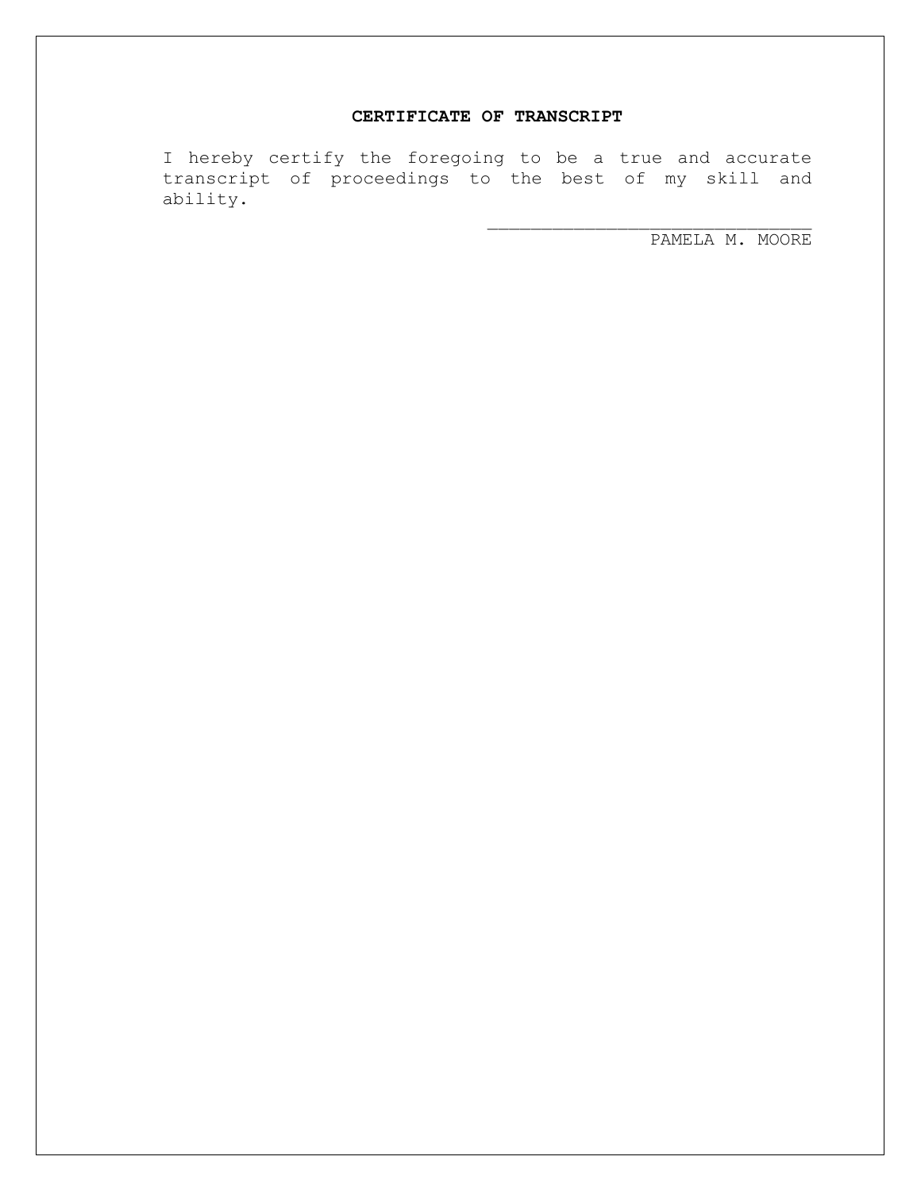**CERTIFICATE OF TRANSCRIPT**

I hereby certify the foregoing to be a true and accurate transcript of proceedings to the best of my skill and ability.

______________________________

PAMELA M. MOORE